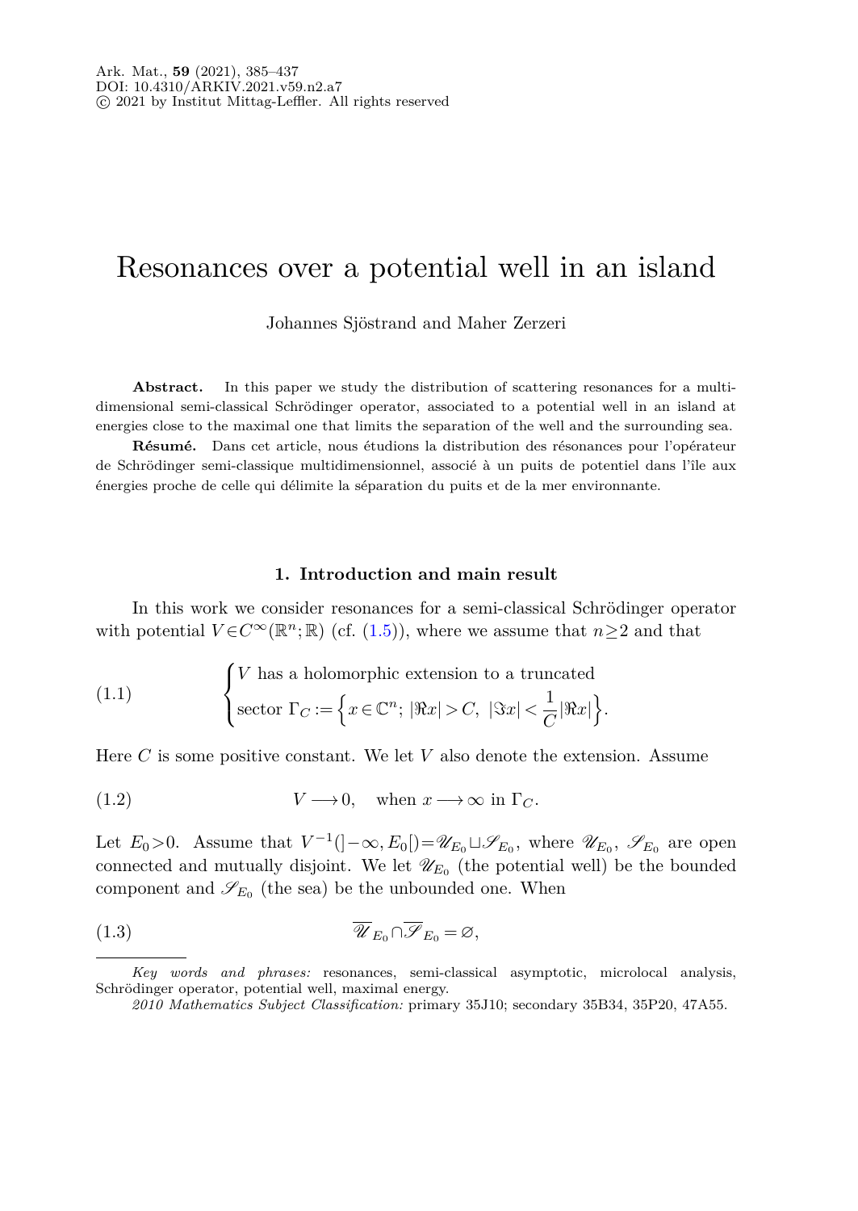# Resonances over a potential well in an island

Johannes Sjöstrand and Maher Zerzeri

**Abstract.** In this paper we study the distribution of scattering resonances for a multi-dimensional semi-classical Schrödinger operator, associated to a potential well in an island at energies close to the maximal one that limits the separation of the well and the surrounding sea.

**Résumé.** Dans cet article, nous étudions la distribution des résonances pour l'opérateur de Schrödinger semi-classique multidimensionnel, associé à un puits de potentiel dans l'île aux énergies proche de celle qui délimite la séparation du puits et de la mer environnante.

## 1. Introduction and main result

In this work we consider resonances for a semi-classical Schrödinger operator with potential $V\in C^\infty(\mathbb{R}^n;\mathbb{R})$ (cf. (1.5)), where we assume that $n\geq 2$ and that

$$\begin{cases} V \text{ has a holomorphic extension to a truncated} \\ \text{sector } \Gamma_C := \Big\{ x\in\mathbb{C}^n;\ |\Re x|>C,\ |\Im x|<\dfrac{1}{C}|\Re x| \Big\}. \end{cases} \tag{1.1}$$

Here $C$ is some positive constant. We let $V$ also denote the extension. Assume

$$V\longrightarrow 0, \quad \text{when } x\longrightarrow\infty \text{ in } \Gamma_C. \tag{1.2}$$

Let $E_0>0$. Assume that $V^{-1}(]-\infty,E_0[)=\mathscr{U}_{E_0}\sqcup\mathscr{S}_{E_0}$, where $\mathscr{U}_{E_0}$, $\mathscr{S}_{E_0}$ are open connected and mutually disjoint. We let $\mathscr{U}_{E_0}$ (the potential well) be the bounded component and $\mathscr{S}_{E_0}$ (the sea) be the unbounded one. When

$$\overline{\mathscr{U}}_{E_0}\cap\overline{\mathscr{S}}_{E_0}=\varnothing, \tag{1.3}$$

*Key words and phrases:* resonances, semi-classical asymptotic, microlocal analysis, Schrödinger operator, potential well, maximal energy.

*2010 Mathematics Subject Classification:* primary 35J10; secondary 35B34, 35P20, 47A55.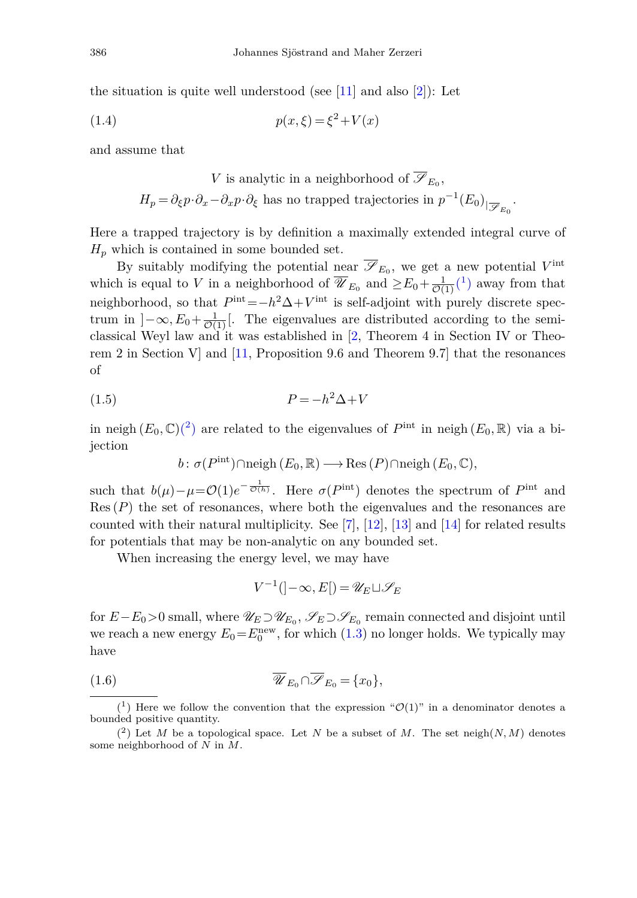the situation is quite well understood (see [11] and also [2]): Let

$$p(x,\xi)=\xi^2+V(x) \tag{1.4}$$

and assume that

$$V \text{ is analytic in a neighborhood of } \overline{\mathscr{S}}_{E_0},$$
$$H_p=\partial_\xi p\cdot\partial_x-\partial_x p\cdot\partial_\xi \text{ has no trapped trajectories in } p^{-1}(E_0)_{|\overline{\mathscr{S}}_{E_0}}.$$

Here a trapped trajectory is by definition a maximally extended integral curve of $H_p$ which is contained in some bounded set.

By suitably modifying the potential near $\overline{\mathscr{S}}_{E_0}$, we get a new potential $V^{\mathrm{int}}$ which is equal to $V$ in a neighborhood of $\overline{\mathscr{U}}_{E_0}$ and $\geq E_0+\frac{1}{\mathcal{O}(1)}$(1) away from that neighborhood, so that $P^{\mathrm{int}}=-h^2\Delta+V^{\mathrm{int}}$ is self-adjoint with purely discrete spectrum in $]-\infty,E_0+\frac{1}{\mathcal{O}(1)}[$. The eigenvalues are distributed according to the semi-classical Weyl law and it was established in [2, Theorem 4 in Section IV or Theorem 2 in Section V] and [11, Proposition 9.6 and Theorem 9.7] that the resonances of

$$P=-h^2\Delta+V \tag{1.5}$$

in $\mathrm{neigh}\,(E_0,\mathbb{C})$(2) are related to the eigenvalues of $P^{\mathrm{int}}$ in $\mathrm{neigh}\,(E_0,\mathbb{R})$ via a bijection

$$b\colon \sigma(P^{\mathrm{int}})\cap\mathrm{neigh}\,(E_0,\mathbb{R})\longrightarrow \mathrm{Res}\,(P)\cap\mathrm{neigh}\,(E_0,\mathbb{C}),$$

such that $b(\mu)-\mu=\mathcal{O}(1)e^{-\frac{1}{\mathcal{O}(h)}}$. Here $\sigma(P^{\mathrm{int}})$ denotes the spectrum of $P^{\mathrm{int}}$ and $\mathrm{Res}\,(P)$ the set of resonances, where both the eigenvalues and the resonances are counted with their natural multiplicity. See [7], [12], [13] and [14] for related results for potentials that may be non-analytic on any bounded set.

When increasing the energy level, we may have

$$V^{-1}(]-\infty,E[)=\mathscr{U}_E\sqcup\mathscr{S}_E$$

for $E-E_0>0$ small, where $\mathscr{U}_E\supset\mathscr{U}_{E_0}$, $\mathscr{S}_E\supset\mathscr{S}_{E_0}$ remain connected and disjoint until we reach a new energy $E_0=E_0^{\mathrm{new}}$, for which (1.3) no longer holds. We typically may have

$$\overline{\mathscr{U}}_{E_0}\cap\overline{\mathscr{S}}_{E_0}=\{x_0\}, \tag{1.6}$$

(1) Here we follow the convention that the expression "$\mathcal{O}(1)$" in a denominator denotes a bounded positive quantity.

(2) Let $M$ be a topological space. Let $N$ be a subset of $M$. The set $\mathrm{neigh}(N,M)$ denotes some neighborhood of $N$ in $M$.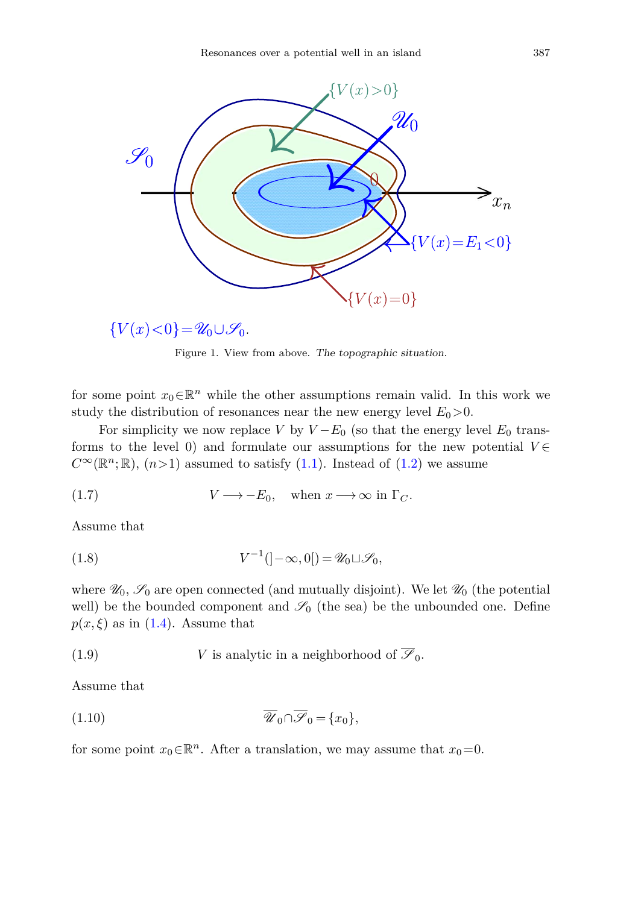$\{V(x)<0\}=\mathscr{U}_0\cup\mathscr{S}_0.$

Figure 1. View from above. *The topographic situation.*

for some point $x_0\in\mathbb{R}^n$ while the other assumptions remain valid. In this work we study the distribution of resonances near the new energy level $E_0>0$.

For simplicity we now replace $V$ by $V-E_0$ (so that the energy level $E_0$ transforms to the level 0) and formulate our assumptions for the new potential $V\in C^\infty(\mathbb{R}^n;\mathbb{R})$, $(n>1)$ assumed to satisfy (1.1). Instead of (1.2) we assume

$$V \longrightarrow -E_0, \quad \text{when } x\longrightarrow\infty \text{ in } \Gamma_C. \tag{1.7}$$

Assume that

$$V^{-1}(]-\infty,0[)=\mathscr{U}_0\sqcup\mathscr{S}_0, \tag{1.8}$$

where $\mathscr{U}_0$, $\mathscr{S}_0$ are open connected (and mutually disjoint). We let $\mathscr{U}_0$ (the potential well) be the bounded component and $\mathscr{S}_0$ (the sea) be the unbounded one. Define $p(x,\xi)$ as in (1.4). Assume that

$$V \text{ is analytic in a neighborhood of } \overline{\mathscr{S}}_0. \tag{1.9}$$

Assume that

$$\overline{\mathscr{U}}_0\cap\overline{\mathscr{S}}_0=\{x_0\}, \tag{1.10}$$

for some point $x_0\in\mathbb{R}^n$. After a translation, we may assume that $x_0=0$.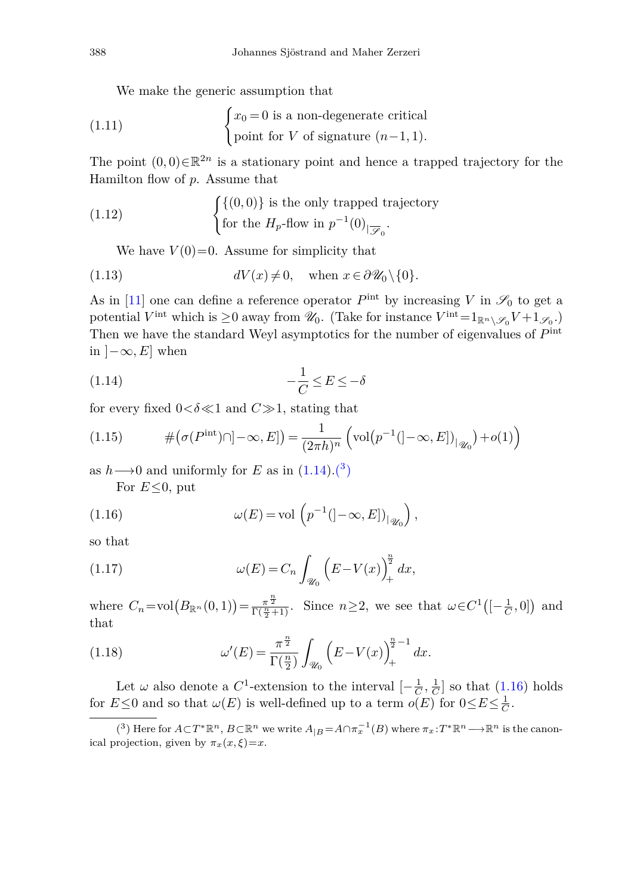We make the generic assumption that

$$
\begin{cases} x_0=0 \text{ is a non-degenerate critical} \\ \text{point for } V \text{ of signature } (n-1,1). \end{cases} \tag{1.11}
$$

The point $(0,0)\in\mathbb{R}^{2n}$ is a stationary point and hence a trapped trajectory for the Hamilton flow of $p$. Assume that

$$
\begin{cases} \{(0,0)\} \text{ is the only trapped trajectory} \\ \text{for the } H_p\text{-flow in } p^{-1}(0)_{|\overline{\mathscr{S}_0}}. \end{cases} \tag{1.12}
$$

We have $V(0)=0$. Assume for simplicity that

$$
dV(x)\neq 0, \quad \text{when } x\in\partial\mathscr{U}_0\setminus\{0\}. \tag{1.13}
$$

As in [11] one can define a reference operator $P^{\mathrm{int}}$ by increasing $V$ in $\mathscr{S}_0$ to get a potential $V^{\mathrm{int}}$ which is $\geq 0$ away from $\mathscr{U}_0$. (Take for instance $V^{\mathrm{int}}=1_{\mathbb{R}^n\setminus\mathscr{S}_0}V+1_{\mathscr{S}_0}$.) Then we have the standard Weyl asymptotics for the number of eigenvalues of $P^{\mathrm{int}}$ in $]-\infty,E]$ when

$$
-\frac{1}{C}\leq E\leq -\delta \tag{1.14}
$$

for every fixed $0<\delta\ll 1$ and $C\gg 1$, stating that

$$
\#\big(\sigma(P^{\mathrm{int}})\cap]-\infty,E]\big)=\frac{1}{(2\pi h)^n}\left(\mathrm{vol}\big(p^{-1}(]-\infty,E])_{|\mathscr{U}_0}\big)+o(1)\right) \tag{1.15}
$$

as $h\longrightarrow 0$ and uniformly for $E$ as in (1.14).([3])

For $E\leq 0$, put

$$
\omega(E)=\mathrm{vol}\left(p^{-1}(]-\infty,E])_{|\mathscr{U}_0}\right), \tag{1.16}
$$

so that

$$
\omega(E)=C_n\int_{\mathscr{U}_0}\Big(E-V(x)\Big)_+^{\frac{n}{2}}\,dx, \tag{1.17}
$$

where $C_n=\mathrm{vol}\big(B_{\mathbb{R}^n}(0,1)\big)=\frac{\pi^{\frac{n}{2}}}{\Gamma(\frac{n}{2}+1)}$. Since $n\geq 2$, we see that $\omega\in C^1\big([-\frac{1}{C},0]\big)$ and that

$$
\omega'(E)=\frac{\pi^{\frac{n}{2}}}{\Gamma(\frac{n}{2})}\int_{\mathscr{U}_0}\Big(E-V(x)\Big)_+^{\frac{n}{2}-1}\,dx. \tag{1.18}
$$

Let $\omega$ also denote a $C^1$-extension to the interval $[-\frac{1}{C},\frac{1}{C}]$ so that (1.16) holds for $E\leq 0$ and so that $\omega(E)$ is well-defined up to a term $o(E)$ for $0\leq E\leq\frac{1}{C}$.

---

([3]) Here for $A\subset T^*\mathbb{R}^n$, $B\subset\mathbb{R}^n$ we write $A_{|B}=A\cap\pi_x^{-1}(B)$ where $\pi_x: T^*\mathbb{R}^n\longrightarrow\mathbb{R}^n$ is the canonical projection, given by $\pi_x(x,\xi)=x$.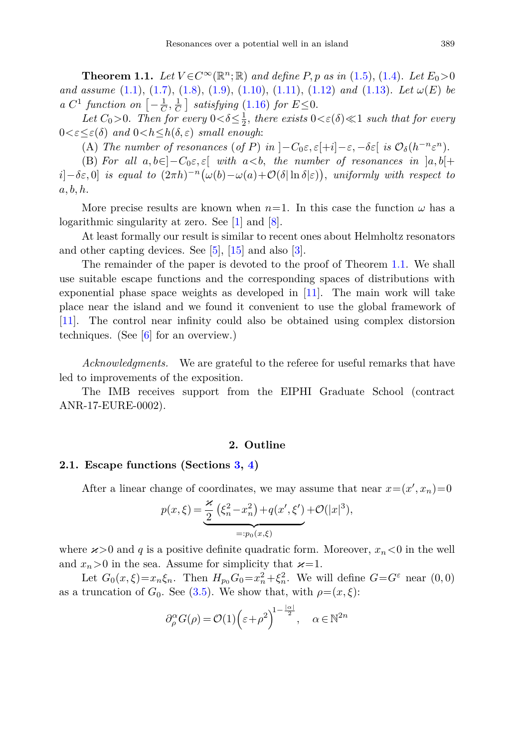**Theorem 1.1.** *Let $V\in C^\infty(\mathbb{R}^n;\mathbb{R})$ and define $P,p$ as in (1.5), (1.4). Let $E_0>0$ and assume (1.1), (1.7), (1.8), (1.9), (1.10), (1.11), (1.12) and (1.13). Let $\omega(E)$ be a $C^1$ function on $\left[-\frac{1}{C},\frac{1}{C}\right]$ satisfying (1.16) for $E\le 0$.*

*Let $C_0>0$. Then for every $0<\delta\le\frac{1}{2}$, there exists $0<\varepsilon(\delta)\ll 1$ such that for every $0<\varepsilon\le\varepsilon(\delta)$ and $0<h\le h(\delta,\varepsilon)$ small enough:*

*(A) The number of resonances (of $P$) in $]-C_0\varepsilon,\varepsilon[+i]-\varepsilon,-\delta\varepsilon[$ is $\mathcal{O}_\delta(h^{-n}\varepsilon^n)$.*

*(B) For all $a,b\in]-C_0\varepsilon,\varepsilon[$ with $a<b$, the number of resonances in $]a,b[+i]-\delta\varepsilon,0]$ is equal to $(2\pi h)^{-n}\big(\omega(b)-\omega(a)+\mathcal{O}(\delta|\ln\delta|\varepsilon)\big)$, uniformly with respect to $a,b,h$.*

More precise results are known when $n=1$. In this case the function $\omega$ has a logarithmic singularity at zero. See [1] and [8].

At least formally our result is similar to recent ones about Helmholtz resonators and other capting devices. See [5], [15] and also [3].

The remainder of the paper is devoted to the proof of Theorem 1.1. We shall use suitable escape functions and the corresponding spaces of distributions with exponential phase space weights as developed in [11]. The main work will take place near the island and we found it convenient to use the global framework of [11]. The control near infinity could also be obtained using complex distorsion techniques. (See [6] for an overview.)

*Acknowledgments.* We are grateful to the referee for useful remarks that have led to improvements of the exposition.

The IMB receives support from the EIPHI Graduate School (contract ANR-17-EURE-0002).

## 2. Outline

### 2.1. Escape functions (Sections 3, 4)

After a linear change of coordinates, we may assume that near $x=(x',x_n)=0$

$$p(x,\xi)=\underbrace{\frac{\varkappa}{2}\left(\xi_n^2-x_n^2\right)+q(x',\xi')}_{=:p_0(x,\xi)}+\mathcal{O}(|x|^3),$$

where $\varkappa>0$ and $q$ is a positive definite quadratic form. Moreover, $x_n<0$ in the well and $x_n>0$ in the sea. Assume for simplicity that $\varkappa=1$.

Let $G_0(x,\xi)=x_n\xi_n$. Then $H_{p_0}G_0=x_n^2+\xi_n^2$. We will define $G=G^\varepsilon$ near $(0,0)$ as a truncation of $G_0$. See (3.5). We show that, with $\rho=(x,\xi)$:

$$\partial_\rho^\alpha G(\rho)=\mathcal{O}(1)\Big(\varepsilon+\rho^2\Big)^{1-\frac{|\alpha|}{2}},\quad \alpha\in\mathbb{N}^{2n}$$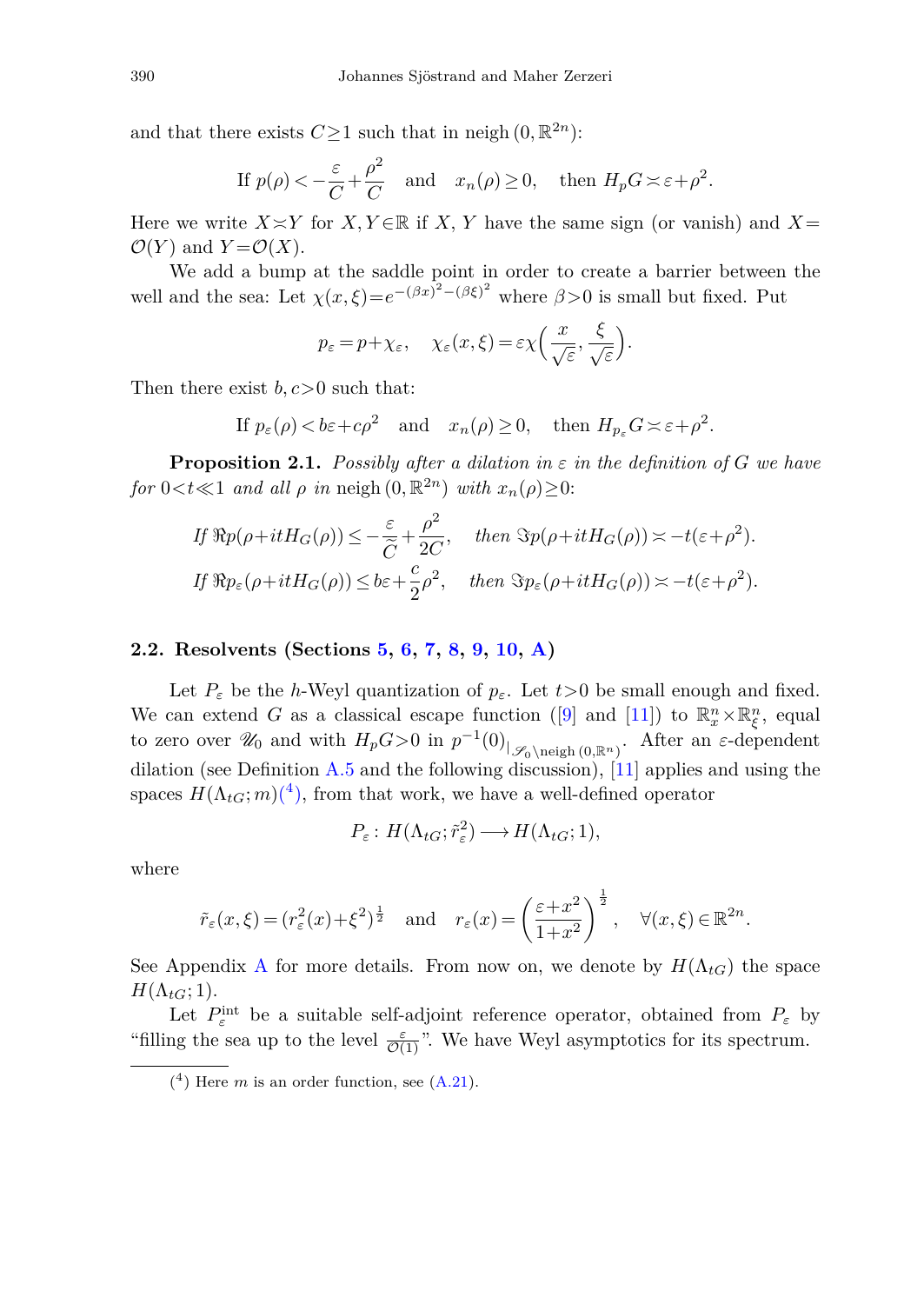and that there exists $C\geq 1$ such that in neigh $(0,\mathbb{R}^{2n})$:

$$\text{If } p(\rho)<-\frac{\varepsilon}{C}+\frac{\rho^2}{C} \quad \text{and} \quad x_n(\rho)\geq 0, \quad \text{then } H_pG\asymp \varepsilon+\rho^2.$$

Here we write $X\asymp Y$ for $X,Y\in\mathbb{R}$ if $X$, $Y$ have the same sign (or vanish) and $X=\mathcal{O}(Y)$ and $Y=\mathcal{O}(X)$.

We add a bump at the saddle point in order to create a barrier between the well and the sea: Let $\chi(x,\xi)=e^{-(\beta x)^2-(\beta\xi)^2}$ where $\beta>0$ is small but fixed. Put

$$p_\varepsilon = p+\chi_\varepsilon, \quad \chi_\varepsilon(x,\xi)=\varepsilon\chi\Big(\frac{x}{\sqrt{\varepsilon}},\frac{\xi}{\sqrt{\varepsilon}}\Big).$$

Then there exist $b,c>0$ such that:

$$\text{If } p_\varepsilon(\rho)<b\varepsilon+c\rho^2 \quad \text{and} \quad x_n(\rho)\geq 0, \quad \text{then } H_{p_\varepsilon}G\asymp\varepsilon+\rho^2.$$

**Proposition 2.1.** *Possibly after a dilation in $\varepsilon$ in the definition of $G$ we have for $0<t\ll 1$ and all $\rho$ in* neigh $(0,\mathbb{R}^{2n})$ *with $x_n(\rho)\geq 0$:*

$$\text{If } \Re p(\rho+itH_G(\rho))\leq -\frac{\varepsilon}{\widetilde{C}}+\frac{\rho^2}{2C}, \quad \text{then } \Im p(\rho+itH_G(\rho))\asymp -t(\varepsilon+\rho^2).$$

$$\text{If } \Re p_\varepsilon(\rho+itH_G(\rho))\leq b\varepsilon+\frac{c}{2}\rho^2, \quad \text{then } \Im p_\varepsilon(\rho+itH_G(\rho))\asymp -t(\varepsilon+\rho^2).$$

### 2.2. Resolvents (Sections 5, 6, 7, 8, 9, 10, A)

Let $P_\varepsilon$ be the $h$-Weyl quantization of $p_\varepsilon$. Let $t>0$ be small enough and fixed. We can extend $G$ as a classical escape function ([9] and [11]) to $\mathbb{R}^n_x\times\mathbb{R}^n_\xi$, equal to zero over $\mathscr{U}_0$ and with $H_pG>0$ in $p^{-1}(0)_{|\mathscr{S}_0\setminus\text{neigh}\,(0,\mathbb{R}^n)}$. After an $\varepsilon$-dependent dilation (see Definition A.5 and the following discussion), [11] applies and using the spaces $H(\Lambda_{tG};m)$([4]), from that work, we have a well-defined operator

$$P_\varepsilon\colon H(\Lambda_{tG};\tilde{r}_\varepsilon^2)\longrightarrow H(\Lambda_{tG};1),$$

where

$$\tilde{r}_\varepsilon(x,\xi)=(r_\varepsilon^2(x)+\xi^2)^{\frac{1}{2}} \quad \text{and} \quad r_\varepsilon(x)=\left(\frac{\varepsilon+x^2}{1+x^2}\right)^{\frac{1}{2}}, \quad \forall (x,\xi)\in\mathbb{R}^{2n}.$$

See Appendix A for more details. From now on, we denote by $H(\Lambda_{tG})$ the space $H(\Lambda_{tG};1)$.

Let $P_\varepsilon^{\text{int}}$ be a suitable self-adjoint reference operator, obtained from $P_\varepsilon$ by "filling the sea up to the level $\frac{\varepsilon}{\mathcal{O}(1)}$". We have Weyl asymptotics for its spectrum.

---

([4]) Here $m$ is an order function, see (A.21).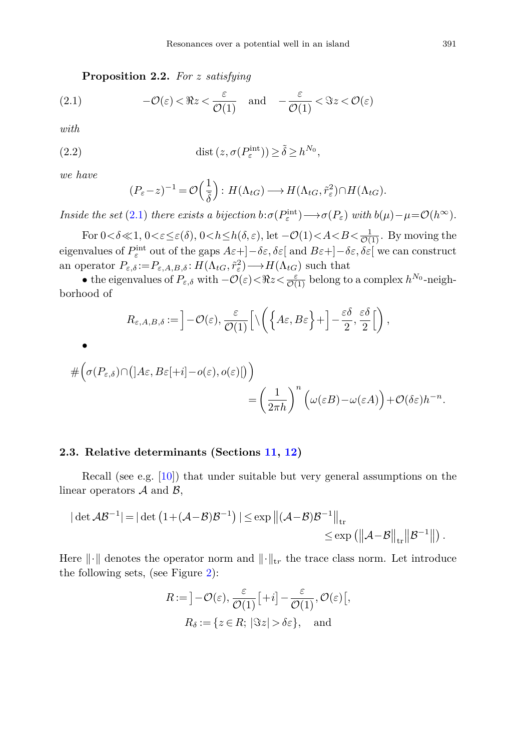**Proposition 2.2.** *For $z$ satisfying*

$$-\mathcal{O}(\varepsilon) < \Re z < \frac{\varepsilon}{\mathcal{O}(1)} \quad \text{and} \quad -\frac{\varepsilon}{\mathcal{O}(1)} < \Im z < \mathcal{O}(\varepsilon) \tag{2.1}$$

*with*

$$\operatorname{dist}\left(z, \sigma(P_\varepsilon^{\text{int}})\right) \geq \tilde{\delta} \geq h^{N_0}, \tag{2.2}$$

*we have*

$$(P_\varepsilon - z)^{-1} = \mathcal{O}\Big(\frac{1}{\tilde{\delta}}\Big) : H(\Lambda_{tG}) \longrightarrow H(\Lambda_{tG}, \tilde{r}_\varepsilon^2) \cap H(\Lambda_{tG}).$$

*Inside the set* (2.1) *there exists a bijection $b : \sigma(P_\varepsilon^{\text{int}}) \longrightarrow \sigma(P_\varepsilon)$ with $b(\mu) - \mu = \mathcal{O}(h^\infty)$.*

For $0 < \delta \ll 1$, $0 < \varepsilon \leq \varepsilon(\delta)$, $0 < h \leq h(\delta, \varepsilon)$, let $-\mathcal{O}(1) < A < B < \frac{1}{\mathcal{O}(1)}$. By moving the eigenvalues of $P_\varepsilon^{\text{int}}$ out of the gaps $A\varepsilon + ]-\delta\varepsilon, \delta\varepsilon[$ and $B\varepsilon + ]-\delta\varepsilon, \delta\varepsilon[$ we can construct an operator $P_{\varepsilon,\delta} := P_{\varepsilon,A,B,\delta} : H(\Lambda_{tG}, \tilde{r}_\varepsilon^2) \longrightarrow H(\Lambda_{tG})$ such that

- the eigenvalues of $P_{\varepsilon,\delta}$ with $-\mathcal{O}(\varepsilon) < \Re z < \frac{\varepsilon}{\mathcal{O}(1)}$ belong to a complex $h^{N_0}$-neighborhood of

$$R_{\varepsilon,A,B,\delta} := \Big] -\mathcal{O}(\varepsilon), \frac{\varepsilon}{\mathcal{O}(1)} \Big[ \setminus \bigg( \Big\{ A\varepsilon, B\varepsilon \Big\} + \Big] -\frac{\varepsilon\delta}{2}, \frac{\varepsilon\delta}{2} \Big[ \bigg),$$

- 

$$\#\Big(\sigma(P_{\varepsilon,\delta}) \cap \big(]A\varepsilon, B\varepsilon[ + i] - o(\varepsilon), o(\varepsilon)[\big)\Big) = \Big(\frac{1}{2\pi h}\Big)^n \Big(\omega(\varepsilon B) - \omega(\varepsilon A)\Big) + \mathcal{O}(\delta\varepsilon) h^{-n}.$$

### 2.3. Relative determinants (Sections 11, 12)

Recall (see e.g. [10]) that under suitable but very general assumptions on the linear operators $\mathcal{A}$ and $\mathcal{B}$,

$$|\det \mathcal{A}\mathcal{B}^{-1}| = \left|\det\left(1 + (\mathcal{A} - \mathcal{B})\mathcal{B}^{-1}\right)\right| \leq \exp \left\|(\mathcal{A} - \mathcal{B})\mathcal{B}^{-1}\right\|_{\text{tr}} \leq \exp\left(\left\|\mathcal{A} - \mathcal{B}\right\|_{\text{tr}} \left\|\mathcal{B}^{-1}\right\|\right).$$

Here $\|\cdot\|$ denotes the operator norm and $\|\cdot\|_{tr}$ the trace class norm. Let introduce the following sets, (see Figure 2):

$$R := \big] -\mathcal{O}(\varepsilon), \frac{\varepsilon}{\mathcal{O}(1)} \big[ + i\big] - \frac{\varepsilon}{\mathcal{O}(1)}, \mathcal{O}(\varepsilon) \big[,$$

$$R_\delta := \{z \in R;\ |\Im z| > \delta\varepsilon\}, \quad \text{and}$$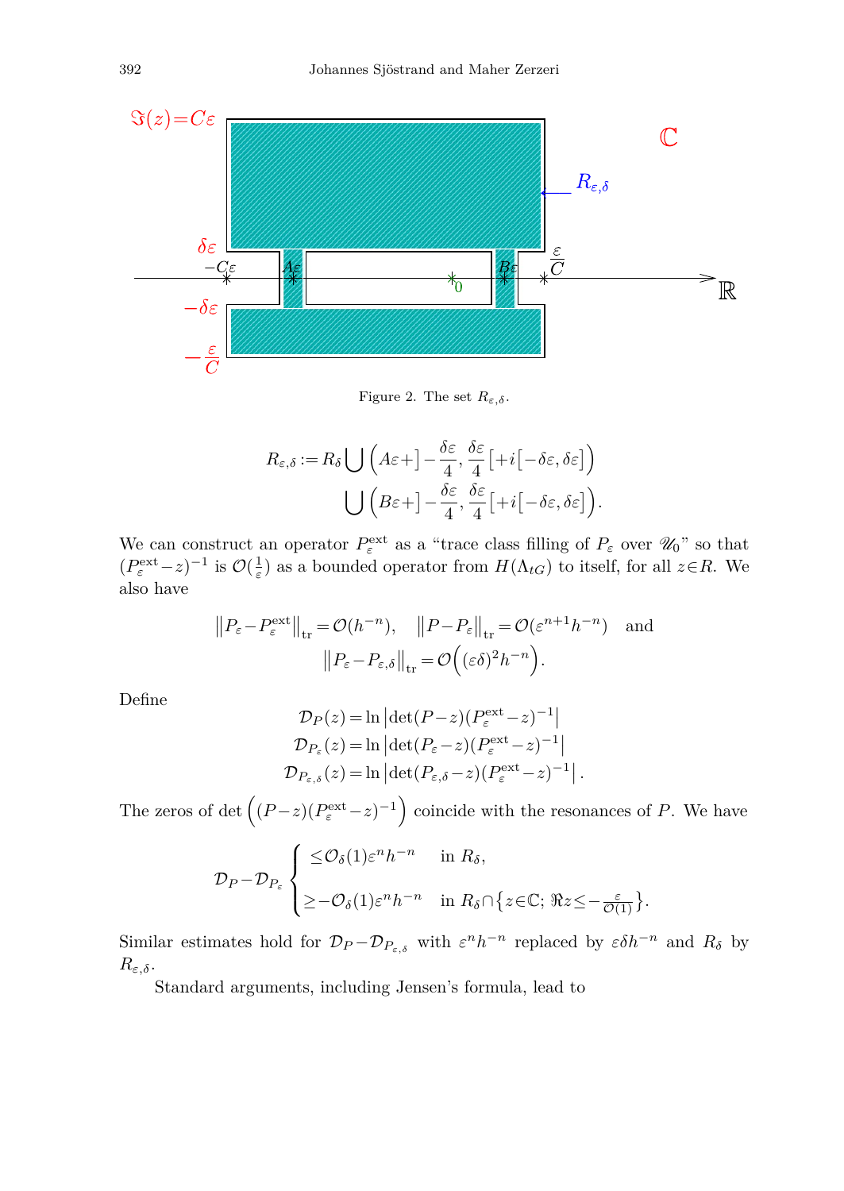Figure 2. The set $R_{\varepsilon,\delta}$.

$$R_{\varepsilon,\delta} := R_\delta \bigcup \Big(A\varepsilon + \Big]-\frac{\delta\varepsilon}{4}, \frac{\delta\varepsilon}{4}\Big[ + i\big[-\delta\varepsilon, \delta\varepsilon\big]\Big)$$
$$\bigcup \Big(B\varepsilon + \Big]-\frac{\delta\varepsilon}{4}, \frac{\delta\varepsilon}{4}\Big[ + i\big[-\delta\varepsilon, \delta\varepsilon\big]\Big).$$

We can construct an operator $P_\varepsilon^{\mathrm{ext}}$ as a "trace class filling of $P_\varepsilon$ over $\mathscr{U}_0$" so that $(P_\varepsilon^{\mathrm{ext}} - z)^{-1}$ is $\mathcal{O}(\frac{1}{\varepsilon})$ as a bounded operator from $H(\Lambda_{tG})$ to itself, for all $z \in R$. We also have

$$\big\|P_\varepsilon - P_\varepsilon^{\mathrm{ext}}\big\|_{\mathrm{tr}} = \mathcal{O}(h^{-n}), \quad \big\|P - P_\varepsilon\big\|_{\mathrm{tr}} = \mathcal{O}(\varepsilon^{n+1}h^{-n}) \quad \text{and}$$
$$\big\|P_\varepsilon - P_{\varepsilon,\delta}\big\|_{\mathrm{tr}} = \mathcal{O}\Big((\varepsilon\delta)^2 h^{-n}\Big).$$

Define

$$\mathcal{D}_P(z) = \ln\big|\det(P-z)(P_\varepsilon^{\mathrm{ext}} - z)^{-1}\big|$$
$$\mathcal{D}_{P_\varepsilon}(z) = \ln\big|\det(P_\varepsilon-z)(P_\varepsilon^{\mathrm{ext}} - z)^{-1}\big|$$
$$\mathcal{D}_{P_{\varepsilon,\delta}}(z) = \ln\big|\det(P_{\varepsilon,\delta}-z)(P_\varepsilon^{\mathrm{ext}} - z)^{-1}\big|.$$

The zeros of $\det\Big((P-z)(P_\varepsilon^{\mathrm{ext}} - z)^{-1}\Big)$ coincide with the resonances of $P$. We have

$$\mathcal{D}_P - \mathcal{D}_{P_\varepsilon} \begin{cases} \leq \mathcal{O}_\delta(1)\varepsilon^n h^{-n} & \text{in } R_\delta, \\ \geq -\mathcal{O}_\delta(1)\varepsilon^n h^{-n} & \text{in } R_\delta \cap \big\{z \in \mathbb{C};\ \Re z \leq -\frac{\varepsilon}{\mathcal{O}(1)}\big\}. \end{cases}$$

Similar estimates hold for $\mathcal{D}_P - \mathcal{D}_{P_{\varepsilon,\delta}}$ with $\varepsilon^n h^{-n}$ replaced by $\varepsilon\delta h^{-n}$ and $R_\delta$ by $R_{\varepsilon,\delta}$.

Standard arguments, including Jensen's formula, lead to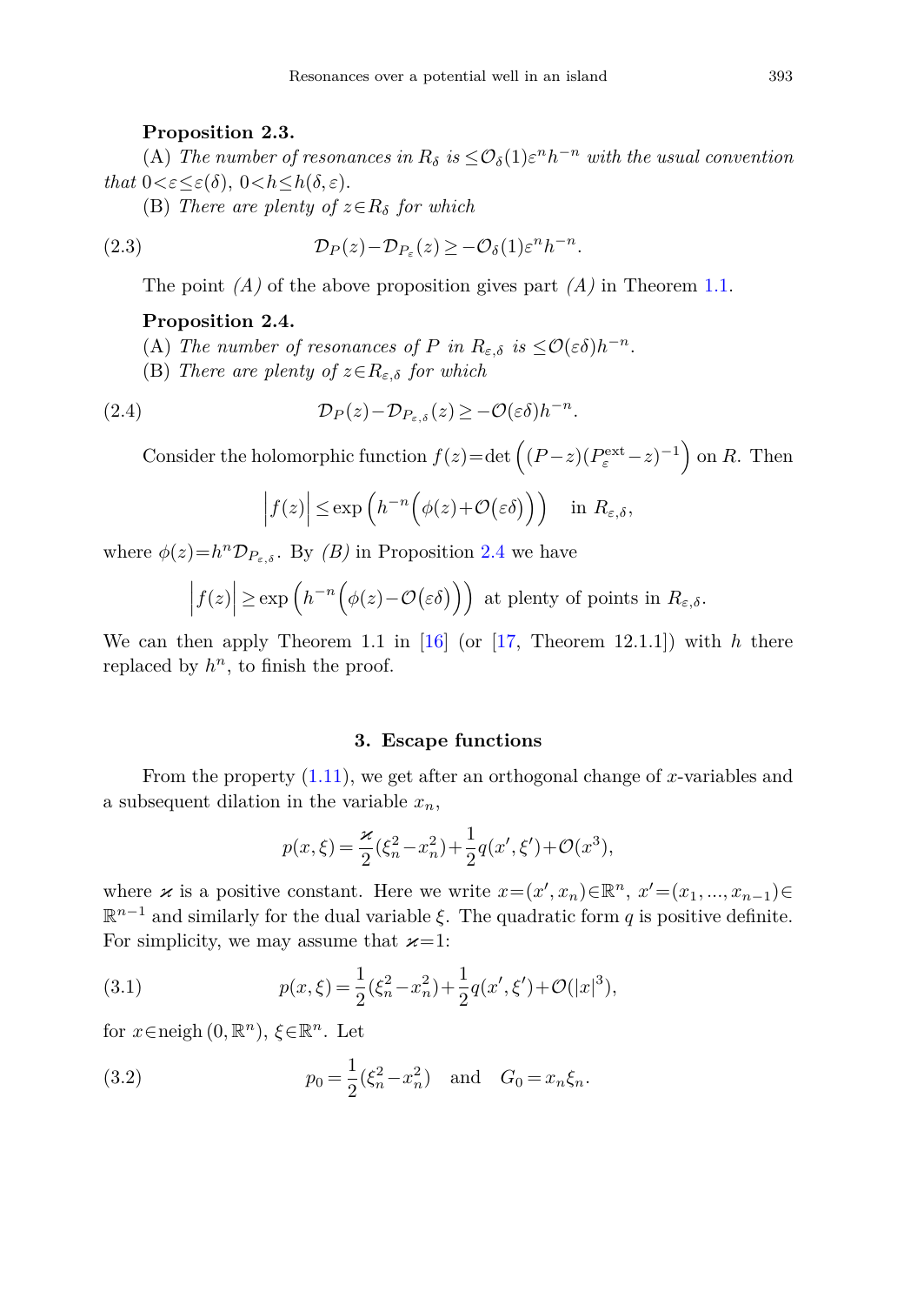**Proposition 2.3.**

(A) *The number of resonances in $R_\delta$ is $\le \mathcal{O}_\delta(1)\varepsilon^n h^{-n}$ with the usual convention that $0<\varepsilon\le\varepsilon(\delta)$, $0<h\le h(\delta,\varepsilon)$.*

(B) *There are plenty of $z\in R_\delta$ for which*

$$\mathcal{D}_P(z)-\mathcal{D}_{P_\varepsilon}(z)\ge -\mathcal{O}_\delta(1)\varepsilon^n h^{-n}. \tag{2.3}$$

The point *(A)* of the above proposition gives part *(A)* in Theorem 1.1.

**Proposition 2.4.**

(A) *The number of resonances of $P$ in $R_{\varepsilon,\delta}$ is $\le \mathcal{O}(\varepsilon\delta)h^{-n}$.*

(B) *There are plenty of $z\in R_{\varepsilon,\delta}$ for which*

$$\mathcal{D}_P(z)-\mathcal{D}_{P_{\varepsilon,\delta}}(z)\ge -\mathcal{O}(\varepsilon\delta)h^{-n}. \tag{2.4}$$

Consider the holomorphic function $f(z)=\det\Big((P-z)(P_\varepsilon^{\mathrm{ext}}-z)^{-1}\Big)$ on $R$. Then

$$\Big|f(z)\Big|\le \exp\Big(h^{-n}\Big(\phi(z)+\mathcal{O}\big(\varepsilon\delta\big)\Big)\Big) \quad \text{in } R_{\varepsilon,\delta},$$

where $\phi(z)=h^n\mathcal{D}_{P_{\varepsilon,\delta}}$. By *(B)* in Proposition 2.4 we have

$$\Big|f(z)\Big|\ge \exp\Big(h^{-n}\Big(\phi(z)-\mathcal{O}\big(\varepsilon\delta\big)\Big)\Big) \text{ at plenty of points in } R_{\varepsilon,\delta}.$$

We can then apply Theorem 1.1 in [16] (or [17, Theorem 12.1.1]) with $h$ there replaced by $h^n$, to finish the proof.

## 3. Escape functions

From the property (1.11), we get after an orthogonal change of $x$-variables and a subsequent dilation in the variable $x_n$,

$$p(x,\xi)=\frac{\varkappa}{2}(\xi_n^2-x_n^2)+\frac{1}{2}q(x',\xi')+\mathcal{O}(x^3),$$

where $\varkappa$ is a positive constant. Here we write $x=(x',x_n)\in\mathbb{R}^n$, $x'=(x_1,...,x_{n-1})\in\mathbb{R}^{n-1}$ and similarly for the dual variable $\xi$. The quadratic form $q$ is positive definite. For simplicity, we may assume that $\varkappa=1$:

$$p(x,\xi)=\frac{1}{2}(\xi_n^2-x_n^2)+\frac{1}{2}q(x',\xi')+\mathcal{O}(|x|^3), \tag{3.1}$$

for $x\in\operatorname{neigh}(0,\mathbb{R}^n)$, $\xi\in\mathbb{R}^n$. Let

$$p_0=\frac{1}{2}(\xi_n^2-x_n^2) \quad \text{and} \quad G_0=x_n\xi_n. \tag{3.2}$$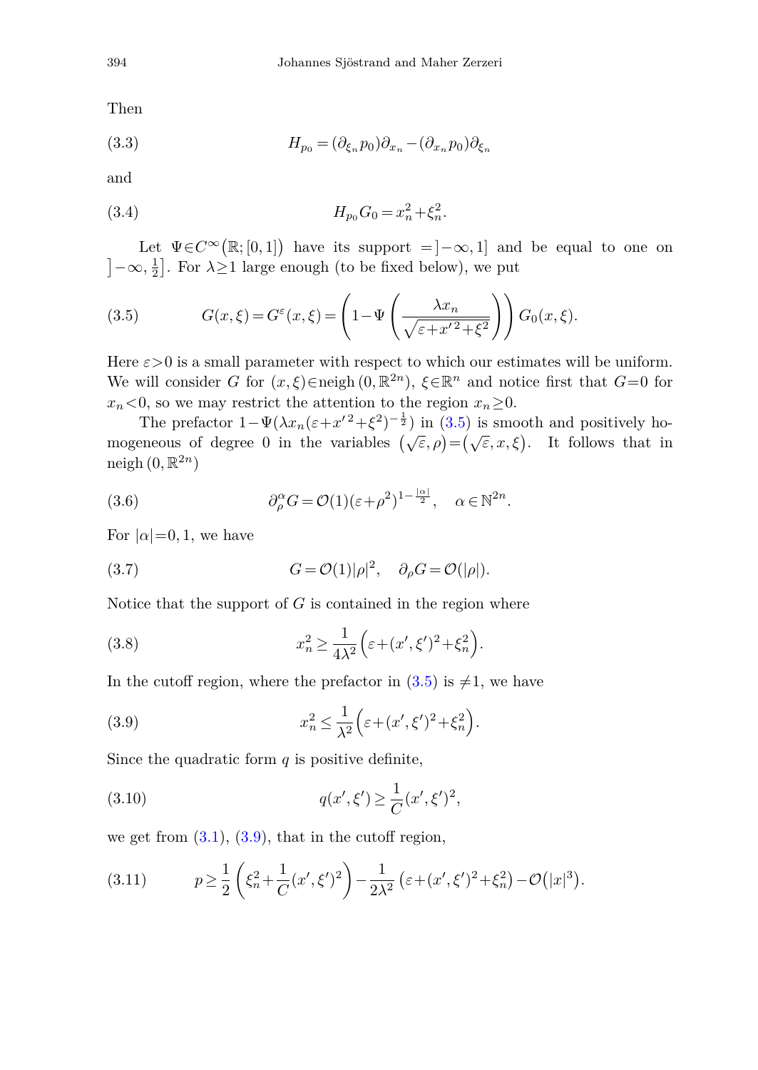Then

$$H_{p_0} = (\partial_{\xi_n} p_0)\partial_{x_n} - (\partial_{x_n} p_0)\partial_{\xi_n} \tag{3.3}$$

and

$$H_{p_0} G_0 = x_n^2 + \xi_n^2. \tag{3.4}$$

Let $\Psi \in C^\infty(\mathbb{R};[0,1])$ have its support $= ]-\infty, 1]$ and be equal to one on $]-\infty, \frac{1}{2}]$. For $\lambda \geq 1$ large enough (to be fixed below), we put

$$G(x,\xi) = G^\varepsilon(x,\xi) = \left(1 - \Psi\left(\frac{\lambda x_n}{\sqrt{\varepsilon + x'^2 + \xi^2}}\right)\right) G_0(x,\xi). \tag{3.5}$$

Here $\varepsilon > 0$ is a small parameter with respect to which our estimates will be uniform. We will consider $G$ for $(x,\xi) \in \operatorname{neigh}(0, \mathbb{R}^{2n})$, $\xi \in \mathbb{R}^n$ and notice first that $G = 0$ for $x_n < 0$, so we may restrict the attention to the region $x_n \geq 0$.

The prefactor $1 - \Psi(\lambda x_n (\varepsilon + x'^2 + \xi^2)^{-\frac{1}{2}})$ in (3.5) is smooth and positively homogeneous of degree 0 in the variables $(\sqrt{\varepsilon}, \rho) = (\sqrt{\varepsilon}, x, \xi)$. It follows that in $\operatorname{neigh}(0, \mathbb{R}^{2n})$

$$\partial_\rho^\alpha G = \mathcal{O}(1)(\varepsilon + \rho^2)^{1 - \frac{|\alpha|}{2}}, \quad \alpha \in \mathbb{N}^{2n}. \tag{3.6}$$

For $|\alpha| = 0, 1$, we have

$$G = \mathcal{O}(1)|\rho|^2, \quad \partial_\rho G = \mathcal{O}(|\rho|). \tag{3.7}$$

Notice that the support of $G$ is contained in the region where

$$x_n^2 \geq \frac{1}{4\lambda^2}\left(\varepsilon + (x',\xi')^2 + \xi_n^2\right). \tag{3.8}$$

In the cutoff region, where the prefactor in (3.5) is $\neq 1$, we have

$$x_n^2 \leq \frac{1}{\lambda^2}\left(\varepsilon + (x',\xi')^2 + \xi_n^2\right). \tag{3.9}$$

Since the quadratic form $q$ is positive definite,

$$q(x',\xi') \geq \frac{1}{C}(x',\xi')^2, \tag{3.10}$$

we get from (3.1), (3.9), that in the cutoff region,

$$p \geq \frac{1}{2}\left(\xi_n^2 + \frac{1}{C}(x',\xi')^2\right) - \frac{1}{2\lambda^2}\left(\varepsilon + (x',\xi')^2 + \xi_n^2\right) - \mathcal{O}(|x|^3). \tag{3.11}$$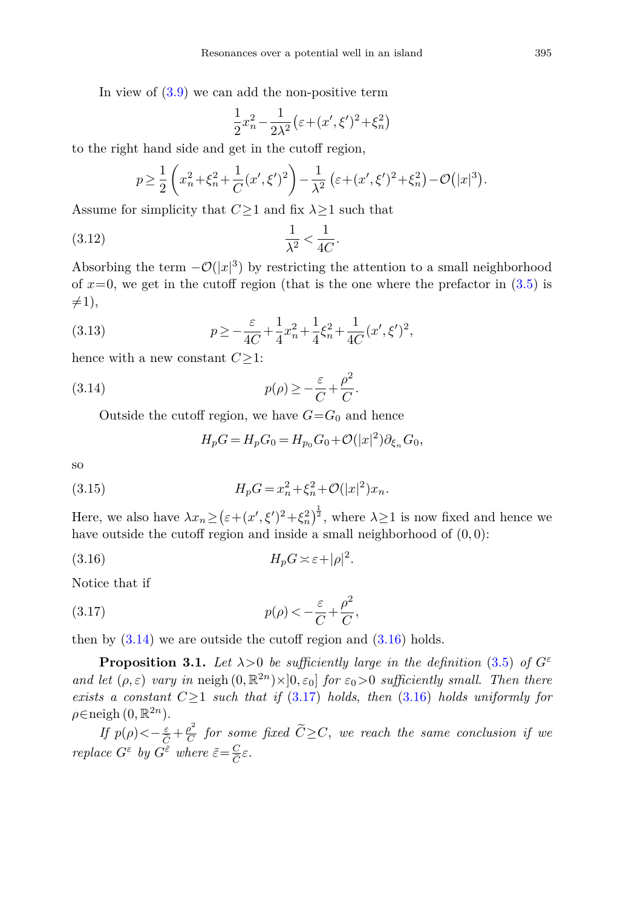In view of (3.9) we can add the non-positive term

$$\frac{1}{2}x_n^2 - \frac{1}{2\lambda^2}\left(\varepsilon + (x',\xi')^2 + \xi_n^2\right)$$

to the right hand side and get in the cutoff region,

$$p \geq \frac{1}{2}\left(x_n^2 + \xi_n^2 + \frac{1}{C}(x',\xi')^2\right) - \frac{1}{\lambda^2}\left(\varepsilon + (x',\xi')^2 + \xi_n^2\right) - \mathcal{O}(|x|^3).$$

Assume for simplicity that $C \geq 1$ and fix $\lambda \geq 1$ such that

$$\frac{1}{\lambda^2} < \frac{1}{4C}. \tag{3.12}$$

Absorbing the term $-\mathcal{O}(|x|^3)$ by restricting the attention to a small neighborhood of $x=0$, we get in the cutoff region (that is the one where the prefactor in (3.5) is $\neq 1$),

$$p \geq -\frac{\varepsilon}{4C} + \frac{1}{4}x_n^2 + \frac{1}{4}\xi_n^2 + \frac{1}{4C}(x',\xi')^2, \tag{3.13}$$

hence with a new constant $C \geq 1$:

$$p(\rho) \geq -\frac{\varepsilon}{C} + \frac{\rho^2}{C}. \tag{3.14}$$

Outside the cutoff region, we have $G = G_0$ and hence

$$H_p G = H_p G_0 = H_{p_0} G_0 + \mathcal{O}(|x|^2)\partial_{\xi_n} G_0,$$

so

$$H_p G = x_n^2 + \xi_n^2 + \mathcal{O}(|x|^2)x_n. \tag{3.15}$$

Here, we also have $\lambda x_n \geq \left(\varepsilon + (x',\xi')^2 + \xi_n^2\right)^{\frac{1}{2}}$, where $\lambda \geq 1$ is now fixed and hence we have outside the cutoff region and inside a small neighborhood of $(0,0)$:

$$H_p G \asymp \varepsilon + |\rho|^2. \tag{3.16}$$

Notice that if

$$p(\rho) < -\frac{\varepsilon}{C} + \frac{\rho^2}{C}, \tag{3.17}$$

then by (3.14) we are outside the cutoff region and (3.16) holds.

**Proposition 3.1.** *Let $\lambda > 0$ be sufficiently large in the definition* (3.5) *of $G^\varepsilon$ and let $(\rho, \varepsilon)$ vary in* $\mathrm{neigh}\,(0, \mathbb{R}^{2n}) \times ]0, \varepsilon_0]$ *for $\varepsilon_0 > 0$ sufficiently small. Then there exists a constant $C \geq 1$ such that if* (3.17) *holds, then* (3.16) *holds uniformly for* $\rho \in \mathrm{neigh}\,(0, \mathbb{R}^{2n})$.

*If $p(\rho) < -\frac{\varepsilon}{\widetilde{C}} + \frac{\rho^2}{C}$ for some fixed $\widetilde{C} \geq C$, we reach the same conclusion if we replace $G^\varepsilon$ by $G^{\tilde{\varepsilon}}$ where $\tilde{\varepsilon} = \frac{C}{\widetilde{C}}\varepsilon$.*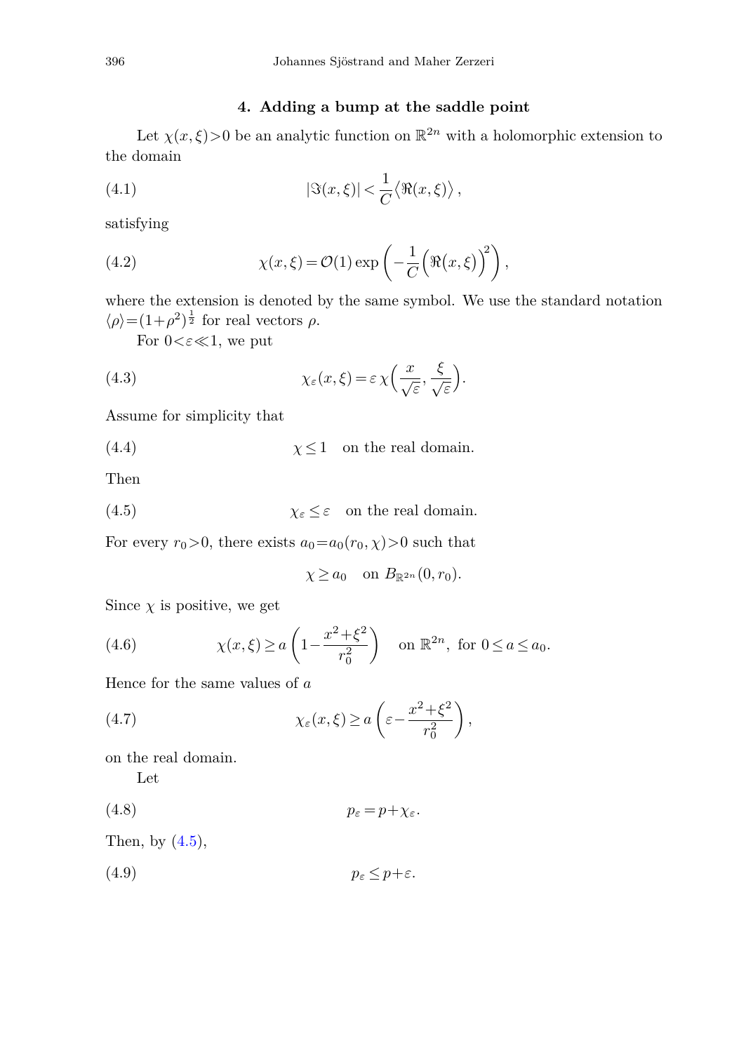## 4. Adding a bump at the saddle point

Let $\chi(x,\xi)>0$ be an analytic function on $\mathbb{R}^{2n}$ with a holomorphic extension to the domain

$$|\Im(x,\xi)| < \frac{1}{C}\langle \Re(x,\xi)\rangle, \tag{4.1}$$

satisfying

$$\chi(x,\xi) = \mathcal{O}(1)\exp\left(-\frac{1}{C}\Big(\Re(x,\xi)\Big)^2\right), \tag{4.2}$$

where the extension is denoted by the same symbol. We use the standard notation $\langle\rho\rangle = (1+\rho^2)^{\frac{1}{2}}$ for real vectors $\rho$.

For $0<\varepsilon\ll 1$, we put

$$\chi_\varepsilon(x,\xi) = \varepsilon\,\chi\Big(\frac{x}{\sqrt{\varepsilon}},\frac{\xi}{\sqrt{\varepsilon}}\Big). \tag{4.3}$$

Assume for simplicity that

$$\chi\le 1 \quad \text{on the real domain.} \tag{4.4}$$

Then

$$\chi_\varepsilon \le \varepsilon \quad \text{on the real domain.} \tag{4.5}$$

For every $r_0>0$, there exists $a_0=a_0(r_0,\chi)>0$ such that

$$\chi \ge a_0 \quad \text{on } B_{\mathbb{R}^{2n}}(0,r_0).$$

Since $\chi$ is positive, we get

$$\chi(x,\xi)\ge a\left(1-\frac{x^2+\xi^2}{r_0^2}\right) \quad \text{on } \mathbb{R}^{2n},\ \text{for } 0\le a\le a_0. \tag{4.6}$$

Hence for the same values of $a$

$$\chi_\varepsilon(x,\xi)\ge a\left(\varepsilon-\frac{x^2+\xi^2}{r_0^2}\right), \tag{4.7}$$

on the real domain.

Let

$$p_\varepsilon = p+\chi_\varepsilon. \tag{4.8}$$

Then, by (4.5),

$$p_\varepsilon \le p+\varepsilon. \tag{4.9}$$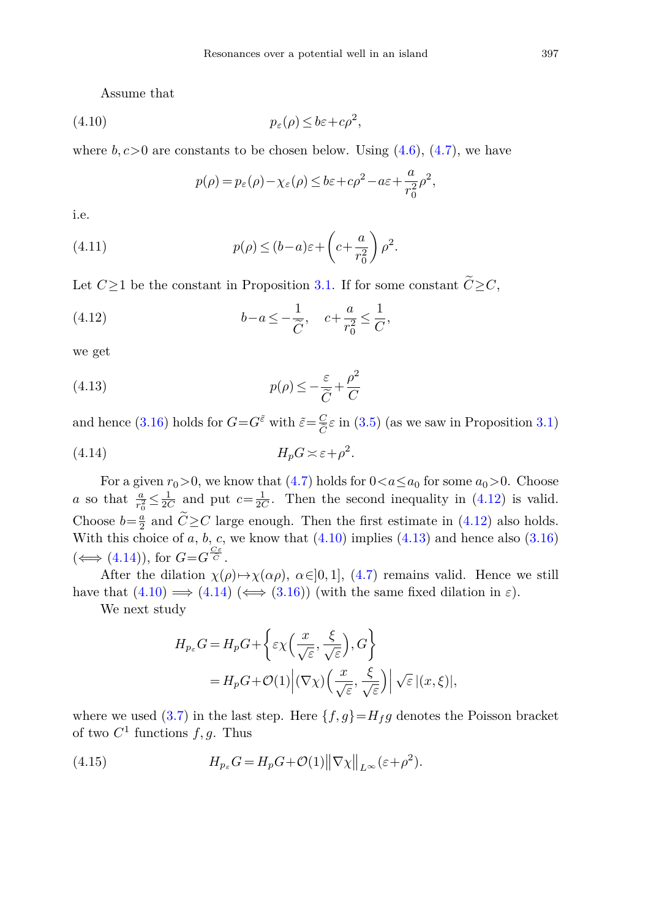Assume that

$$p_\varepsilon(\rho) \le b\varepsilon + c\rho^2, \tag{4.10}$$

where $b, c>0$ are constants to be chosen below. Using (4.6), (4.7), we have

$$p(\rho) = p_\varepsilon(\rho) - \chi_\varepsilon(\rho) \le b\varepsilon + c\rho^2 - a\varepsilon + \frac{a}{r_0^2}\rho^2,$$

i.e.

$$p(\rho) \le (b-a)\varepsilon + \left(c + \frac{a}{r_0^2}\right)\rho^2. \tag{4.11}$$

Let $C\ge 1$ be the constant in Proposition 3.1. If for some constant $\widetilde{C} \ge C$,

$$b-a \le -\frac{1}{\widetilde{C}}, \quad c + \frac{a}{r_0^2} \le \frac{1}{C}, \tag{4.12}$$

we get

$$p(\rho) \le -\frac{\varepsilon}{\widetilde{C}} + \frac{\rho^2}{C} \tag{4.13}$$

and hence (3.16) holds for $G = G^{\tilde{\varepsilon}}$ with $\tilde{\varepsilon} = \frac{C}{\widetilde{C}}\varepsilon$ in (3.5) (as we saw in Proposition 3.1)

$$H_p G \asymp \varepsilon + \rho^2. \tag{4.14}$$

For a given $r_0>0$, we know that (4.7) holds for $0<a\le a_0$ for some $a_0>0$. Choose $a$ so that $\frac{a}{r_0^2} \le \frac{1}{2C}$ and put $c = \frac{1}{2C}$. Then the second inequality in (4.12) is valid. Choose $b = \frac{a}{2}$ and $\widetilde{C} \ge C$ large enough. Then the first estimate in (4.12) also holds. With this choice of $a$, $b$, $c$, we know that (4.10) implies (4.13) and hence also (3.16) ($\Longleftrightarrow$ (4.14)), for $G = G^{\frac{C\varepsilon}{\widetilde{C}}}$.

After the dilation $\chi(\rho) \mapsto \chi(\alpha\rho)$, $\alpha \in ]0,1]$, (4.7) remains valid. Hence we still have that (4.10) $\Longrightarrow$ (4.14) ($\Longleftrightarrow$ (3.16)) (with the same fixed dilation in $\varepsilon$).

We next study

$$\begin{aligned}
H_{p_\varepsilon} G &= H_p G + \left\{ \varepsilon \chi\left(\frac{x}{\sqrt{\varepsilon}}, \frac{\xi}{\sqrt{\varepsilon}}\right), G \right\} \\
&= H_p G + \mathcal{O}(1) \left| (\nabla \chi)\left(\frac{x}{\sqrt{\varepsilon}}, \frac{\xi}{\sqrt{\varepsilon}}\right) \right| \sqrt{\varepsilon}\, |(x,\xi)|,
\end{aligned}$$

where we used (3.7) in the last step. Here $\{f,g\} = H_f g$ denotes the Poisson bracket of two $C^1$ functions $f, g$. Thus

$$H_{p_\varepsilon} G = H_p G + \mathcal{O}(1) \|\nabla \chi\|_{L^\infty} (\varepsilon + \rho^2). \tag{4.15}$$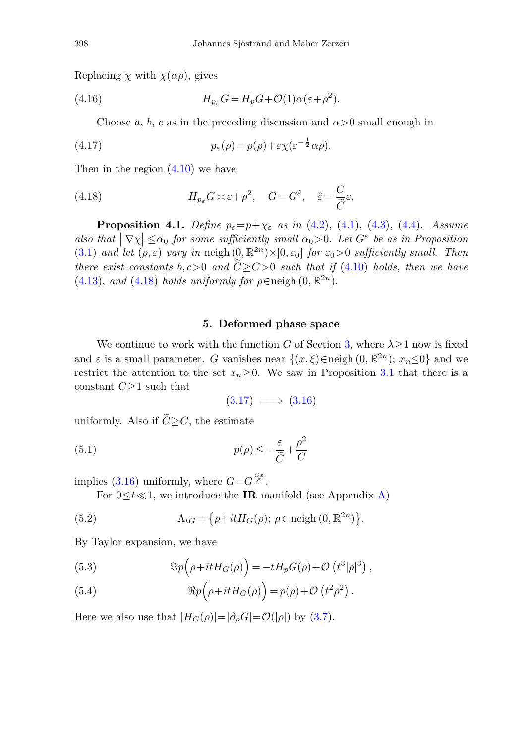Replacing $\chi$ with $\chi(\alpha\rho)$, gives

$$H_{p_\varepsilon} G = H_p G + \mathcal{O}(1)\alpha(\varepsilon+\rho^2). \tag{4.16}$$

Choose $a$, $b$, $c$ as in the preceding discussion and $\alpha>0$ small enough in

$$p_\varepsilon(\rho) = p(\rho) + \varepsilon\chi(\varepsilon^{-\frac{1}{2}}\alpha\rho). \tag{4.17}$$

Then in the region (4.10) we have

$$H_{p_\varepsilon} G \asymp \varepsilon+\rho^2, \quad G = G^{\tilde{\varepsilon}}, \quad \tilde{\varepsilon} = \frac{C}{\widetilde{C}}\varepsilon. \tag{4.18}$$

**Proposition 4.1.** *Define $p_\varepsilon = p + \chi_\varepsilon$ as in (4.2), (4.1), (4.3), (4.4). Assume also that $\left\|\nabla\chi\right\| \le \alpha_0$ for some sufficiently small $\alpha_0>0$. Let $G^\varepsilon$ be as in Proposition (3.1) and let $(\rho,\varepsilon)$ vary in $\operatorname{neigh}(0,\mathbb{R}^{2n})\times ]0,\varepsilon_0]$ for $\varepsilon_0>0$ sufficiently small. Then there exist constants $b, c>0$ and $\widetilde{C}\ge C>0$ such that if (4.10) holds, then we have (4.13), and (4.18) holds uniformly for $\rho\in\operatorname{neigh}(0,\mathbb{R}^{2n})$.*

## 5. Deformed phase space

We continue to work with the function $G$ of Section 3, where $\lambda\ge 1$ now is fixed and $\varepsilon$ is a small parameter. $G$ vanishes near $\{(x,\xi)\in\operatorname{neigh}(0,\mathbb{R}^{2n});\ x_n\le 0\}$ and we restrict the attention to the set $x_n\ge 0$. We saw in Proposition 3.1 that there is a constant $C\ge 1$ such that

$$(3.17) \implies (3.16)$$

uniformly. Also if $\widetilde{C}\ge C$, the estimate

$$p(\rho) \le -\frac{\varepsilon}{\widetilde{C}} + \frac{\rho^2}{C} \tag{5.1}$$

implies (3.16) uniformly, where $G = G^{\frac{C\varepsilon}{\widetilde{C}}}$.

For $0\le t\ll 1$, we introduce the **IR**-manifold (see Appendix A)

$$\Lambda_{tG} = \left\{\rho + itH_G(\rho);\ \rho\in\operatorname{neigh}(0,\mathbb{R}^{2n})\right\}. \tag{5.2}$$

By Taylor expansion, we have

$$\Im p\Big(\rho + itH_G(\rho)\Big) = -tH_pG(\rho) + \mathcal{O}\left(t^3|\rho|^3\right), \tag{5.3}$$

$$\Re p\Big(\rho + itH_G(\rho)\Big) = p(\rho) + \mathcal{O}\left(t^2\rho^2\right). \tag{5.4}$$

Here we also use that $|H_G(\rho)| = |\partial_\rho G| = \mathcal{O}(|\rho|)$ by (3.7).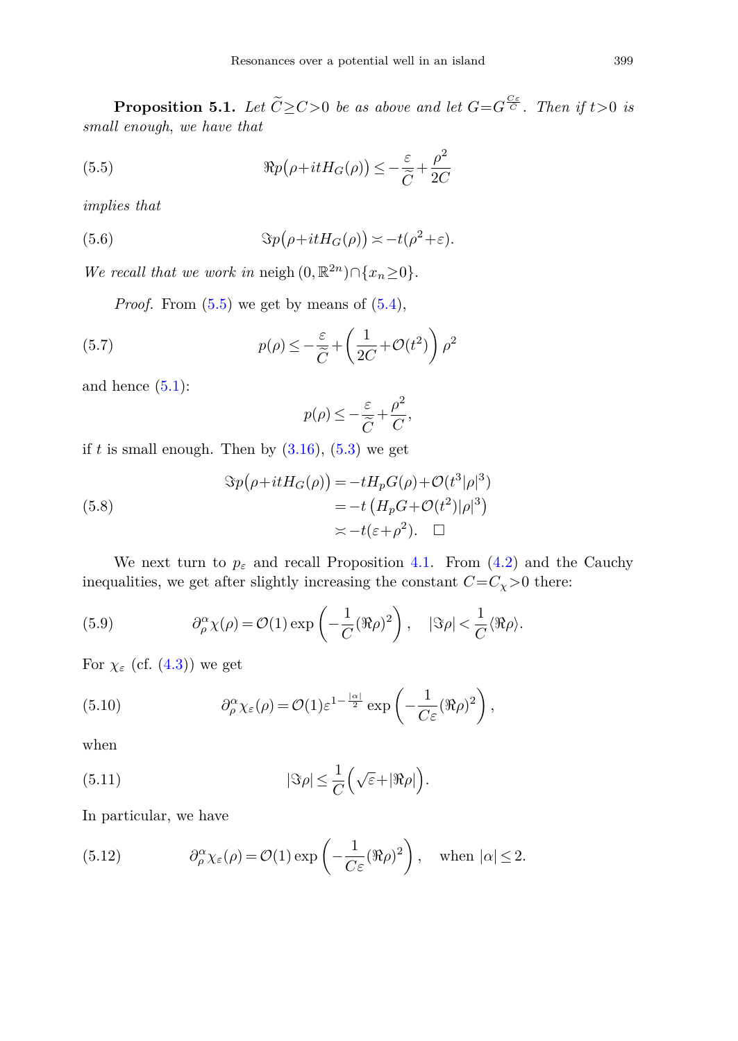**Proposition 5.1.** *Let $\widetilde{C} \geq C > 0$ be as above and let $G = G^{\frac{C\varepsilon}{C}}$. Then if $t > 0$ is small enough, we have that*

$$\Re p\big(\rho + itH_G(\rho)\big) \leq -\frac{\varepsilon}{\widetilde{C}} + \frac{\rho^2}{2C} \tag{5.5}$$

*implies that*

$$\Im p\big(\rho + itH_G(\rho)\big) \asymp -t(\rho^2 + \varepsilon). \tag{5.6}$$

*We recall that we work in* $\operatorname{neigh}(0, \mathbb{R}^{2n}) \cap \{x_n \geq 0\}$.

*Proof.* From (5.5) we get by means of (5.4),

$$p(\rho) \leq -\frac{\varepsilon}{\widetilde{C}} + \left(\frac{1}{2C} + \mathcal{O}(t^2)\right)\rho^2 \tag{5.7}$$

and hence (5.1):

$$p(\rho) \leq -\frac{\varepsilon}{\widetilde{C}} + \frac{\rho^2}{C},$$

if $t$ is small enough. Then by (3.16), (5.3) we get

$$\begin{aligned} \Im p\big(\rho + itH_G(\rho)\big) &= -tH_p G(\rho) + \mathcal{O}(t^3|\rho|^3) \\ &= -t\left(H_p G + \mathcal{O}(t^2)|\rho|^3\right) \\ &\asymp -t(\varepsilon + \rho^2). \quad \square \end{aligned} \tag{5.8}$$

We next turn to $p_\varepsilon$ and recall Proposition 4.1. From (4.2) and the Cauchy inequalities, we get after slightly increasing the constant $C = C_\chi > 0$ there:

$$\partial_\rho^\alpha \chi(\rho) = \mathcal{O}(1)\exp\left(-\frac{1}{C}(\Re\rho)^2\right), \quad |\Im\rho| < \frac{1}{C}\langle\Re\rho\rangle. \tag{5.9}$$

For $\chi_\varepsilon$ (cf. (4.3)) we get

$$\partial_\rho^\alpha \chi_\varepsilon(\rho) = \mathcal{O}(1)\varepsilon^{1-\frac{|\alpha|}{2}}\exp\left(-\frac{1}{C\varepsilon}(\Re\rho)^2\right), \tag{5.10}$$

when

$$|\Im\rho| \leq \frac{1}{C}\left(\sqrt{\varepsilon} + |\Re\rho|\right). \tag{5.11}$$

In particular, we have

$$\partial_\rho^\alpha \chi_\varepsilon(\rho) = \mathcal{O}(1)\exp\left(-\frac{1}{C\varepsilon}(\Re\rho)^2\right), \quad \text{when } |\alpha| \leq 2. \tag{5.12}$$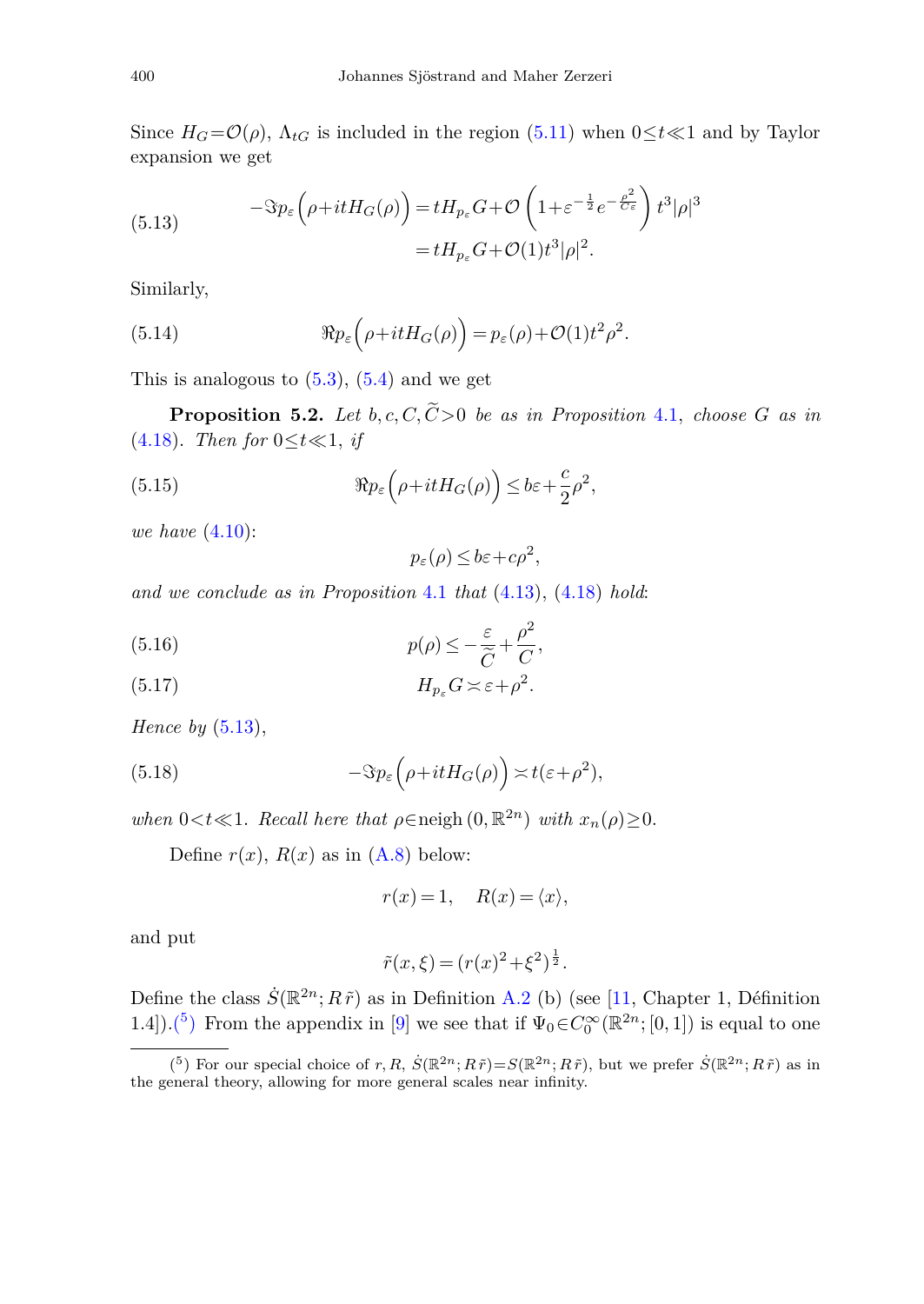Since $H_G = \mathcal{O}(\rho)$, $\Lambda_{tG}$ is included in the region (5.11) when $0 \le t \ll 1$ and by Taylor expansion we get

$$
\begin{aligned}
-\Im p_\varepsilon\Big(\rho + itH_G(\rho)\Big) &= tH_{p_\varepsilon}G + \mathcal{O}\left(1+\varepsilon^{-\frac{1}{2}}e^{-\frac{\rho^2}{C\varepsilon}}\right)t^3|\rho|^3 \\
&= tH_{p_\varepsilon}G + \mathcal{O}(1)t^3|\rho|^2.
\end{aligned}
\tag{5.13}
$$

Similarly,

$$
\Re p_\varepsilon\Big(\rho + itH_G(\rho)\Big) = p_\varepsilon(\rho) + \mathcal{O}(1)t^2\rho^2. \tag{5.14}
$$

This is analogous to (5.3), (5.4) and we get

**Proposition 5.2.** *Let $b, c, C, \widetilde{C} > 0$ be as in Proposition 4.1, choose $G$ as in (4.18). Then for $0 \le t \ll 1$, if*

$$
\Re p_\varepsilon\Big(\rho + itH_G(\rho)\Big) \le b\varepsilon + \frac{c}{2}\rho^2, \tag{5.15}
$$

*we have (4.10):*

$$
p_\varepsilon(\rho) \le b\varepsilon + c\rho^2,
$$

*and we conclude as in Proposition 4.1 that (4.13), (4.18) hold:*

$$
p(\rho) \le -\frac{\varepsilon}{\widetilde{C}} + \frac{\rho^2}{C}, \tag{5.16}
$$

$$
H_{p_\varepsilon}G \asymp \varepsilon + \rho^2. \tag{5.17}
$$

*Hence by (5.13),*

$$
-\Im p_\varepsilon\Big(\rho + itH_G(\rho)\Big) \asymp t(\varepsilon + \rho^2), \tag{5.18}
$$

*when $0 < t \ll 1$. Recall here that $\rho \in \operatorname{neigh}(0, \mathbb{R}^{2n})$ with $x_n(\rho) \ge 0$.*

Define $r(x)$, $R(x)$ as in (A.8) below:

$$
r(x) = 1, \quad R(x) = \langle x \rangle,
$$

and put

$$
\tilde{r}(x,\xi) = (r(x)^2 + \xi^2)^{\frac{1}{2}}.
$$

Define the class $\dot{S}(\mathbb{R}^{2n}; R\,\tilde{r})$ as in Definition A.2 (b) (see [11, Chapter 1, Définition 1.4]).(5) From the appendix in [9] we see that if $\Psi_0 \in C_0^\infty(\mathbb{R}^{2n}; [0,1])$ is equal to one

(5) For our special choice of $r, R$, $\dot{S}(\mathbb{R}^{2n}; R\,\tilde{r}) = S(\mathbb{R}^{2n}; R\,\tilde{r})$, but we prefer $\dot{S}(\mathbb{R}^{2n}; R\,\tilde{r})$ as in the general theory, allowing for more general scales near infinity.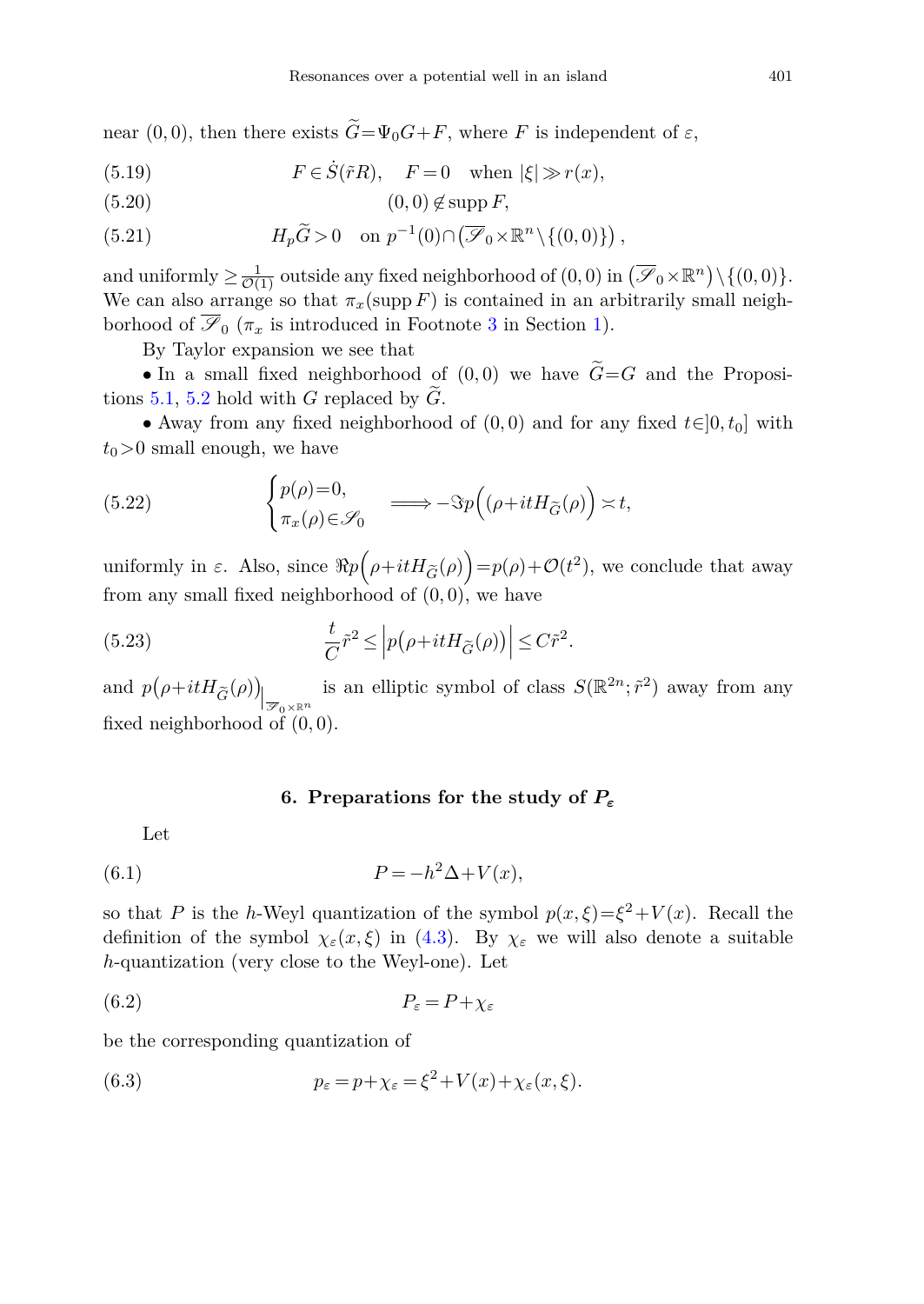near $(0,0)$, then there exists $\widetilde{G}=\Psi_0 G+F$, where $F$ is independent of $\varepsilon$,

$$F\in \dot{S}(\tilde{r}R), \quad F=0 \quad \text{when } |\xi|\gg r(x), \tag{5.19}$$

$$(0,0)\notin \operatorname{supp} F, \tag{5.20}$$

$$H_p\widetilde{G}>0 \quad \text{on } p^{-1}(0)\cap\left(\overline{\mathscr{S}}_0\times\mathbb{R}^n\setminus\{(0,0)\}\right), \tag{5.21}$$

and uniformly $\geq \frac{1}{\mathcal{O}(1)}$ outside any fixed neighborhood of $(0,0)$ in $\left(\overline{\mathscr{S}}_0\times\mathbb{R}^n\right)\setminus\{(0,0)\}$. We can also arrange so that $\pi_x(\operatorname{supp} F)$ is contained in an arbitrarily small neighborhood of $\overline{\mathscr{S}}_0$ ($\pi_x$ is introduced in Footnote 3 in Section 1).

By Taylor expansion we see that

- In a small fixed neighborhood of $(0,0)$ we have $\widetilde{G}=G$ and the Propositions 5.1, 5.2 hold with $G$ replaced by $\widetilde{G}$.
- Away from any fixed neighborhood of $(0,0)$ and for any fixed $t\in]0,t_0]$ with $t_0>0$ small enough, we have

$$\begin{cases} p(\rho)=0, \\ \pi_x(\rho)\in\mathscr{S}_0 \end{cases} \Longrightarrow -\Im p\Big((\rho+itH_{\widetilde{G}}(\rho)\Big)\asymp t, \tag{5.22}$$

uniformly in $\varepsilon$. Also, since $\Re p\Big(\rho+itH_{\widetilde{G}}(\rho)\Big)=p(\rho)+\mathcal{O}(t^2)$, we conclude that away from any small fixed neighborhood of $(0,0)$, we have

$$\frac{t}{C}\tilde{r}^2\leq \Big|p\big(\rho+itH_{\widetilde{G}}(\rho)\big)\Big|\leq C\tilde{r}^2. \tag{5.23}$$

and $p\big(\rho+itH_{\widetilde{G}}(\rho)\big)\Big|_{\mathscr{S}_0\times\mathbb{R}^n}$ is an elliptic symbol of class $S(\mathbb{R}^{2n};\tilde{r}^2)$ away from any fixed neighborhood of $(0,0)$.

## 6. Preparations for the study of $P_\varepsilon$

Let

$$P=-h^2\Delta+V(x), \tag{6.1}$$

so that $P$ is the $h$-Weyl quantization of the symbol $p(x,\xi)=\xi^2+V(x)$. Recall the definition of the symbol $\chi_\varepsilon(x,\xi)$ in (4.3). By $\chi_\varepsilon$ we will also denote a suitable $h$-quantization (very close to the Weyl-one). Let

$$P_\varepsilon=P+\chi_\varepsilon \tag{6.2}$$

be the corresponding quantization of

$$p_\varepsilon=p+\chi_\varepsilon=\xi^2+V(x)+\chi_\varepsilon(x,\xi). \tag{6.3}$$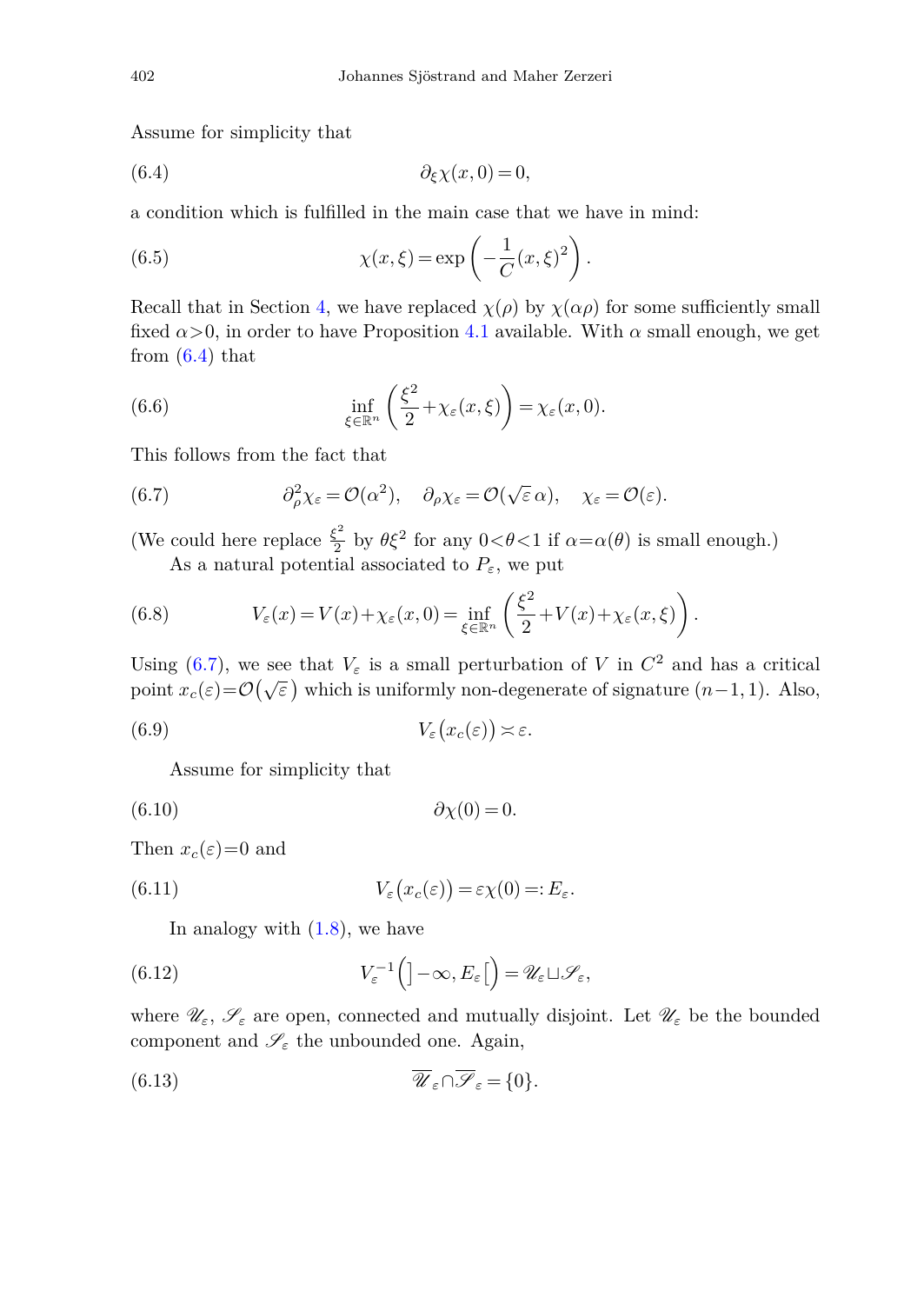Assume for simplicity that

$$\partial_\xi \chi(x,0)=0, \tag{6.4}$$

a condition which is fulfilled in the main case that we have in mind:

$$\chi(x,\xi)=\exp\left(-\frac{1}{C}(x,\xi)^2\right). \tag{6.5}$$

Recall that in Section 4, we have replaced $\chi(\rho)$ by $\chi(\alpha\rho)$ for some sufficiently small fixed $\alpha>0$, in order to have Proposition 4.1 available. With $\alpha$ small enough, we get from (6.4) that

$$\inf_{\xi\in\mathbb{R}^n}\left(\frac{\xi^2}{2}+\chi_\varepsilon(x,\xi)\right)=\chi_\varepsilon(x,0). \tag{6.6}$$

This follows from the fact that

$$\partial_\rho^2\chi_\varepsilon=\mathcal{O}(\alpha^2),\quad \partial_\rho\chi_\varepsilon=\mathcal{O}(\sqrt{\varepsilon}\,\alpha),\quad \chi_\varepsilon=\mathcal{O}(\varepsilon). \tag{6.7}$$

(We could here replace $\frac{\xi^2}{2}$ by $\theta\xi^2$ for any $0<\theta<1$ if $\alpha=\alpha(\theta)$ is small enough.)

As a natural potential associated to $P_\varepsilon$, we put

$$V_\varepsilon(x)=V(x)+\chi_\varepsilon(x,0)=\inf_{\xi\in\mathbb{R}^n}\left(\frac{\xi^2}{2}+V(x)+\chi_\varepsilon(x,\xi)\right). \tag{6.8}$$

Using (6.7), we see that $V_\varepsilon$ is a small perturbation of $V$ in $C^2$ and has a critical point $x_c(\varepsilon)=\mathcal{O}(\sqrt{\varepsilon})$ which is uniformly non-degenerate of signature $(n-1,1)$. Also,

$$V_\varepsilon(x_c(\varepsilon))\asymp\varepsilon. \tag{6.9}$$

Assume for simplicity that

$$\partial\chi(0)=0. \tag{6.10}$$

Then $x_c(\varepsilon)=0$ and

$$V_\varepsilon(x_c(\varepsilon))=\varepsilon\chi(0)=:E_\varepsilon. \tag{6.11}$$

In analogy with (1.8), we have

$$V_\varepsilon^{-1}\big(]-\infty,E_\varepsilon[\big)=\mathscr{U}_\varepsilon\sqcup\mathscr{S}_\varepsilon, \tag{6.12}$$

where $\mathscr{U}_\varepsilon$, $\mathscr{S}_\varepsilon$ are open, connected and mutually disjoint. Let $\mathscr{U}_\varepsilon$ be the bounded component and $\mathscr{S}_\varepsilon$ the unbounded one. Again,

$$\overline{\mathscr{U}}_\varepsilon\cap\overline{\mathscr{S}}_\varepsilon=\{0\}. \tag{6.13}$$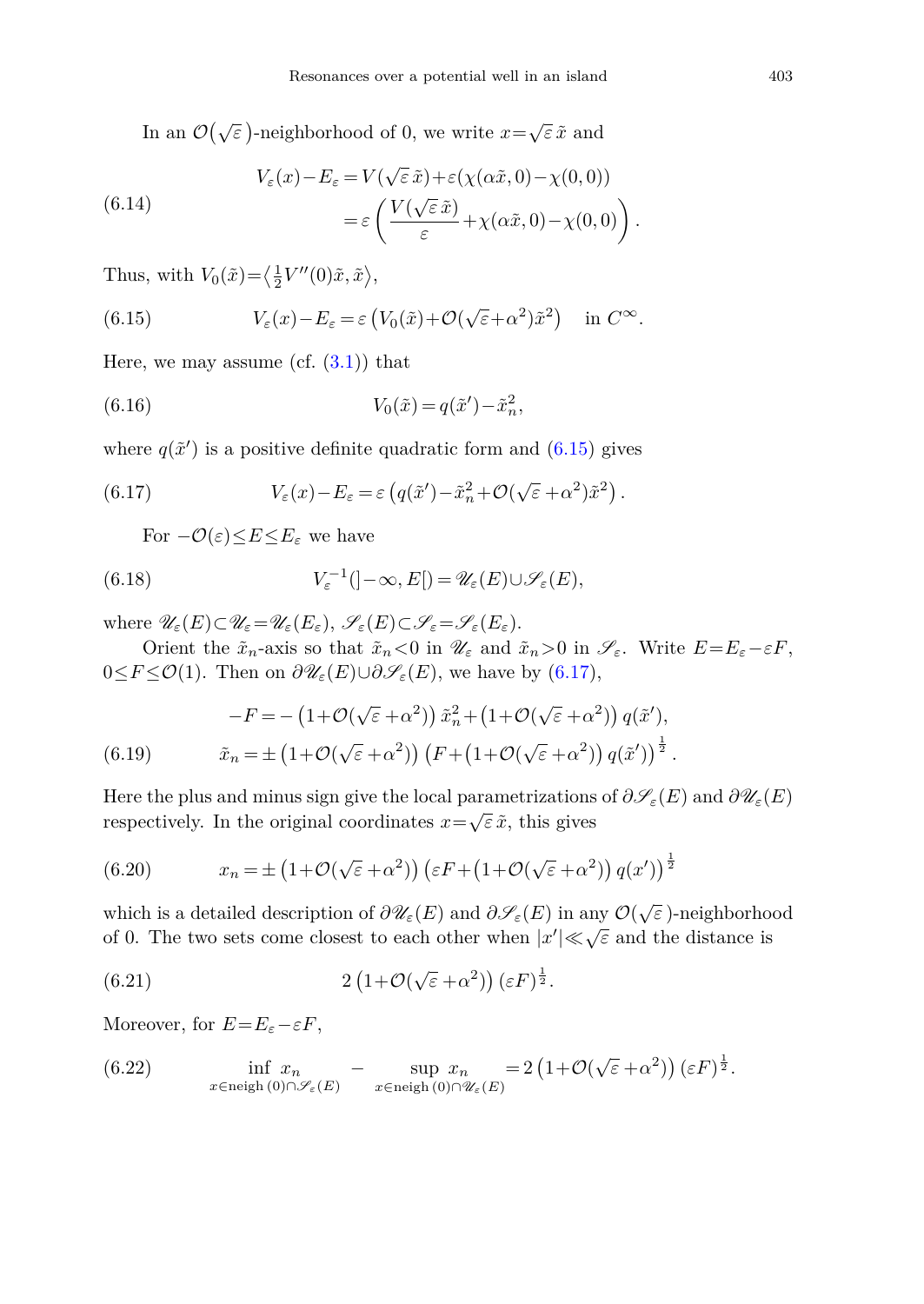In an $\mathcal{O}(\sqrt{\varepsilon})$-neighborhood of 0, we write $x=\sqrt{\varepsilon}\,\tilde{x}$ and

$$\begin{aligned} V_\varepsilon(x)-E_\varepsilon &= V(\sqrt{\varepsilon}\,\tilde{x})+\varepsilon(\chi(\alpha\tilde{x},0)-\chi(0,0)) \\ &= \varepsilon\left(\frac{V(\sqrt{\varepsilon}\,\tilde{x})}{\varepsilon}+\chi(\alpha\tilde{x},0)-\chi(0,0)\right). \end{aligned} \tag{6.14}$$

Thus, with $V_0(\tilde{x})=\left\langle \frac{1}{2}V''(0)\tilde{x},\tilde{x}\right\rangle$,

$$V_\varepsilon(x)-E_\varepsilon=\varepsilon\left(V_0(\tilde{x})+\mathcal{O}(\sqrt{\varepsilon}+\alpha^2)\tilde{x}^2\right) \quad \text{in } C^\infty. \tag{6.15}$$

Here, we may assume (cf. (3.1)) that

$$V_0(\tilde{x})=q(\tilde{x}')-\tilde{x}_n^2, \tag{6.16}$$

where $q(\tilde{x}')$ is a positive definite quadratic form and (6.15) gives

$$V_\varepsilon(x)-E_\varepsilon=\varepsilon\left(q(\tilde{x}')-\tilde{x}_n^2+\mathcal{O}(\sqrt{\varepsilon}+\alpha^2)\tilde{x}^2\right). \tag{6.17}$$

For $-\mathcal{O}(\varepsilon)\le E\le E_\varepsilon$ we have

$$V_\varepsilon^{-1}(]-\infty,E[)=\mathscr{U}_\varepsilon(E)\cup\mathscr{S}_\varepsilon(E), \tag{6.18}$$

where $\mathscr{U}_\varepsilon(E)\subset\mathscr{U}_\varepsilon=\mathscr{U}_\varepsilon(E_\varepsilon)$, $\mathscr{S}_\varepsilon(E)\subset\mathscr{S}_\varepsilon=\mathscr{S}_\varepsilon(E_\varepsilon)$.

Orient the $\tilde{x}_n$-axis so that $\tilde{x}_n<0$ in $\mathscr{U}_\varepsilon$ and $\tilde{x}_n>0$ in $\mathscr{S}_\varepsilon$. Write $E=E_\varepsilon-\varepsilon F$, $0\le F\le\mathcal{O}(1)$. Then on $\partial\mathscr{U}_\varepsilon(E)\cup\partial\mathscr{S}_\varepsilon(E)$, we have by (6.17),

$$\begin{aligned} -F&=-\left(1+\mathcal{O}(\sqrt{\varepsilon}+\alpha^2)\right)\tilde{x}_n^2+\left(1+\mathcal{O}(\sqrt{\varepsilon}+\alpha^2)\right)q(\tilde{x}'), \\ \tilde{x}_n&=\pm\left(1+\mathcal{O}(\sqrt{\varepsilon}+\alpha^2)\right)\left(F+\left(1+\mathcal{O}(\sqrt{\varepsilon}+\alpha^2)\right)q(\tilde{x}')\right)^{\frac{1}{2}}. \end{aligned} \tag{6.19}$$

Here the plus and minus sign give the local parametrizations of $\partial\mathscr{S}_\varepsilon(E)$ and $\partial\mathscr{U}_\varepsilon(E)$ respectively. In the original coordinates $x=\sqrt{\varepsilon}\,\tilde{x}$, this gives

$$x_n=\pm\left(1+\mathcal{O}(\sqrt{\varepsilon}+\alpha^2)\right)\left(\varepsilon F+\left(1+\mathcal{O}(\sqrt{\varepsilon}+\alpha^2)\right)q(x')\right)^{\frac{1}{2}} \tag{6.20}$$

which is a detailed description of $\partial\mathscr{U}_\varepsilon(E)$ and $\partial\mathscr{S}_\varepsilon(E)$ in any $\mathcal{O}(\sqrt{\varepsilon})$-neighborhood of 0. The two sets come closest to each other when $|x'|\ll\sqrt{\varepsilon}$ and the distance is

$$2\left(1+\mathcal{O}(\sqrt{\varepsilon}+\alpha^2)\right)(\varepsilon F)^{\frac{1}{2}}. \tag{6.21}$$

Moreover, for $E=E_\varepsilon-\varepsilon F$,

$$\inf_{x\in\operatorname{neigh}(0)\cap\mathscr{S}_\varepsilon(E)} x_n \quad - \sup_{x\in\operatorname{neigh}(0)\cap\mathscr{U}_\varepsilon(E)} x_n = 2\left(1+\mathcal{O}(\sqrt{\varepsilon}+\alpha^2)\right)(\varepsilon F)^{\frac{1}{2}}. \tag{6.22}$$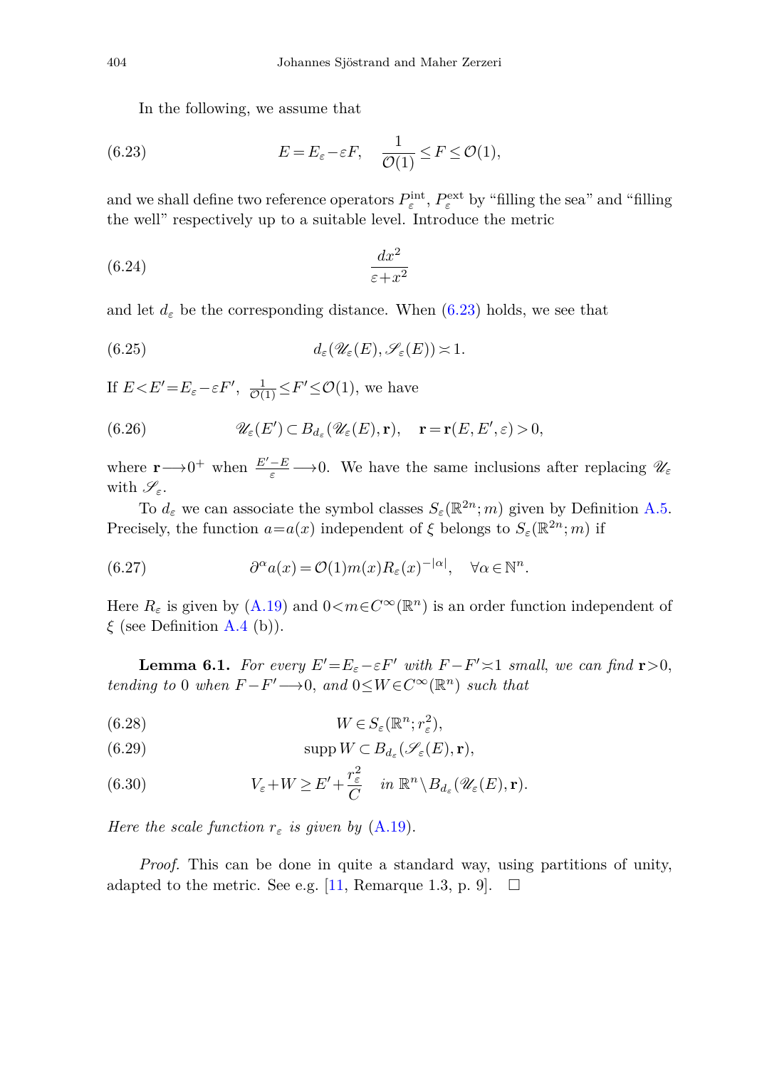In the following, we assume that

$$E = E_\varepsilon - \varepsilon F, \quad \frac{1}{\mathcal{O}(1)} \le F \le \mathcal{O}(1), \tag{6.23}$$

and we shall define two reference operators $P_\varepsilon^{\mathrm{int}}$, $P_\varepsilon^{\mathrm{ext}}$ by "filling the sea" and "filling the well" respectively up to a suitable level. Introduce the metric

$$\frac{dx^2}{\varepsilon + x^2} \tag{6.24}$$

and let $d_\varepsilon$ be the corresponding distance. When (6.23) holds, we see that

$$d_\varepsilon(\mathscr{U}_\varepsilon(E), \mathscr{S}_\varepsilon(E)) \asymp 1. \tag{6.25}$$

If $E < E' = E_\varepsilon - \varepsilon F'$, $\frac{1}{\mathcal{O}(1)} \le F' \le \mathcal{O}(1)$, we have

$$\mathscr{U}_\varepsilon(E') \subset B_{d_\varepsilon}(\mathscr{U}_\varepsilon(E), \mathbf{r}), \quad \mathbf{r} = \mathbf{r}(E, E', \varepsilon) > 0, \tag{6.26}$$

where $\mathbf{r} \longrightarrow 0^+$ when $\frac{E'-E}{\varepsilon} \longrightarrow 0$. We have the same inclusions after replacing $\mathscr{U}_\varepsilon$ with $\mathscr{S}_\varepsilon$.

To $d_\varepsilon$ we can associate the symbol classes $S_\varepsilon(\mathbb{R}^{2n}; m)$ given by Definition A.5. Precisely, the function $a = a(x)$ independent of $\xi$ belongs to $S_\varepsilon(\mathbb{R}^{2n}; m)$ if

$$\partial^\alpha a(x) = \mathcal{O}(1) m(x) R_\varepsilon(x)^{-|\alpha|}, \quad \forall \alpha \in \mathbb{N}^n. \tag{6.27}$$

Here $R_\varepsilon$ is given by (A.19) and $0 < m \in C^\infty(\mathbb{R}^n)$ is an order function independent of $\xi$ (see Definition A.4 (b)).

**Lemma 6.1.** *For every $E' = E_\varepsilon - \varepsilon F'$ with $F - F' \asymp 1$ small, we can find $\mathbf{r} > 0$, tending to $0$ when $F - F' \longrightarrow 0$, and $0 \le W \in C^\infty(\mathbb{R}^n)$ such that*

$$W \in S_\varepsilon(\mathbb{R}^n; r_\varepsilon^2), \tag{6.28}$$

$$\operatorname{supp} W \subset B_{d_\varepsilon}(\mathscr{S}_\varepsilon(E), \mathbf{r}), \tag{6.29}$$

$$V_\varepsilon + W \ge E' + \frac{r_\varepsilon^2}{C} \quad \text{in } \mathbb{R}^n \setminus B_{d_\varepsilon}(\mathscr{U}_\varepsilon(E), \mathbf{r}). \tag{6.30}$$

*Here the scale function $r_\varepsilon$ is given by (A.19).*

*Proof.* This can be done in quite a standard way, using partitions of unity, adapted to the metric. See e.g. [11, Remarque 1.3, p. 9]. $\square$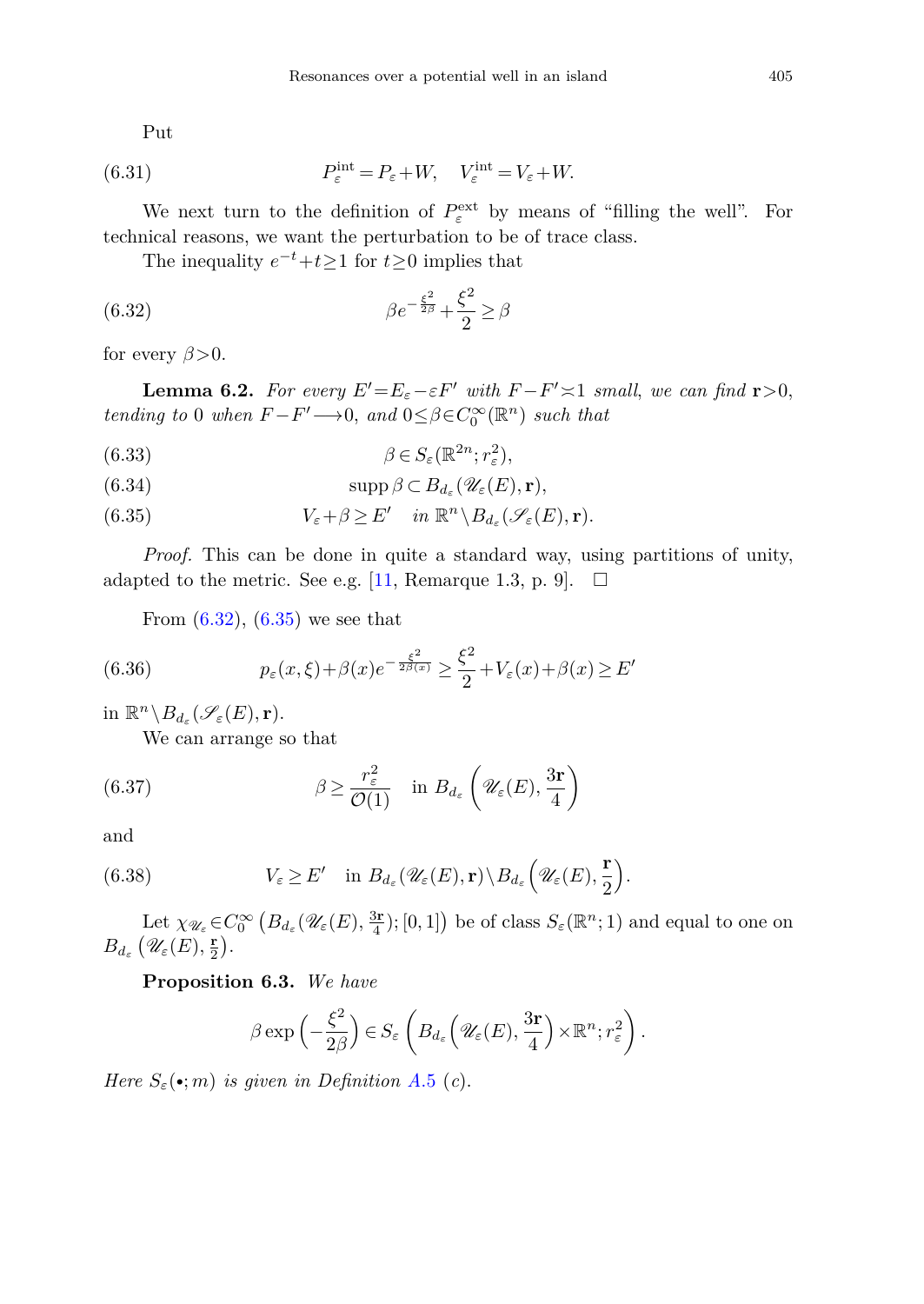Put

$$P_\varepsilon^{\rm int} = P_\varepsilon + W, \quad V_\varepsilon^{\rm int} = V_\varepsilon + W. \tag{6.31}$$

We next turn to the definition of $P_\varepsilon^{\rm ext}$ by means of "filling the well". For technical reasons, we want the perturbation to be of trace class.

The inequality $e^{-t}+t\geq 1$ for $t\geq 0$ implies that

$$\beta e^{-\frac{\xi^2}{2\beta}} + \frac{\xi^2}{2} \geq \beta \tag{6.32}$$

for every $\beta>0$.

**Lemma 6.2.** *For every $E'=E_\varepsilon-\varepsilon F'$ with $F-F'\asymp 1$ small, we can find $\mathbf{r}>0$, tending to 0 when $F-F'\longrightarrow 0$, and $0\leq\beta\in C_0^\infty(\mathbb{R}^n)$ such that*

$$\beta \in S_\varepsilon(\mathbb{R}^{2n}; r_\varepsilon^2), \tag{6.33}$$

$$\operatorname{supp}\beta \subset B_{d_\varepsilon}(\mathscr{U}_\varepsilon(E), \mathbf{r}), \tag{6.34}$$

$$V_\varepsilon + \beta \geq E' \quad \textit{in } \mathbb{R}^n \setminus B_{d_\varepsilon}(\mathscr{S}_\varepsilon(E), \mathbf{r}). \tag{6.35}$$

*Proof.* This can be done in quite a standard way, using partitions of unity, adapted to the metric. See e.g. [11, Remarque 1.3, p. 9]. $\square$

From (6.32), (6.35) we see that

$$p_\varepsilon(x,\xi) + \beta(x) e^{-\frac{\xi^2}{2\beta(x)}} \geq \frac{\xi^2}{2} + V_\varepsilon(x) + \beta(x) \geq E' \tag{6.36}$$

in $\mathbb{R}^n \setminus B_{d_\varepsilon}(\mathscr{S}_\varepsilon(E), \mathbf{r})$.

We can arrange so that

$$\beta \geq \frac{r_\varepsilon^2}{\mathcal{O}(1)} \quad \text{in } B_{d_\varepsilon}\left(\mathscr{U}_\varepsilon(E), \frac{3\mathbf{r}}{4}\right) \tag{6.37}$$

and

$$V_\varepsilon \geq E' \quad \text{in } B_{d_\varepsilon}(\mathscr{U}_\varepsilon(E), \mathbf{r}) \setminus B_{d_\varepsilon}\left(\mathscr{U}_\varepsilon(E), \frac{\mathbf{r}}{2}\right). \tag{6.38}$$

Let $\chi_{\mathscr{U}_\varepsilon} \in C_0^\infty\left(B_{d_\varepsilon}(\mathscr{U}_\varepsilon(E), \frac{3\mathbf{r}}{4}); [0,1]\right)$ be of class $S_\varepsilon(\mathbb{R}^n;1)$ and equal to one on $B_{d_\varepsilon}\left(\mathscr{U}_\varepsilon(E), \frac{\mathbf{r}}{2}\right)$.

**Proposition 6.3.** *We have*

$$\beta \exp\left(-\frac{\xi^2}{2\beta}\right) \in S_\varepsilon\left(B_{d_\varepsilon}\left(\mathscr{U}_\varepsilon(E), \frac{3\mathbf{r}}{4}\right) \times \mathbb{R}^n; r_\varepsilon^2\right).$$

*Here $S_\varepsilon(\bullet; m)$ is given in Definition A.5 (c).*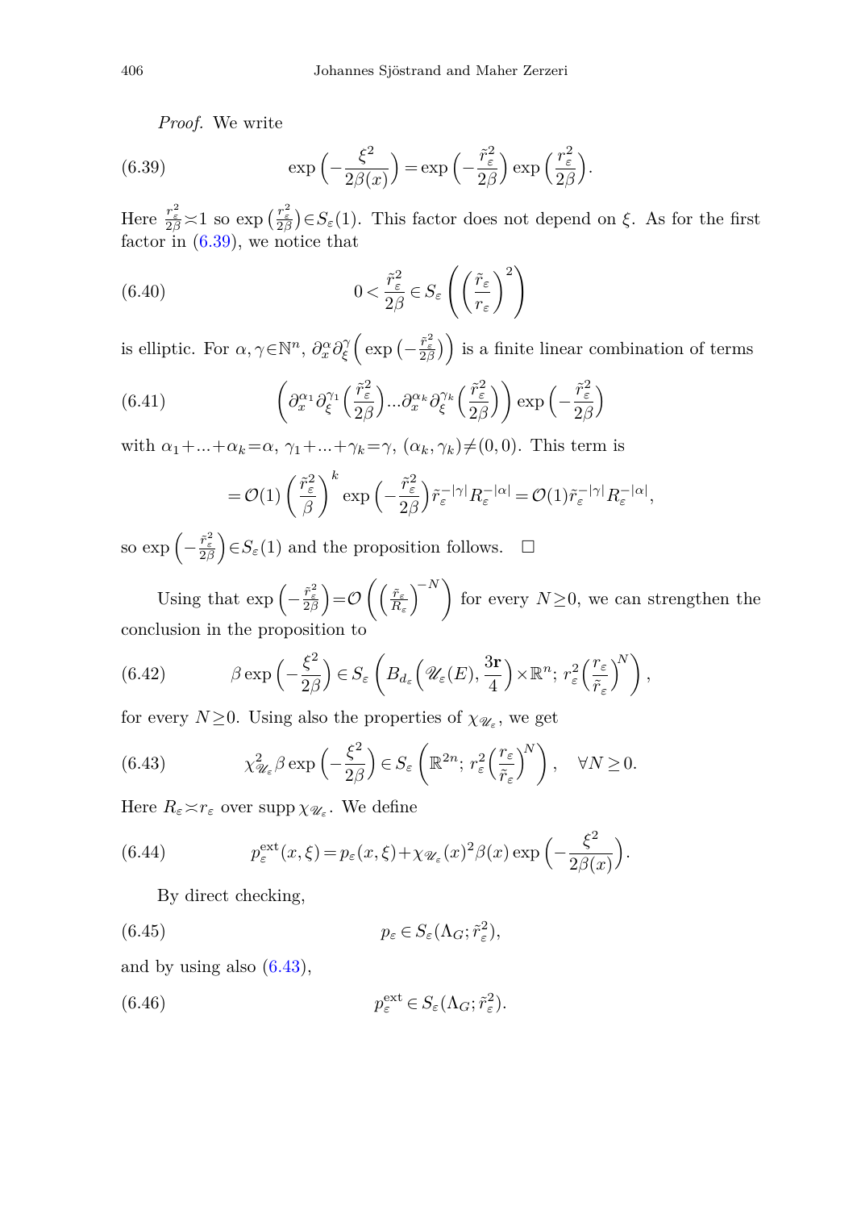*Proof.* We write

$$\exp\Big(-\frac{\xi^2}{2\beta(x)}\Big)=\exp\Big(-\frac{\tilde r_\varepsilon^2}{2\beta}\Big)\exp\Big(\frac{r_\varepsilon^2}{2\beta}\Big). \tag{6.39}$$

Here $\frac{r_\varepsilon^2}{2\beta}\asymp 1$ so $\exp\big(\frac{r_\varepsilon^2}{2\beta}\big)\in S_\varepsilon(1)$. This factor does not depend on $\xi$. As for the first factor in (6.39), we notice that

$$0<\frac{\tilde r_\varepsilon^2}{2\beta}\in S_\varepsilon\left(\Big(\frac{\tilde r_\varepsilon}{r_\varepsilon}\Big)^2\right) \tag{6.40}$$

is elliptic. For $\alpha,\gamma\in\mathbb{N}^n$, $\partial_x^\alpha\partial_\xi^\gamma\Big(\exp\big(-\frac{\tilde r_\varepsilon^2}{2\beta}\big)\Big)$ is a finite linear combination of terms

$$\left(\partial_x^{\alpha_1}\partial_\xi^{\gamma_1}\Big(\frac{\tilde r_\varepsilon^2}{2\beta}\Big)...\partial_x^{\alpha_k}\partial_\xi^{\gamma_k}\Big(\frac{\tilde r_\varepsilon^2}{2\beta}\Big)\right)\exp\Big(-\frac{\tilde r_\varepsilon^2}{2\beta}\Big) \tag{6.41}$$

with $\alpha_1+...+\alpha_k=\alpha$, $\gamma_1+...+\gamma_k=\gamma$, $(\alpha_k,\gamma_k)\neq(0,0)$. This term is

$$=\mathcal{O}(1)\left(\frac{\tilde r_\varepsilon^2}{\beta}\right)^k\exp\Big(-\frac{\tilde r_\varepsilon^2}{2\beta}\Big)\tilde r_\varepsilon^{-|\gamma|}R_\varepsilon^{-|\alpha|}=\mathcal{O}(1)\tilde r_\varepsilon^{-|\gamma|}R_\varepsilon^{-|\alpha|},$$

so $\exp\Big(-\frac{\tilde r_\varepsilon^2}{2\beta}\Big)\in S_\varepsilon(1)$ and the proposition follows. $\square$

Using that $\exp\Big(-\frac{\tilde r_\varepsilon^2}{2\beta}\Big)=\mathcal{O}\left(\Big(\frac{\tilde r_\varepsilon}{R_\varepsilon}\Big)^{-N}\right)$ for every $N\geq 0$, we can strengthen the conclusion in the proposition to

$$\beta\exp\Big(-\frac{\xi^2}{2\beta}\Big)\in S_\varepsilon\left(B_{d_\varepsilon}\Big(\mathscr{U}_\varepsilon(E),\frac{3\mathbf{r}}{4}\Big)\times\mathbb{R}^n;\,r_\varepsilon^2\Big(\frac{r_\varepsilon}{\tilde r_\varepsilon}\Big)^N\right), \tag{6.42}$$

for every $N\geq 0$. Using also the properties of $\chi_{\mathscr{U}_\varepsilon}$, we get

$$\chi_{\mathscr{U}_\varepsilon}^2\beta\exp\Big(-\frac{\xi^2}{2\beta}\Big)\in S_\varepsilon\left(\mathbb{R}^{2n};\,r_\varepsilon^2\Big(\frac{r_\varepsilon}{\tilde r_\varepsilon}\Big)^N\right),\quad\forall N\geq 0. \tag{6.43}$$

Here $R_\varepsilon\asymp r_\varepsilon$ over $\operatorname{supp}\chi_{\mathscr{U}_\varepsilon}$. We define

$$p_\varepsilon^{\mathrm{ext}}(x,\xi)=p_\varepsilon(x,\xi)+\chi_{\mathscr{U}_\varepsilon}(x)^2\beta(x)\exp\Big(-\frac{\xi^2}{2\beta(x)}\Big). \tag{6.44}$$

By direct checking,

$$p_\varepsilon\in S_\varepsilon(\Lambda_G;\tilde r_\varepsilon^2), \tag{6.45}$$

and by using also (6.43),

$$p_\varepsilon^{\mathrm{ext}}\in S_\varepsilon(\Lambda_G;\tilde r_\varepsilon^2). \tag{6.46}$$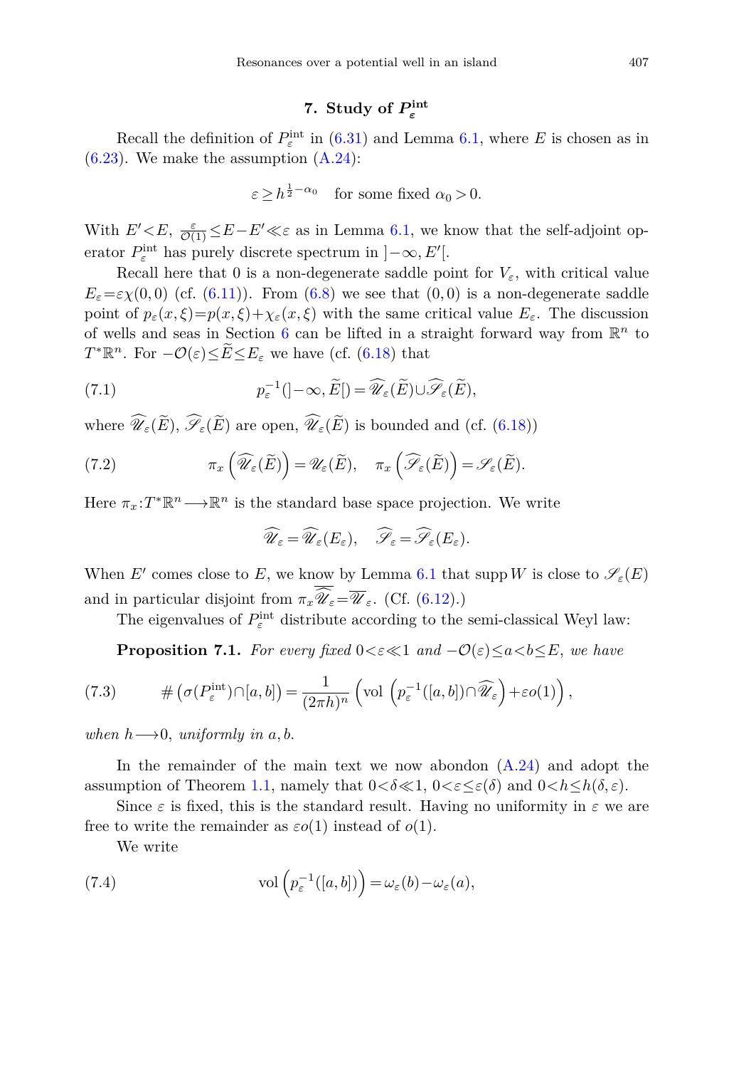## 7. Study of $P_\varepsilon^{\rm int}$

Recall the definition of $P_\varepsilon^{\rm int}$ in (6.31) and Lemma 6.1, where $E$ is chosen as in (6.23). We make the assumption (A.24):

$$\varepsilon \geq h^{\frac{1}{2}-\alpha_0} \quad \text{for some fixed } \alpha_0>0.$$

With $E'<E$, $\frac{\varepsilon}{\mathcal{O}(1)} \leq E-E' \ll \varepsilon$ as in Lemma 6.1, we know that the self-adjoint operator $P_\varepsilon^{\rm int}$ has purely discrete spectrum in $]-\infty, E'[$.

Recall here that 0 is a non-degenerate saddle point for $V_\varepsilon$, with critical value $E_\varepsilon = \varepsilon\chi(0,0)$ (cf. (6.11)). From (6.8) we see that $(0,0)$ is a non-degenerate saddle point of $p_\varepsilon(x,\xi)=p(x,\xi)+\chi_\varepsilon(x,\xi)$ with the same critical value $E_\varepsilon$. The discussion of wells and seas in Section 6 can be lifted in a straight forward way from $\mathbb{R}^n$ to $T^*\mathbb{R}^n$. For $-\mathcal{O}(\varepsilon)\leq \widetilde{E} \leq E_\varepsilon$ we have (cf. (6.18)) that

$$p_\varepsilon^{-1}(]-\infty, \widetilde{E}[) = \widehat{\mathscr{U}}_\varepsilon(\widetilde{E}) \cup \widehat{\mathscr{S}}_\varepsilon(\widetilde{E}), \tag{7.1}$$

where $\widehat{\mathscr{U}}_\varepsilon(\widetilde{E})$, $\widehat{\mathscr{S}}_\varepsilon(\widetilde{E})$ are open, $\widehat{\mathscr{U}}_\varepsilon(\widetilde{E})$ is bounded and (cf. (6.18))

$$\pi_x\left(\widehat{\mathscr{U}}_\varepsilon(\widetilde{E})\right) = \mathscr{U}_\varepsilon(\widetilde{E}), \quad \pi_x\left(\widehat{\mathscr{S}}_\varepsilon(\widetilde{E})\right) = \mathscr{S}_\varepsilon(\widetilde{E}). \tag{7.2}$$

Here $\pi_x: T^*\mathbb{R}^n \longrightarrow \mathbb{R}^n$ is the standard base space projection. We write

$$\widehat{\mathscr{U}}_\varepsilon = \widehat{\mathscr{U}}_\varepsilon(E_\varepsilon), \quad \widehat{\mathscr{S}}_\varepsilon = \widehat{\mathscr{S}}_\varepsilon(E_\varepsilon).$$

When $E'$ comes close to $E$, we know by Lemma 6.1 that $\operatorname{supp} W$ is close to $\mathscr{S}_\varepsilon(E)$ and in particular disjoint from $\pi_x \overline{\widehat{\mathscr{U}}_\varepsilon} = \overline{\mathscr{U}}_\varepsilon$. (Cf. (6.12).)

The eigenvalues of $P_\varepsilon^{\rm int}$ distribute according to the semi-classical Weyl law:

**Proposition 7.1.** *For every fixed $0<\varepsilon\ll 1$ and $-\mathcal{O}(\varepsilon)\leq a<b\leq E$, we have*

$$\#\left(\sigma(P_\varepsilon^{\rm int})\cap[a,b]\right) = \frac{1}{(2\pi h)^n}\left(\operatorname{vol}\left(p_\varepsilon^{-1}([a,b])\cap\widehat{\mathscr{U}}_\varepsilon\right)+\varepsilon o(1)\right), \tag{7.3}$$

*when $h\longrightarrow 0$, uniformly in $a,b$.*

In the remainder of the main text we now abondon (A.24) and adopt the assumption of Theorem 1.1, namely that $0<\delta\ll 1$, $0<\varepsilon\leq\varepsilon(\delta)$ and $0<h\leq h(\delta,\varepsilon)$.

Since $\varepsilon$ is fixed, this is the standard result. Having no uniformity in $\varepsilon$ we are free to write the remainder as $\varepsilon o(1)$ instead of $o(1)$.

We write

$$\operatorname{vol}\left(p_\varepsilon^{-1}([a,b])\right) = \omega_\varepsilon(b)-\omega_\varepsilon(a), \tag{7.4}$$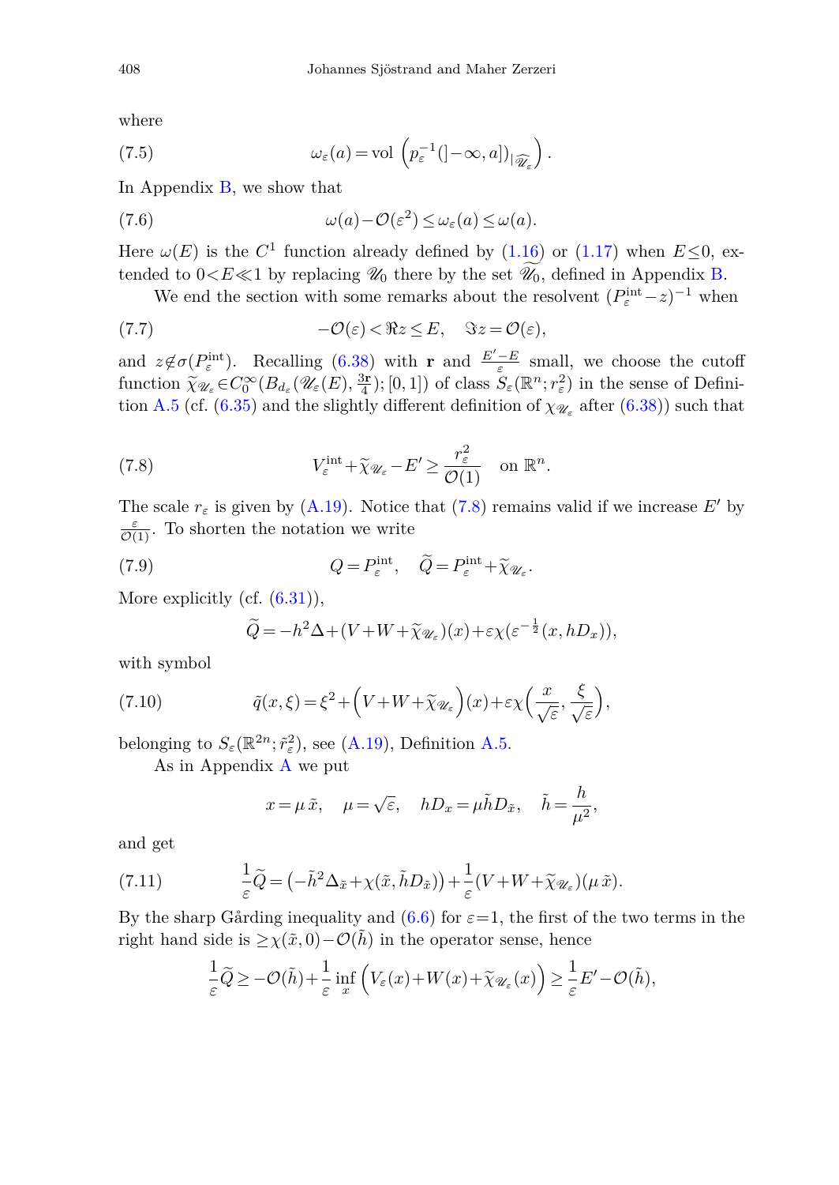where

$$\omega_\varepsilon(a) = \mathrm{vol}\,\left(p_\varepsilon^{-1}(]-\infty, a])_{|\widehat{\mathscr{U}_\varepsilon}}\right). \tag{7.5}$$

In Appendix B, we show that

$$\omega(a) - \mathcal{O}(\varepsilon^2) \le \omega_\varepsilon(a) \le \omega(a). \tag{7.6}$$

Here $\omega(E)$ is the $C^1$ function already defined by (1.16) or (1.17) when $E \le 0$, extended to $0 < E \ll 1$ by replacing $\mathscr{U}_0$ there by the set $\widetilde{\mathscr{U}_0}$, defined in Appendix B.

We end the section with some remarks about the resolvent $(P_\varepsilon^{\mathrm{int}} - z)^{-1}$ when

$$-\mathcal{O}(\varepsilon) < \Re z \le E, \quad \Im z = \mathcal{O}(\varepsilon), \tag{7.7}$$

and $z \notin \sigma(P_\varepsilon^{\mathrm{int}})$. Recalling (6.38) with $\mathbf{r}$ and $\frac{E'-E}{\varepsilon}$ small, we choose the cutoff function $\widetilde{\chi}_{\mathscr{U}_\varepsilon} \in C_0^\infty(B_{d_\varepsilon}(\mathscr{U}_\varepsilon(E), \frac{3\mathbf{r}}{4}); [0,1])$ of class $S_\varepsilon(\mathbb{R}^n; r_\varepsilon^2)$ in the sense of Definition A.5 (cf. (6.35) and the slightly different definition of $\chi_{\mathscr{U}_\varepsilon}$ after (6.38)) such that

$$V_\varepsilon^{\mathrm{int}} + \widetilde{\chi}_{\mathscr{U}_\varepsilon} - E' \ge \frac{r_\varepsilon^2}{\mathcal{O}(1)} \quad \text{on } \mathbb{R}^n. \tag{7.8}$$

The scale $r_\varepsilon$ is given by (A.19). Notice that (7.8) remains valid if we increase $E'$ by $\frac{\varepsilon}{\mathcal{O}(1)}$. To shorten the notation we write

$$Q = P_\varepsilon^{\mathrm{int}}, \quad \widetilde{Q} = P_\varepsilon^{\mathrm{int}} + \widetilde{\chi}_{\mathscr{U}_\varepsilon}. \tag{7.9}$$

More explicitly (cf. (6.31)),

$$\widetilde{Q} = -h^2\Delta + (V + W + \widetilde{\chi}_{\mathscr{U}_\varepsilon})(x) + \varepsilon\chi(\varepsilon^{-\frac{1}{2}}(x, hD_x)),$$

with symbol

$$\tilde{q}(x,\xi) = \xi^2 + \Big(V + W + \widetilde{\chi}_{\mathscr{U}_\varepsilon}\Big)(x) + \varepsilon\chi\Big(\frac{x}{\sqrt{\varepsilon}}, \frac{\xi}{\sqrt{\varepsilon}}\Big), \tag{7.10}$$

belonging to $S_\varepsilon(\mathbb{R}^{2n}; \tilde{r}_\varepsilon^2)$, see (A.19), Definition A.5.

As in Appendix A we put

$$x = \mu\,\tilde{x}, \quad \mu = \sqrt{\varepsilon}, \quad hD_x = \mu\tilde{h}D_{\tilde{x}}, \quad \tilde{h} = \frac{h}{\mu^2},$$

and get

$$\frac{1}{\varepsilon}\widetilde{Q} = \big(-\tilde{h}^2\Delta_{\tilde{x}} + \chi(\tilde{x}, \tilde{h}D_{\tilde{x}})\big) + \frac{1}{\varepsilon}(V + W + \widetilde{\chi}_{\mathscr{U}_\varepsilon})(\mu\,\tilde{x}). \tag{7.11}$$

By the sharp Gårding inequality and (6.6) for $\varepsilon = 1$, the first of the two terms in the right hand side is $\ge \chi(\tilde{x}, 0) - \mathcal{O}(\tilde{h})$ in the operator sense, hence

$$\frac{1}{\varepsilon}\widetilde{Q} \ge -\mathcal{O}(\tilde{h}) + \frac{1}{\varepsilon}\inf_x \Big(V_\varepsilon(x) + W(x) + \widetilde{\chi}_{\mathscr{U}_\varepsilon}(x)\Big) \ge \frac{1}{\varepsilon}E' - \mathcal{O}(\tilde{h}),$$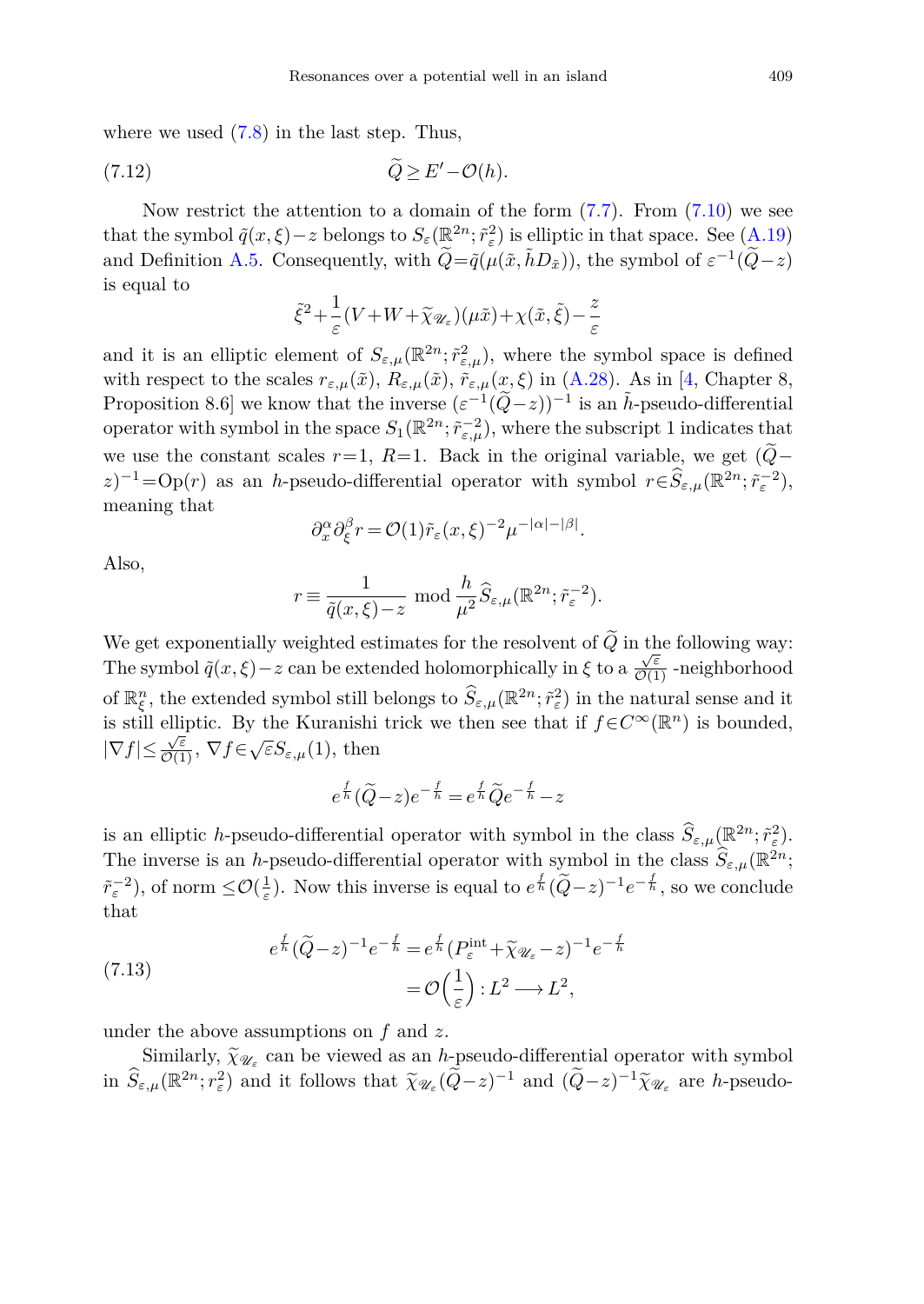where we used (7.8) in the last step. Thus,

$$\widetilde{Q} \geq E' - \mathcal{O}(h). \tag{7.12}$$

Now restrict the attention to a domain of the form (7.7). From (7.10) we see that the symbol $\tilde{q}(x,\xi)-z$ belongs to $S_\varepsilon(\mathbb{R}^{2n};\tilde{r}_\varepsilon^2)$ is elliptic in that space. See (A.19) and Definition A.5. Consequently, with $\widetilde{Q}=\tilde{q}(\mu(\tilde{x},\tilde{h}D_{\tilde{x}}))$, the symbol of $\varepsilon^{-1}(\widetilde{Q}-z)$ is equal to

$$\tilde{\xi}^2+\frac{1}{\varepsilon}(V+W+\widetilde{\chi}_{\mathscr{U}_\varepsilon})(\mu\tilde{x})+\chi(\tilde{x},\tilde{\xi})-\frac{z}{\varepsilon}$$

and it is an elliptic element of $S_{\varepsilon,\mu}(\mathbb{R}^{2n};\tilde{r}_{\varepsilon,\mu}^2)$, where the symbol space is defined with respect to the scales $r_{\varepsilon,\mu}(\tilde{x})$, $R_{\varepsilon,\mu}(\tilde{x})$, $\tilde{r}_{\varepsilon,\mu}(x,\xi)$ in (A.28). As in [4, Chapter 8, Proposition 8.6] we know that the inverse $(\varepsilon^{-1}(\widetilde{Q}-z))^{-1}$ is an $\tilde{h}$-pseudo-differential operator with symbol in the space $S_1(\mathbb{R}^{2n};\tilde{r}_{\varepsilon,\mu}^{-2})$, where the subscript 1 indicates that we use the constant scales $r=1$, $R=1$. Back in the original variable, we get $(\widetilde{Q}-z)^{-1}=\mathrm{Op}(r)$ as an $h$-pseudo-differential operator with symbol $r\in\widehat{S}_{\varepsilon,\mu}(\mathbb{R}^{2n};\tilde{r}_\varepsilon^{-2})$, meaning that

$$\partial_x^\alpha\partial_\xi^\beta r=\mathcal{O}(1)\tilde{r}_\varepsilon(x,\xi)^{-2}\mu^{-|\alpha|-|\beta|}.$$

Also,

$$r\equiv\frac{1}{\tilde{q}(x,\xi)-z}\ \mathrm{mod}\ \frac{h}{\mu^2}\widehat{S}_{\varepsilon,\mu}(\mathbb{R}^{2n};\tilde{r}_\varepsilon^{-2}).$$

We get exponentially weighted estimates for the resolvent of $\widetilde{Q}$ in the following way: The symbol $\tilde{q}(x,\xi)-z$ can be extended holomorphically in $\xi$ to a $\frac{\sqrt{\varepsilon}}{\mathcal{O}(1)}$-neighborhood of $\mathbb{R}^n_\xi$, the extended symbol still belongs to $\widehat{S}_{\varepsilon,\mu}(\mathbb{R}^{2n};\tilde{r}_\varepsilon^2)$ in the natural sense and it is still elliptic. By the Kuranishi trick we then see that if $f\in C^\infty(\mathbb{R}^n)$ is bounded, $|\nabla f|\leq\frac{\sqrt{\varepsilon}}{\mathcal{O}(1)}$, $\nabla f\in\sqrt{\varepsilon}S_{\varepsilon,\mu}(1)$, then

$$e^{\frac{f}{h}}(\widetilde{Q}-z)e^{-\frac{f}{h}}=e^{\frac{f}{h}}\widetilde{Q}e^{-\frac{f}{h}}-z$$

is an elliptic $h$-pseudo-differential operator with symbol in the class $\widehat{S}_{\varepsilon,\mu}(\mathbb{R}^{2n};\tilde{r}_\varepsilon^2)$. The inverse is an $h$-pseudo-differential operator with symbol in the class $\widehat{S}_{\varepsilon,\mu}(\mathbb{R}^{2n};\tilde{r}_\varepsilon^{-2})$, of norm $\leq\mathcal{O}(\frac{1}{\varepsilon})$. Now this inverse is equal to $e^{\frac{f}{h}}(\widetilde{Q}-z)^{-1}e^{-\frac{f}{h}}$, so we conclude that

$$\begin{aligned} e^{\frac{f}{h}}(\widetilde{Q}-z)^{-1}e^{-\frac{f}{h}} &= e^{\frac{f}{h}}(P_\varepsilon^{\mathrm{int}}+\widetilde{\chi}_{\mathscr{U}_\varepsilon}-z)^{-1}e^{-\frac{f}{h}} \\ &= \mathcal{O}\Big(\frac{1}{\varepsilon}\Big): L^2\longrightarrow L^2, \end{aligned} \tag{7.13}$$

under the above assumptions on $f$ and $z$.

Similarly, $\widetilde{\chi}_{\mathscr{U}_\varepsilon}$ can be viewed as an $h$-pseudo-differential operator with symbol in $\widehat{S}_{\varepsilon,\mu}(\mathbb{R}^{2n};r_\varepsilon^2)$ and it follows that $\widetilde{\chi}_{\mathscr{U}_\varepsilon}(\widetilde{Q}-z)^{-1}$ and $(\widetilde{Q}-z)^{-1}\widetilde{\chi}_{\mathscr{U}_\varepsilon}$ are $h$-pseudo-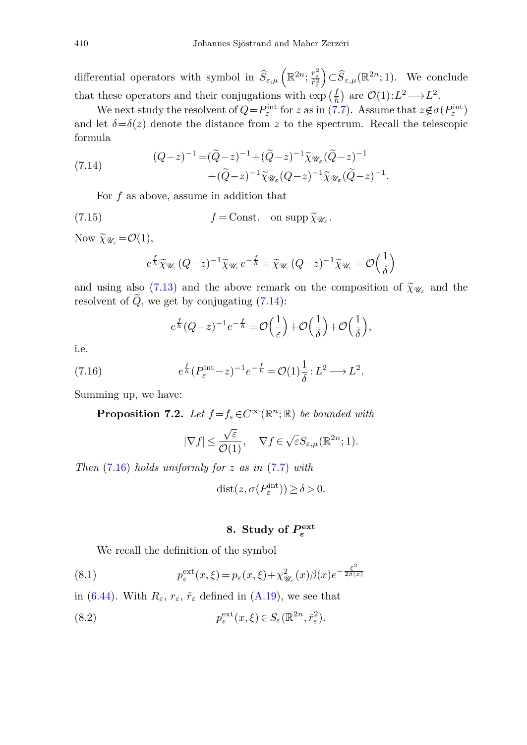differential operators with symbol in $\widehat{S}_{\varepsilon,\mu}\left(\mathbb{R}^{2n}; \frac{r_\varepsilon^2}{\tilde{r}_\varepsilon^2}\right) \subset \widehat{S}_{\varepsilon,\mu}(\mathbb{R}^{2n}; 1)$. We conclude that these operators and their conjugations with $\exp\left(\frac{f}{h}\right)$ are $\mathcal{O}(1)\colon L^2 \longrightarrow L^2$.

We next study the resolvent of $Q = P_\varepsilon^{\mathrm{int}}$ for $z$ as in (7.7). Assume that $z \notin \sigma(P_\varepsilon^{\mathrm{int}})$ and let $\delta = \delta(z)$ denote the distance from $z$ to the spectrum. Recall the telescopic formula

$$
\begin{aligned}
(Q-z)^{-1} = {} & (\widetilde{Q}-z)^{-1} + (\widetilde{Q}-z)^{-1}\widetilde{\chi}_{\mathscr{U}_\varepsilon}(\widetilde{Q}-z)^{-1} \\
& + (\widetilde{Q}-z)^{-1}\widetilde{\chi}_{\mathscr{U}_\varepsilon}(Q-z)^{-1}\widetilde{\chi}_{\mathscr{U}_\varepsilon}(\widetilde{Q}-z)^{-1}.
\end{aligned}
\tag{7.14}
$$

For $f$ as above, assume in addition that

$$
f = \text{Const.} \quad \text{on } \operatorname{supp} \widetilde{\chi}_{\mathscr{U}_\varepsilon}. \tag{7.15}
$$

Now $\widetilde{\chi}_{\mathscr{U}_\varepsilon} = \mathcal{O}(1)$,

$$
e^{\frac{f}{h}}\widetilde{\chi}_{\mathscr{U}_\varepsilon}(Q-z)^{-1}\widetilde{\chi}_{\mathscr{U}_\varepsilon}e^{-\frac{f}{h}} = \widetilde{\chi}_{\mathscr{U}_\varepsilon}(Q-z)^{-1}\widetilde{\chi}_{\mathscr{U}_\varepsilon} = \mathcal{O}\left(\frac{1}{\delta}\right)
$$

and using also (7.13) and the above remark on the composition of $\widetilde{\chi}_{\mathscr{U}_\varepsilon}$ and the resolvent of $\widetilde{Q}$, we get by conjugating (7.14):

$$
e^{\frac{f}{h}}(Q-z)^{-1}e^{-\frac{f}{h}} = \mathcal{O}\left(\frac{1}{\varepsilon}\right) + \mathcal{O}\left(\frac{1}{\delta}\right) + \mathcal{O}\left(\frac{1}{\delta}\right),
$$

i.e.

$$
e^{\frac{f}{h}}(P_\varepsilon^{\mathrm{int}}-z)^{-1}e^{-\frac{f}{h}} = \mathcal{O}(1)\frac{1}{\delta} : L^2 \longrightarrow L^2. \tag{7.16}
$$

Summing up, we have:

**Proposition 7.2.** *Let $f = f_\varepsilon \in C^\infty(\mathbb{R}^n; \mathbb{R})$ be bounded with*

$$
|\nabla f| \le \frac{\sqrt{\varepsilon}}{\mathcal{O}(1)}, \quad \nabla f \in \sqrt{\varepsilon} S_{\varepsilon,\mu}(\mathbb{R}^{2n}; 1).
$$

*Then (7.16) holds uniformly for $z$ as in (7.7) with*

$$
\operatorname{dist}(z, \sigma(P_\varepsilon^{\mathrm{int}})) \ge \delta > 0.
$$

## 8. Study of $P_\varepsilon^{\mathrm{ext}}$

We recall the definition of the symbol

$$
p_\varepsilon^{\mathrm{ext}}(x,\xi) = p_\varepsilon(x,\xi) + \chi_{\mathscr{U}_\varepsilon}^2(x)\beta(x)e^{-\frac{\xi^2}{2\beta(x)}} \tag{8.1}
$$

in (6.44). With $R_\varepsilon$, $r_\varepsilon$, $\tilde{r}_\varepsilon$ defined in (A.19), we see that

$$
p_\varepsilon^{\mathrm{ext}}(x,\xi) \in S_\varepsilon(\mathbb{R}^{2n}, \tilde{r}_\varepsilon^2). \tag{8.2}
$$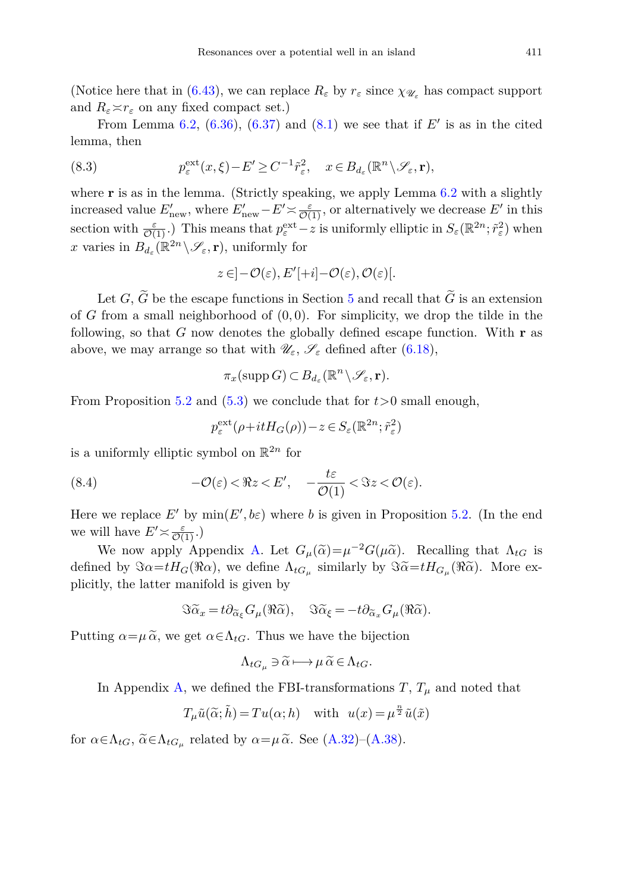(Notice here that in (6.43), we can replace $R_\varepsilon$ by $r_\varepsilon$ since $\chi_{\mathscr{U}_\varepsilon}$ has compact support and $R_\varepsilon \asymp r_\varepsilon$ on any fixed compact set.)

From Lemma 6.2, (6.36), (6.37) and (8.1) we see that if $E'$ is as in the cited lemma, then

$$p_\varepsilon^{\mathrm{ext}}(x,\xi) - E' \geq C^{-1}\tilde{r}_\varepsilon^2, \quad x \in B_{d_\varepsilon}(\mathbb{R}^n \setminus \mathscr{S}_\varepsilon, \mathbf{r}), \tag{8.3}$$

where $\mathbf{r}$ is as in the lemma. (Strictly speaking, we apply Lemma 6.2 with a slightly increased value $E'_{\mathrm{new}}$, where $E'_{\mathrm{new}} - E' \asymp \frac{\varepsilon}{\mathcal{O}(1)}$, or alternatively we decrease $E'$ in this section with $\frac{\varepsilon}{\mathcal{O}(1)}$.) This means that $p_\varepsilon^{\mathrm{ext}} - z$ is uniformly elliptic in $S_\varepsilon(\mathbb{R}^{2n}; \tilde{r}_\varepsilon^2)$ when $x$ varies in $B_{d_\varepsilon}(\mathbb{R}^{2n} \setminus \mathscr{S}_\varepsilon, \mathbf{r})$, uniformly for

$$z \in ]-\mathcal{O}(\varepsilon), E'[+i]-\mathcal{O}(\varepsilon), \mathcal{O}(\varepsilon)[.$$

Let $G$, $\widetilde{G}$ be the escape functions in Section 5 and recall that $\widetilde{G}$ is an extension of $G$ from a small neighborhood of $(0,0)$. For simplicity, we drop the tilde in the following, so that $G$ now denotes the globally defined escape function. With $\mathbf{r}$ as above, we may arrange so that with $\mathscr{U}_\varepsilon$, $\mathscr{S}_\varepsilon$ defined after (6.18),

$$\pi_x(\operatorname{supp} G) \subset B_{d_\varepsilon}(\mathbb{R}^n \setminus \mathscr{S}_\varepsilon, \mathbf{r}).$$

From Proposition 5.2 and (5.3) we conclude that for $t > 0$ small enough,

$$p_\varepsilon^{\mathrm{ext}}(\rho + itH_G(\rho)) - z \in S_\varepsilon(\mathbb{R}^{2n}; \tilde{r}_\varepsilon^2)$$

is a uniformly elliptic symbol on $\mathbb{R}^{2n}$ for

$$-\mathcal{O}(\varepsilon) < \Re z < E', \quad -\frac{t\varepsilon}{\mathcal{O}(1)} < \Im z < \mathcal{O}(\varepsilon). \tag{8.4}$$

Here we replace $E'$ by $\min(E', b\varepsilon)$ where $b$ is given in Proposition 5.2. (In the end we will have $E' \asymp \frac{\varepsilon}{\mathcal{O}(1)}$.)

We now apply Appendix A. Let $G_\mu(\tilde{\alpha}) = \mu^{-2} G(\mu\tilde{\alpha})$. Recalling that $\Lambda_{tG}$ is defined by $\Im\alpha = tH_G(\Re\alpha)$, we define $\Lambda_{tG_\mu}$ similarly by $\Im\tilde{\alpha} = tH_{G_\mu}(\Re\tilde{\alpha})$. More explicitly, the latter manifold is given by

$$\Im\tilde{\alpha}_x = t\partial_{\tilde{\alpha}_\xi} G_\mu(\Re\tilde{\alpha}), \quad \Im\tilde{\alpha}_\xi = -t\partial_{\tilde{\alpha}_x} G_\mu(\Re\tilde{\alpha}).$$

Putting $\alpha = \mu\,\tilde{\alpha}$, we get $\alpha \in \Lambda_{tG}$. Thus we have the bijection

$$\Lambda_{tG_\mu} \ni \tilde{\alpha} \longmapsto \mu\,\tilde{\alpha} \in \Lambda_{tG}.$$

In Appendix A, we defined the FBI-transformations $T$, $T_\mu$ and noted that

$$T_\mu \tilde{u}(\tilde{\alpha}; \tilde{h}) = Tu(\alpha; h) \quad \text{with} \quad u(x) = \mu^{\frac{n}{2}} \tilde{u}(\tilde{x})$$

for $\alpha \in \Lambda_{tG}$, $\tilde{\alpha} \in \Lambda_{tG_\mu}$ related by $\alpha = \mu\,\tilde{\alpha}$. See (A.32)–(A.38).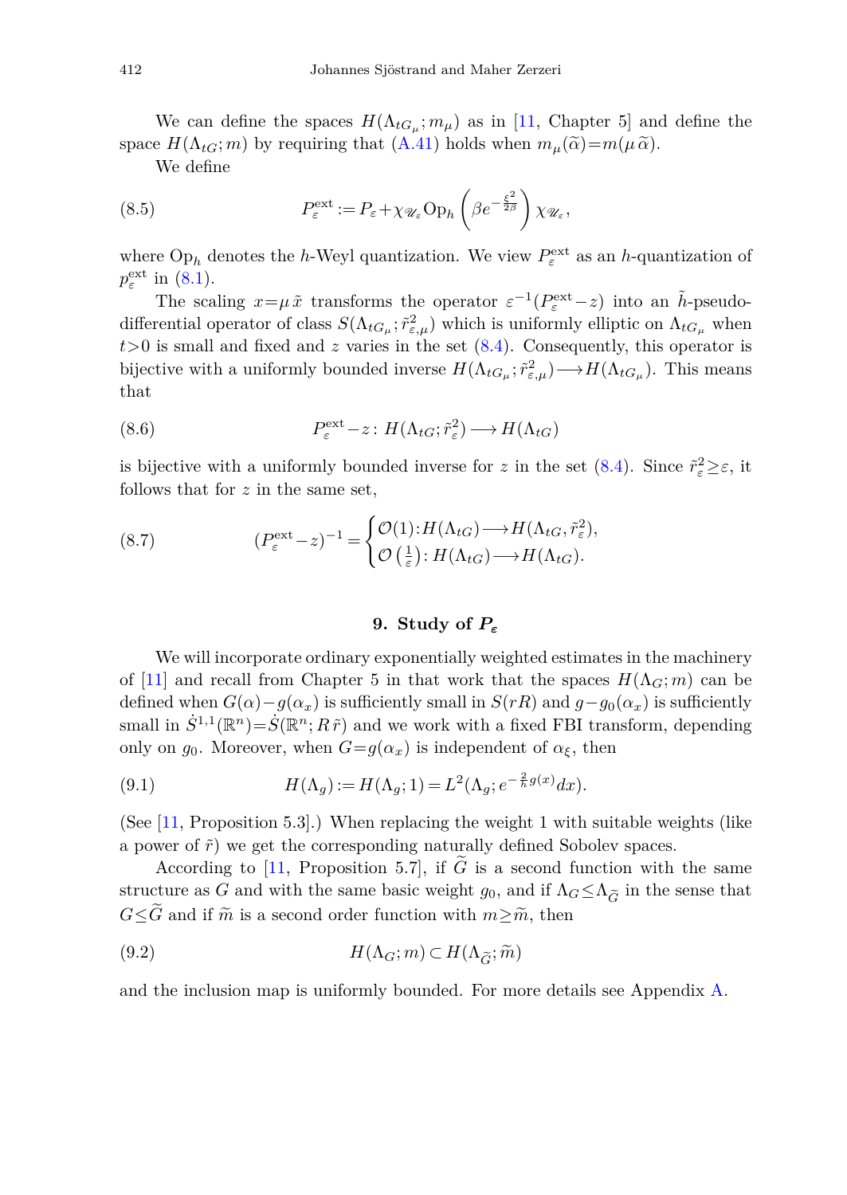We can define the spaces $H(\Lambda_{tG_\mu}; m_\mu)$ as in [11, Chapter 5] and define the space $H(\Lambda_{tG}; m)$ by requiring that (A.41) holds when $m_\mu(\widetilde{\alpha}) = m(\mu\,\widetilde{\alpha})$.

We define

$$P_\varepsilon^{\mathrm{ext}} := P_\varepsilon + \chi_{\mathscr{U}_\varepsilon} \mathrm{Op}_h \left( \beta e^{-\frac{\xi^2}{2\beta}} \right) \chi_{\mathscr{U}_\varepsilon}, \tag{8.5}$$

where $\mathrm{Op}_h$ denotes the $h$-Weyl quantization. We view $P_\varepsilon^{\mathrm{ext}}$ as an $h$-quantization of $p_\varepsilon^{\mathrm{ext}}$ in (8.1).

The scaling $x = \mu\,\tilde{x}$ transforms the operator $\varepsilon^{-1}(P_\varepsilon^{\mathrm{ext}} - z)$ into an $\tilde{h}$-pseudo-differential operator of class $S(\Lambda_{tG_\mu}; \tilde{r}_{\varepsilon,\mu}^2)$ which is uniformly elliptic on $\Lambda_{tG_\mu}$ when $t > 0$ is small and fixed and $z$ varies in the set (8.4). Consequently, this operator is bijective with a uniformly bounded inverse $H(\Lambda_{tG_\mu}; \tilde{r}_{\varepsilon,\mu}^2) \longrightarrow H(\Lambda_{tG_\mu})$. This means that

$$P_\varepsilon^{\mathrm{ext}} - z \colon H(\Lambda_{tG}; \tilde{r}_\varepsilon^2) \longrightarrow H(\Lambda_{tG}) \tag{8.6}$$

is bijective with a uniformly bounded inverse for $z$ in the set (8.4). Since $\tilde{r}_\varepsilon^2 \geq \varepsilon$, it follows that for $z$ in the same set,

$$(P_\varepsilon^{\mathrm{ext}} - z)^{-1} = \begin{cases} \mathcal{O}(1) \colon H(\Lambda_{tG}) \longrightarrow H(\Lambda_{tG}, \tilde{r}_\varepsilon^2), \\ \mathcal{O}\left(\frac{1}{\varepsilon}\right) \colon H(\Lambda_{tG}) \longrightarrow H(\Lambda_{tG}). \end{cases} \tag{8.7}$$

## 9. Study of $P_\varepsilon$

We will incorporate ordinary exponentially weighted estimates in the machinery of [11] and recall from Chapter 5 in that work that the spaces $H(\Lambda_G; m)$ can be defined when $G(\alpha) - g(\alpha_x)$ is sufficiently small in $S(rR)$ and $g - g_0(\alpha_x)$ is sufficiently small in $\dot{S}^{1,1}(\mathbb{R}^n) = \dot{S}(\mathbb{R}^n; R\,\tilde{r})$ and we work with a fixed FBI transform, depending only on $g_0$. Moreover, when $G = g(\alpha_x)$ is independent of $\alpha_\xi$, then

$$H(\Lambda_g) := H(\Lambda_g; 1) = L^2(\Lambda_g; e^{-\frac{2}{h} g(x)} dx). \tag{9.1}$$

(See [11, Proposition 5.3].) When replacing the weight 1 with suitable weights (like a power of $\tilde{r}$) we get the corresponding naturally defined Sobolev spaces.

According to [11, Proposition 5.7], if $\widetilde{G}$ is a second function with the same structure as $G$ and with the same basic weight $g_0$, and if $\Lambda_G \leq \Lambda_{\widetilde{G}}$ in the sense that $G \leq \widetilde{G}$ and if $\widetilde{m}$ is a second order function with $m \geq \widetilde{m}$, then

$$H(\Lambda_G; m) \subset H(\Lambda_{\widetilde{G}}; \widetilde{m}) \tag{9.2}$$

and the inclusion map is uniformly bounded. For more details see Appendix A.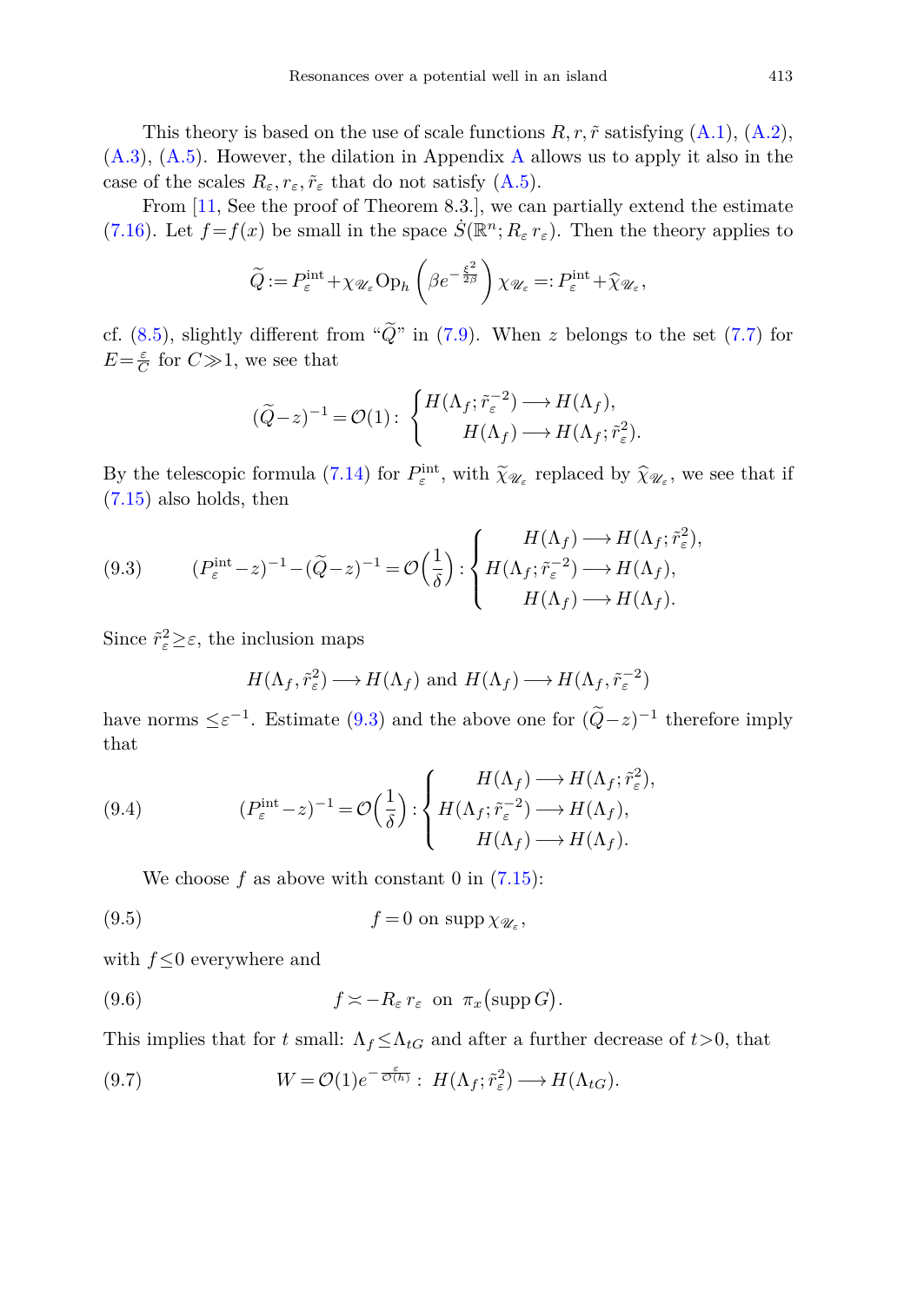This theory is based on the use of scale functions $R, r, \tilde{r}$ satisfying (A.1), (A.2), (A.3), (A.5). However, the dilation in Appendix A allows us to apply it also in the case of the scales $R_\varepsilon, r_\varepsilon, \tilde{r}_\varepsilon$ that do not satisfy (A.5).

From [11, See the proof of Theorem 8.3.], we can partially extend the estimate (7.16). Let $f=f(x)$ be small in the space $\dot{S}(\mathbb{R}^n; R_\varepsilon\, r_\varepsilon)$. Then the theory applies to

$$\widetilde{Q} := P_\varepsilon^{\mathrm{int}} + \chi_{\mathscr{U}_\varepsilon} \mathrm{Op}_h \left( \beta e^{-\frac{\varepsilon^2}{2\beta}} \right) \chi_{\mathscr{U}_\varepsilon} =: P_\varepsilon^{\mathrm{int}} + \widehat{\chi}_{\mathscr{U}_\varepsilon},$$

cf. (8.5), slightly different from "$\widetilde{Q}$" in (7.9). When $z$ belongs to the set (7.7) for $E = \frac{\varepsilon}{C}$ for $C \gg 1$, we see that

$$(\widetilde{Q} - z)^{-1} = \mathcal{O}(1) : \begin{cases} H(\Lambda_f; \tilde{r}_\varepsilon^{-2}) \longrightarrow H(\Lambda_f), \\ \qquad H(\Lambda_f) \longrightarrow H(\Lambda_f; \tilde{r}_\varepsilon^{2}). \end{cases}$$

By the telescopic formula (7.14) for $P_\varepsilon^{\mathrm{int}}$, with $\widetilde{\chi}_{\mathscr{U}_\varepsilon}$ replaced by $\widehat{\chi}_{\mathscr{U}_\varepsilon}$, we see that if (7.15) also holds, then

$$(9.3) \qquad (P_\varepsilon^{\mathrm{int}} - z)^{-1} - (\widetilde{Q} - z)^{-1} = \mathcal{O}\Big(\frac{1}{\delta}\Big) : \begin{cases} \qquad H(\Lambda_f) \longrightarrow H(\Lambda_f; \tilde{r}_\varepsilon^{2}), \\ H(\Lambda_f; \tilde{r}_\varepsilon^{-2}) \longrightarrow H(\Lambda_f), \\ \qquad H(\Lambda_f) \longrightarrow H(\Lambda_f). \end{cases}$$

Since $\tilde{r}_\varepsilon^2 \geq \varepsilon$, the inclusion maps

$$H(\Lambda_f, \tilde{r}_\varepsilon^2) \longrightarrow H(\Lambda_f) \text{ and } H(\Lambda_f) \longrightarrow H(\Lambda_f, \tilde{r}_\varepsilon^{-2})$$

have norms $\leq \varepsilon^{-1}$. Estimate (9.3) and the above one for $(\widetilde{Q} - z)^{-1}$ therefore imply that

$$(9.4) \qquad (P_\varepsilon^{\mathrm{int}} - z)^{-1} = \mathcal{O}\Big(\frac{1}{\delta}\Big) : \begin{cases} \qquad H(\Lambda_f) \longrightarrow H(\Lambda_f; \tilde{r}_\varepsilon^{2}), \\ H(\Lambda_f; \tilde{r}_\varepsilon^{-2}) \longrightarrow H(\Lambda_f), \\ \qquad H(\Lambda_f) \longrightarrow H(\Lambda_f). \end{cases}$$

We choose $f$ as above with constant 0 in (7.15):

$$(9.5) \qquad f = 0 \text{ on } \operatorname{supp} \chi_{\mathscr{U}_\varepsilon},$$

with $f \leq 0$ everywhere and

$$(9.6) \qquad f \asymp -R_\varepsilon\, r_\varepsilon \;\text{ on }\; \pi_x\big(\operatorname{supp} G\big).$$

This implies that for $t$ small: $\Lambda_f \leq \Lambda_{tG}$ and after a further decrease of $t>0$, that

$$(9.7) \qquad W = \mathcal{O}(1) e^{-\frac{\varepsilon}{\mathcal{O}(h)}} :\; H(\Lambda_f; \tilde{r}_\varepsilon^2) \longrightarrow H(\Lambda_{tG}).$$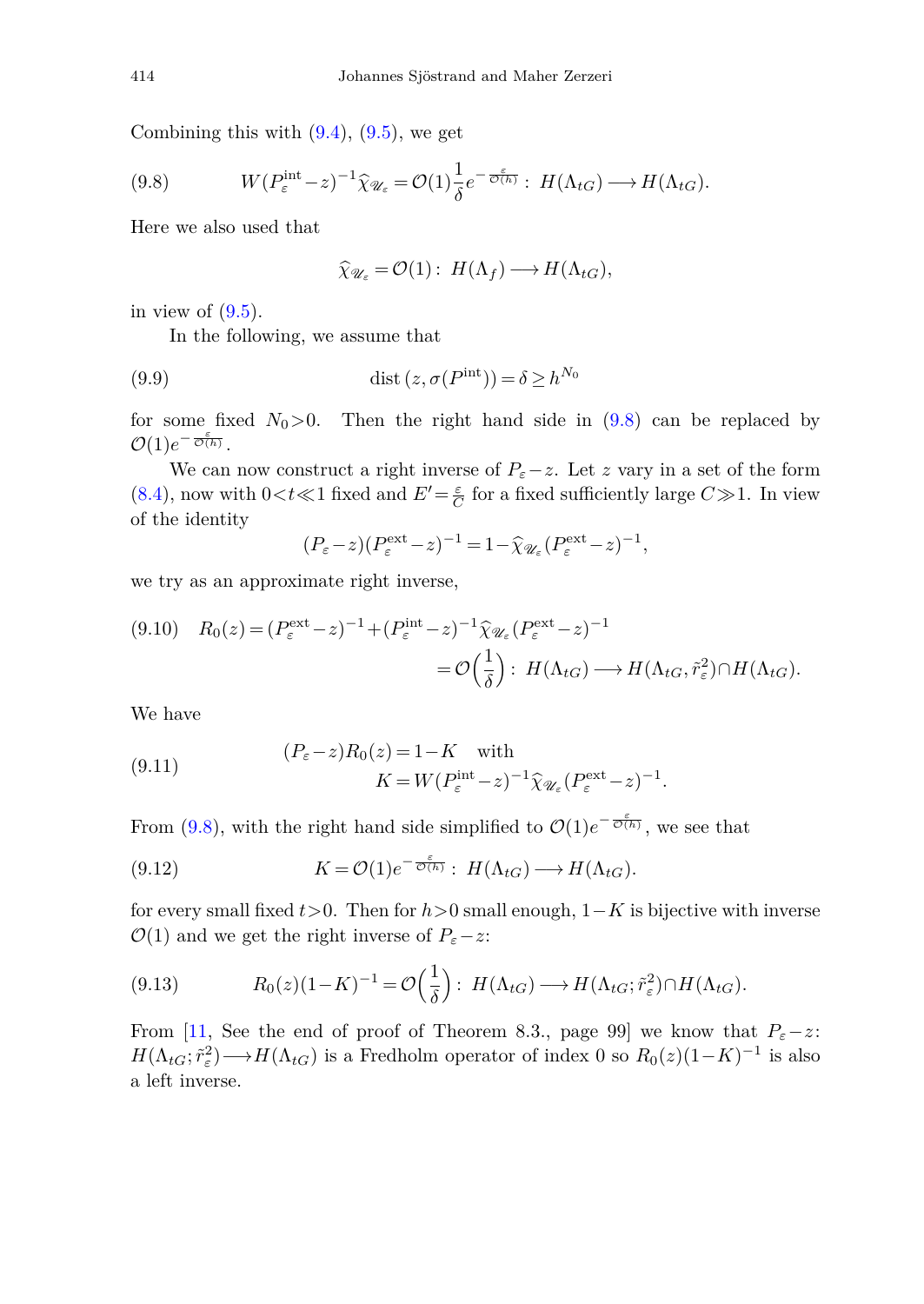Combining this with (9.4), (9.5), we get

$$W(P_\varepsilon^{\mathrm{int}}-z)^{-1}\widehat{\chi}_{\mathscr{U}_\varepsilon}=\mathcal{O}(1)\frac{1}{\delta}e^{-\frac{\varepsilon}{\mathcal{O}(h)}}:\ H(\Lambda_{tG})\longrightarrow H(\Lambda_{tG}). \tag{9.8}$$

Here we also used that

$$\widehat{\chi}_{\mathscr{U}_\varepsilon}=\mathcal{O}(1):\ H(\Lambda_f)\longrightarrow H(\Lambda_{tG}),$$

in view of (9.5).

In the following, we assume that

$$\operatorname{dist}(z,\sigma(P^{\mathrm{int}}))=\delta\geq h^{N_0} \tag{9.9}$$

for some fixed $N_0>0$. Then the right hand side in (9.8) can be replaced by $\mathcal{O}(1)e^{-\frac{\varepsilon}{\mathcal{O}(h)}}$.

We can now construct a right inverse of $P_\varepsilon-z$. Let $z$ vary in a set of the form (8.4), now with $0<t\ll 1$ fixed and $E'=\frac{\varepsilon}{C}$ for a fixed sufficiently large $C\gg 1$. In view of the identity

$$(P_\varepsilon-z)(P_\varepsilon^{\mathrm{ext}}-z)^{-1}=1-\widehat{\chi}_{\mathscr{U}_\varepsilon}(P_\varepsilon^{\mathrm{ext}}-z)^{-1},$$

we try as an approximate right inverse,

$$\begin{aligned}R_0(z)&=(P_\varepsilon^{\mathrm{ext}}-z)^{-1}+(P_\varepsilon^{\mathrm{int}}-z)^{-1}\widehat{\chi}_{\mathscr{U}_\varepsilon}(P_\varepsilon^{\mathrm{ext}}-z)^{-1}\\&=\mathcal{O}\Big(\frac{1}{\delta}\Big):\ H(\Lambda_{tG})\longrightarrow H(\Lambda_{tG},\tilde{r}_\varepsilon^2)\cap H(\Lambda_{tG}).\end{aligned} \tag{9.10}$$

We have

$$\begin{aligned}&(P_\varepsilon-z)R_0(z)=1-K\quad\text{with}\\&K=W(P_\varepsilon^{\mathrm{int}}-z)^{-1}\widehat{\chi}_{\mathscr{U}_\varepsilon}(P_\varepsilon^{\mathrm{ext}}-z)^{-1}.\end{aligned} \tag{9.11}$$

From (9.8), with the right hand side simplified to $\mathcal{O}(1)e^{-\frac{\varepsilon}{\mathcal{O}(h)}}$, we see that

$$K=\mathcal{O}(1)e^{-\frac{\varepsilon}{\mathcal{O}(h)}}:\ H(\Lambda_{tG})\longrightarrow H(\Lambda_{tG}). \tag{9.12}$$

for every small fixed $t>0$. Then for $h>0$ small enough, $1-K$ is bijective with inverse $\mathcal{O}(1)$ and we get the right inverse of $P_\varepsilon-z$:

$$R_0(z)(1-K)^{-1}=\mathcal{O}\Big(\frac{1}{\delta}\Big):\ H(\Lambda_{tG})\longrightarrow H(\Lambda_{tG};\tilde{r}_\varepsilon^2)\cap H(\Lambda_{tG}). \tag{9.13}$$

From [11, See the end of proof of Theorem 8.3., page 99] we know that $P_\varepsilon-z$: $H(\Lambda_{tG};\tilde{r}_\varepsilon^2)\longrightarrow H(\Lambda_{tG})$ is a Fredholm operator of index 0 so $R_0(z)(1-K)^{-1}$ is also a left inverse.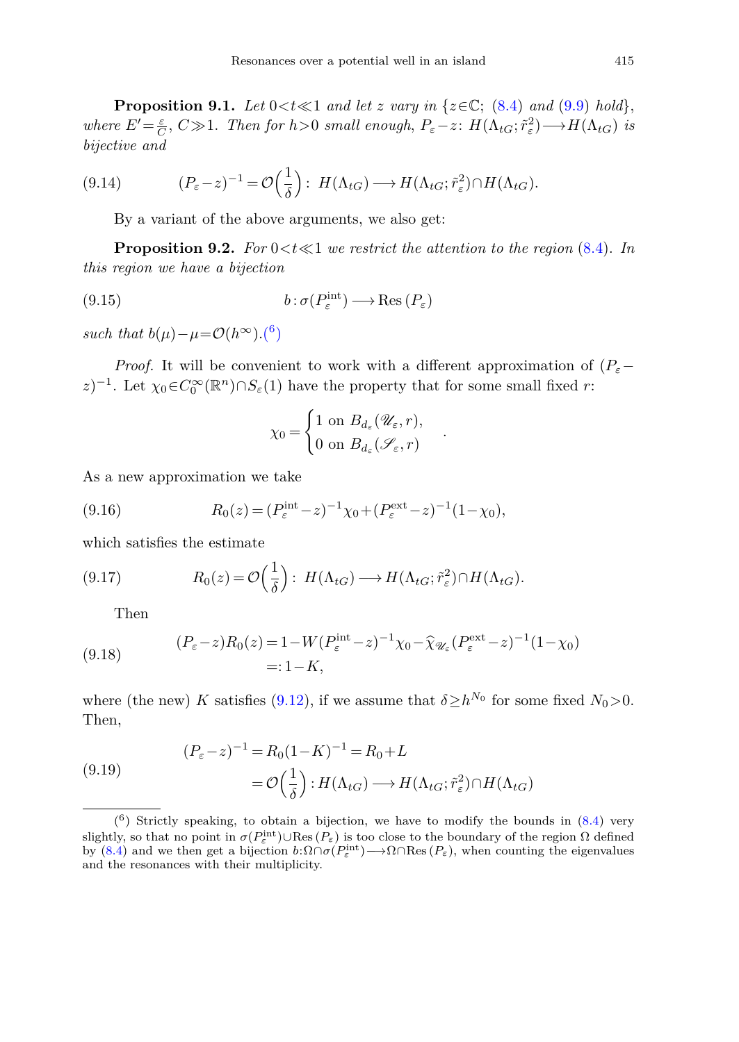**Proposition 9.1.** *Let $0<t\ll 1$ and let $z$ vary in $\{z\in\mathbb{C};$ (8.4) and (9.9) hold$\}$, where $E'=\frac{\varepsilon}{C}$, $C\gg 1$. Then for $h>0$ small enough, $P_\varepsilon - z\colon H(\Lambda_{tG};\tilde{r}_\varepsilon^2)\longrightarrow H(\Lambda_{tG})$ is bijective and*

$$(P_\varepsilon - z)^{-1} = \mathcal{O}\Big(\frac{1}{\delta}\Big)\colon\ H(\Lambda_{tG})\longrightarrow H(\Lambda_{tG};\tilde{r}_\varepsilon^2)\cap H(\Lambda_{tG}). \tag{9.14}$$

By a variant of the above arguments, we also get:

**Proposition 9.2.** *For $0<t\ll 1$ we restrict the attention to the region (8.4). In this region we have a bijection*

$$b:\sigma(P_\varepsilon^{\mathrm{int}})\longrightarrow \mathrm{Res}\,(P_\varepsilon) \tag{9.15}$$

*such that $b(\mu)-\mu=\mathcal{O}(h^\infty)$.*[6]

*Proof.* It will be convenient to work with a different approximation of $(P_\varepsilon - z)^{-1}$. Let $\chi_0\in C_0^\infty(\mathbb{R}^n)\cap S_\varepsilon(1)$ have the property that for some small fixed $r$:

$$\chi_0 = \begin{cases} 1 \text{ on } B_{d_\varepsilon}(\mathscr{U}_\varepsilon, r), \\ 0 \text{ on } B_{d_\varepsilon}(\mathscr{S}_\varepsilon, r) \end{cases}.$$

As a new approximation we take

$$R_0(z) = (P_\varepsilon^{\mathrm{int}} - z)^{-1}\chi_0 + (P_\varepsilon^{\mathrm{ext}} - z)^{-1}(1-\chi_0), \tag{9.16}$$

which satisfies the estimate

$$R_0(z) = \mathcal{O}\Big(\frac{1}{\delta}\Big)\colon\ H(\Lambda_{tG})\longrightarrow H(\Lambda_{tG};\tilde{r}_\varepsilon^2)\cap H(\Lambda_{tG}). \tag{9.17}$$

Then

$$\begin{aligned}(P_\varepsilon - z)R_0(z) &= 1 - W(P_\varepsilon^{\mathrm{int}} - z)^{-1}\chi_0 - \widehat{\chi}_{\mathscr{U}_\varepsilon}(P_\varepsilon^{\mathrm{ext}} - z)^{-1}(1-\chi_0) \\ &=: 1-K,\end{aligned} \tag{9.18}$$

where (the new) $K$ satisfies (9.12), if we assume that $\delta\geq h^{N_0}$ for some fixed $N_0>0$. Then,

$$\begin{aligned}(P_\varepsilon - z)^{-1} &= R_0(1-K)^{-1} = R_0 + L \\ &= \mathcal{O}\Big(\frac{1}{\delta}\Big): H(\Lambda_{tG})\longrightarrow H(\Lambda_{tG};\tilde{r}_\varepsilon^2)\cap H(\Lambda_{tG})\end{aligned} \tag{9.19}$$

---

[6] Strictly speaking, to obtain a bijection, we have to modify the bounds in (8.4) very slightly, so that no point in $\sigma(P_\varepsilon^{\mathrm{int}})\cup \mathrm{Res}\,(P_\varepsilon)$ is too close to the boundary of the region $\Omega$ defined by (8.4) and we then get a bijection $b{:}\,\Omega\cap\sigma(P_\varepsilon^{\mathrm{int}})\longrightarrow\Omega\cap\mathrm{Res}\,(P_\varepsilon)$, when counting the eigenvalues and the resonances with their multiplicity.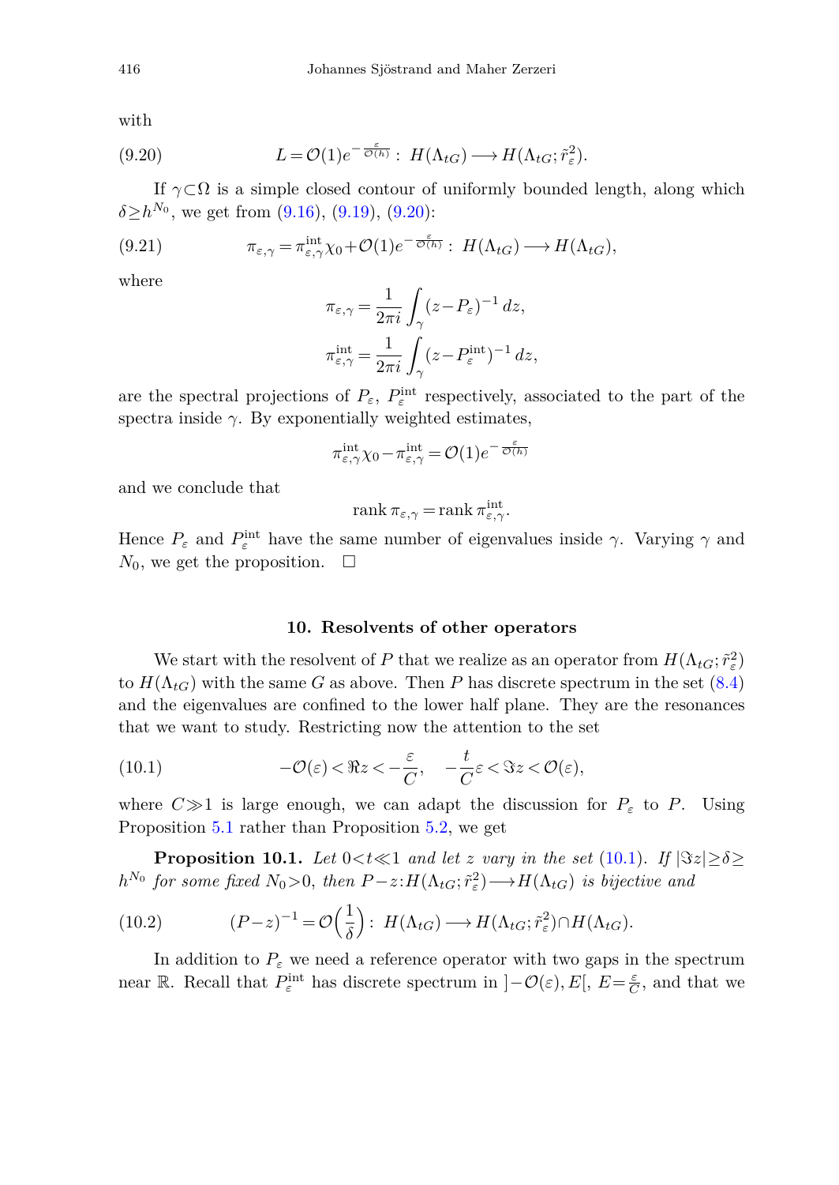with

$$L = \mathcal{O}(1)e^{-\frac{\varepsilon}{\mathcal{O}(h)}} :\ H(\Lambda_{tG}) \longrightarrow H(\Lambda_{tG}; \tilde{r}_\varepsilon^2). \tag{9.20}$$

If $\gamma \subset \Omega$ is a simple closed contour of uniformly bounded length, along which $\delta \geq h^{N_0}$, we get from (9.16), (9.19), (9.20):

$$\pi_{\varepsilon,\gamma} = \pi_{\varepsilon,\gamma}^{\mathrm{int}} \chi_0 + \mathcal{O}(1)e^{-\frac{\varepsilon}{\mathcal{O}(h)}} :\ H(\Lambda_{tG}) \longrightarrow H(\Lambda_{tG}), \tag{9.21}$$

where

$$\pi_{\varepsilon,\gamma} = \frac{1}{2\pi i}\int_\gamma (z - P_\varepsilon)^{-1}\, dz,$$

$$\pi_{\varepsilon,\gamma}^{\mathrm{int}} = \frac{1}{2\pi i}\int_\gamma (z - P_\varepsilon^{\mathrm{int}})^{-1}\, dz,$$

are the spectral projections of $P_\varepsilon$, $P_\varepsilon^{\mathrm{int}}$ respectively, associated to the part of the spectra inside $\gamma$. By exponentially weighted estimates,

$$\pi_{\varepsilon,\gamma}^{\mathrm{int}} \chi_0 - \pi_{\varepsilon,\gamma}^{\mathrm{int}} = \mathcal{O}(1)e^{-\frac{\varepsilon}{\mathcal{O}(h)}}$$

and we conclude that

$$\operatorname{rank} \pi_{\varepsilon,\gamma} = \operatorname{rank} \pi_{\varepsilon,\gamma}^{\mathrm{int}}.$$

Hence $P_\varepsilon$ and $P_\varepsilon^{\mathrm{int}}$ have the same number of eigenvalues inside $\gamma$. Varying $\gamma$ and $N_0$, we get the proposition. $\square$

## 10. Resolvents of other operators

We start with the resolvent of $P$ that we realize as an operator from $H(\Lambda_{tG}; \tilde{r}_\varepsilon^2)$ to $H(\Lambda_{tG})$ with the same $G$ as above. Then $P$ has discrete spectrum in the set (8.4) and the eigenvalues are confined to the lower half plane. They are the resonances that we want to study. Restricting now the attention to the set

$$-\mathcal{O}(\varepsilon) < \Re z < -\frac{\varepsilon}{C}, \quad -\frac{t}{C}\varepsilon < \Im z < \mathcal{O}(\varepsilon), \tag{10.1}$$

where $C \gg 1$ is large enough, we can adapt the discussion for $P_\varepsilon$ to $P$. Using Proposition 5.1 rather than Proposition 5.2, we get

**Proposition 10.1.** *Let $0 < t \ll 1$ and let $z$ vary in the set (10.1). If $|\Im z| \geq \delta \geq h^{N_0}$ for some fixed $N_0 > 0$, then $P - z : H(\Lambda_{tG}; \tilde{r}_\varepsilon^2) \longrightarrow H(\Lambda_{tG})$ is bijective and*

$$(P - z)^{-1} = \mathcal{O}\Big(\frac{1}{\delta}\Big) :\ H(\Lambda_{tG}) \longrightarrow H(\Lambda_{tG}; \tilde{r}_\varepsilon^2) \cap H(\Lambda_{tG}). \tag{10.2}$$

In addition to $P_\varepsilon$ we need a reference operator with two gaps in the spectrum near $\mathbb{R}$. Recall that $P_\varepsilon^{\mathrm{int}}$ has discrete spectrum in $]-\mathcal{O}(\varepsilon), E[$, $E = \frac{\varepsilon}{C}$, and that we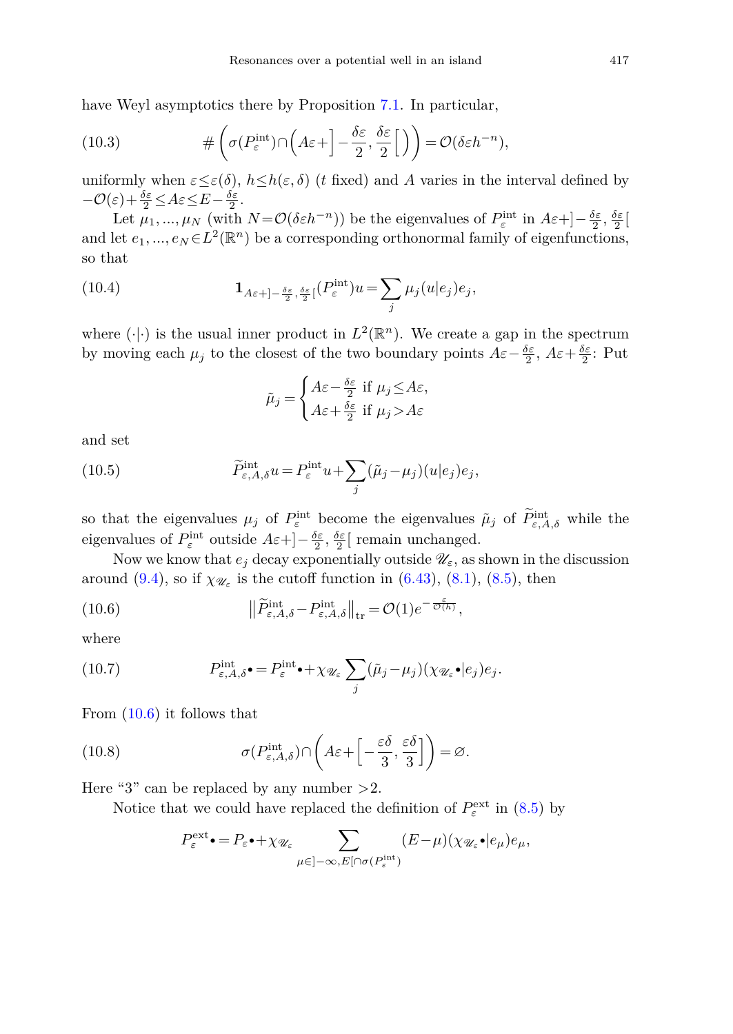have Weyl asymptotics there by Proposition 7.1. In particular,

$$\#\left(\sigma(P_\varepsilon^{\mathrm{int}})\cap\left(A\varepsilon+\left]-\frac{\delta\varepsilon}{2},\frac{\delta\varepsilon}{2}\right[\right)\right)=\mathcal{O}(\delta\varepsilon h^{-n}), \tag{10.3}$$

uniformly when $\varepsilon\le\varepsilon(\delta)$, $h\le h(\varepsilon,\delta)$ ($t$ fixed) and $A$ varies in the interval defined by $-\mathcal{O}(\varepsilon)+\frac{\delta\varepsilon}{2}\le A\varepsilon\le E-\frac{\delta\varepsilon}{2}$.

Let $\mu_1,...,\mu_N$ (with $N=\mathcal{O}(\delta\varepsilon h^{-n})$) be the eigenvalues of $P_\varepsilon^{\mathrm{int}}$ in $A\varepsilon+]-\frac{\delta\varepsilon}{2},\frac{\delta\varepsilon}{2}[$ and let $e_1,...,e_N\in L^2(\mathbb{R}^n)$ be a corresponding orthonormal family of eigenfunctions, so that

$$\mathbf{1}_{A\varepsilon+]-\frac{\delta\varepsilon}{2},\frac{\delta\varepsilon}{2}[}(P_\varepsilon^{\mathrm{int}})u=\sum_j\mu_j(u|e_j)e_j, \tag{10.4}$$

where $(\cdot|\cdot)$ is the usual inner product in $L^2(\mathbb{R}^n)$. We create a gap in the spectrum by moving each $\mu_j$ to the closest of the two boundary points $A\varepsilon-\frac{\delta\varepsilon}{2}$, $A\varepsilon+\frac{\delta\varepsilon}{2}$: Put

$$\tilde\mu_j=\begin{cases}A\varepsilon-\frac{\delta\varepsilon}{2} \text{ if } \mu_j\le A\varepsilon,\\ A\varepsilon+\frac{\delta\varepsilon}{2} \text{ if } \mu_j>A\varepsilon\end{cases}$$

and set

$$\widetilde P_{\varepsilon,A,\delta}^{\mathrm{int}}u=P_\varepsilon^{\mathrm{int}}u+\sum_j(\tilde\mu_j-\mu_j)(u|e_j)e_j, \tag{10.5}$$

so that the eigenvalues $\mu_j$ of $P_\varepsilon^{\mathrm{int}}$ become the eigenvalues $\tilde\mu_j$ of $\widetilde P_{\varepsilon,A,\delta}^{\mathrm{int}}$ while the eigenvalues of $P_\varepsilon^{\mathrm{int}}$ outside $A\varepsilon+]-\frac{\delta\varepsilon}{2},\frac{\delta\varepsilon}{2}[$ remain unchanged.

Now we know that $e_j$ decay exponentially outside $\mathscr{U}_\varepsilon$, as shown in the discussion around (9.4), so if $\chi_{\mathscr{U}_\varepsilon}$ is the cutoff function in (6.43), (8.1), (8.5), then

$$\left\|\widetilde P_{\varepsilon,A,\delta}^{\mathrm{int}}-P_{\varepsilon,A,\delta}^{\mathrm{int}}\right\|_{\mathrm{tr}}=\mathcal{O}(1)e^{-\frac{\varepsilon}{\mathcal{O}(h)}}, \tag{10.6}$$

where

$$P_{\varepsilon,A,\delta}^{\mathrm{int}}\bullet=P_\varepsilon^{\mathrm{int}}\bullet+\chi_{\mathscr{U}_\varepsilon}\sum_j(\tilde\mu_j-\mu_j)(\chi_{\mathscr{U}_\varepsilon}\bullet|e_j)e_j. \tag{10.7}$$

From (10.6) it follows that

$$\sigma(P_{\varepsilon,A,\delta}^{\mathrm{int}})\cap\left(A\varepsilon+\left[-\frac{\varepsilon\delta}{3},\frac{\varepsilon\delta}{3}\right]\right)=\varnothing. \tag{10.8}$$

Here "3" can be replaced by any number $>2$.

Notice that we could have replaced the definition of $P_\varepsilon^{\mathrm{ext}}$ in (8.5) by

$$P_\varepsilon^{\mathrm{ext}}\bullet=P_\varepsilon\bullet+\chi_{\mathscr{U}_\varepsilon}\sum_{\mu\in]-\infty,E[\cap\sigma(P_\varepsilon^{\mathrm{int}})}(E-\mu)(\chi_{\mathscr{U}_\varepsilon}\bullet|e_\mu)e_\mu,$$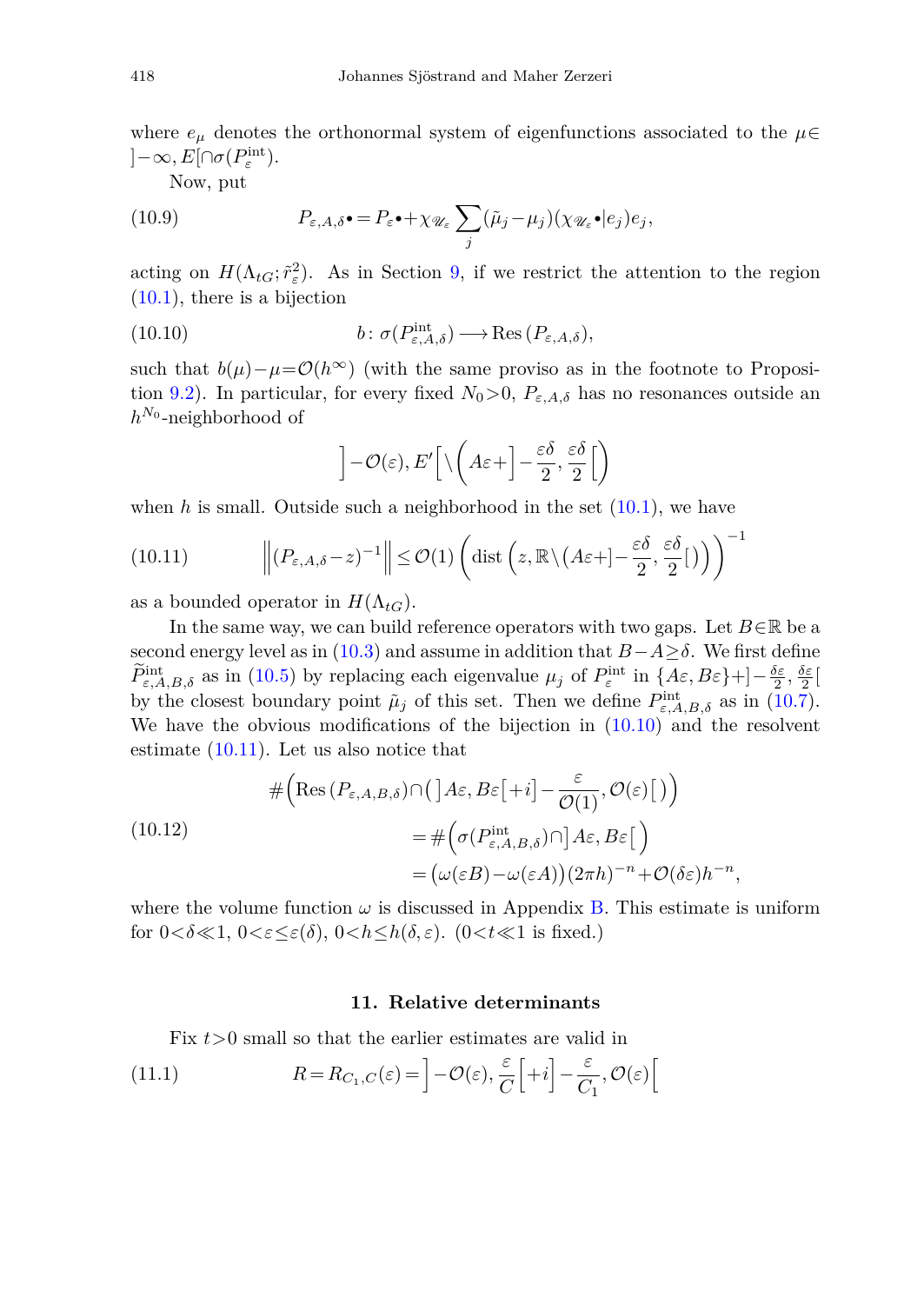where $e_\mu$ denotes the orthonormal system of eigenfunctions associated to the $\mu \in ]-\infty, E[\cap \sigma(P_\varepsilon^{\rm int})$.

Now, put

$$
P_{\varepsilon,A,\delta} \bullet = P_\varepsilon \bullet + \chi_{\mathscr{U}_\varepsilon} \sum_j (\tilde{\mu}_j - \mu_j)(\chi_{\mathscr{U}_\varepsilon} \bullet | e_j) e_j, \tag{10.9}
$$

acting on $H(\Lambda_{tG}; \tilde{r}_\varepsilon^2)$. As in Section 9, if we restrict the attention to the region (10.1), there is a bijection

$$
b \colon \sigma(P_{\varepsilon,A,\delta}^{\rm int}) \longrightarrow {\rm Res}\,(P_{\varepsilon,A,\delta}), \tag{10.10}
$$

such that $b(\mu) - \mu = \mathcal{O}(h^\infty)$ (with the same proviso as in the footnote to Proposition 9.2). In particular, for every fixed $N_0 > 0$, $P_{\varepsilon,A,\delta}$ has no resonances outside an $h^{N_0}$-neighborhood of

$$
\Big] -\mathcal{O}(\varepsilon), E' \Big[ \setminus \bigg( A\varepsilon + \Big] -\frac{\varepsilon\delta}{2}, \frac{\varepsilon\delta}{2} \Big[ \bigg)
$$

when $h$ is small. Outside such a neighborhood in the set (10.1), we have

$$
\left\| (P_{\varepsilon,A,\delta} - z)^{-1} \right\| \le \mathcal{O}(1) \left( {\rm dist} \left( z, \mathbb{R} \setminus \left( A\varepsilon + \left] -\frac{\varepsilon\delta}{2}, \frac{\varepsilon\delta}{2} \right[ \right) \right) \right)^{-1} \tag{10.11}
$$

as a bounded operator in $H(\Lambda_{tG})$.

In the same way, we can build reference operators with two gaps. Let $B \in \mathbb{R}$ be a second energy level as in (10.3) and assume in addition that $B - A \ge \delta$. We first define $\widetilde{P}_{\varepsilon,A,B,\delta}^{\rm int}$ as in (10.5) by replacing each eigenvalue $\mu_j$ of $P_\varepsilon^{\rm int}$ in $\{A\varepsilon, B\varepsilon\} + ]-\frac{\delta\varepsilon}{2}, \frac{\delta\varepsilon}{2}[$ by the closest boundary point $\tilde{\mu}_j$ of this set. Then we define $P_{\varepsilon,A,B,\delta}^{\rm int}$ as in (10.7). We have the obvious modifications of the bijection in (10.10) and the resolvent estimate (10.11). Let us also notice that

$$
\begin{aligned}
\# \Big( {\rm Res}\,(P_{\varepsilon,A,B,\delta}) \cap \big( \big] A\varepsilon, B\varepsilon \big[ + i \big] -\frac{\varepsilon}{\mathcal{O}(1)}, \mathcal{O}(\varepsilon) \big[ \big) \Big) \\
= \# \Big( \sigma(P_{\varepsilon,A,B,\delta}^{\rm int}) \cap \big] A\varepsilon, B\varepsilon \big[ \Big) \\
= \big( \omega(\varepsilon B) - \omega(\varepsilon A) \big) (2\pi h)^{-n} + \mathcal{O}(\delta\varepsilon) h^{-n},
\end{aligned} \tag{10.12}
$$

where the volume function $\omega$ is discussed in Appendix B. This estimate is uniform for $0 < \delta \ll 1$, $0 < \varepsilon \le \varepsilon(\delta)$, $0 < h \le h(\delta, \varepsilon)$. ($0 < t \ll 1$ is fixed.)

## 11. Relative determinants

Fix $t > 0$ small so that the earlier estimates are valid in

$$
R = R_{C_1,C}(\varepsilon) = \Big] -\mathcal{O}(\varepsilon), \frac{\varepsilon}{C} \Big[ + i \Big] -\frac{\varepsilon}{C_1}, \mathcal{O}(\varepsilon) \Big[ \tag{11.1}
$$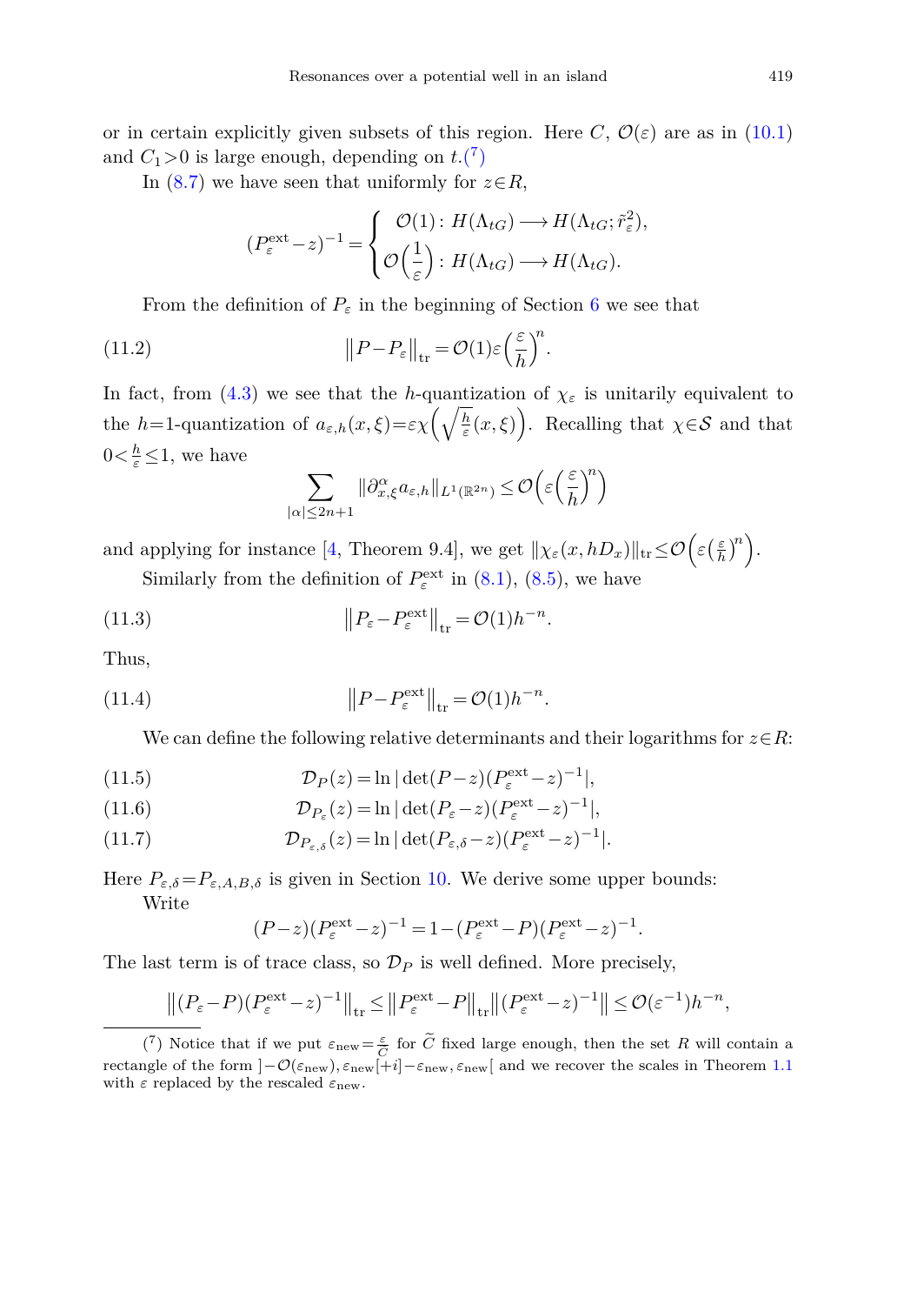or in certain explicitly given subsets of this region. Here $C$, $\mathcal{O}(\varepsilon)$ are as in (10.1) and $C_1>0$ is large enough, depending on $t$.(7)

In (8.7) we have seen that uniformly for $z\in R$,

$$
(P_\varepsilon^{\mathrm{ext}}-z)^{-1}=\begin{cases}\mathcal{O}(1)\colon H(\Lambda_{tG})\longrightarrow H(\Lambda_{tG};\tilde r_\varepsilon^2),\\[4pt] \mathcal{O}\Big(\dfrac{1}{\varepsilon}\Big)\colon H(\Lambda_{tG})\longrightarrow H(\Lambda_{tG}).\end{cases}
$$

From the definition of $P_\varepsilon$ in the beginning of Section 6 we see that

$$
\big\|P-P_\varepsilon\big\|_{\mathrm{tr}}=\mathcal{O}(1)\varepsilon\Big(\frac{\varepsilon}{h}\Big)^n. \tag{11.2}
$$

In fact, from (4.3) we see that the $h$-quantization of $\chi_\varepsilon$ is unitarily equivalent to the $h{=}1$-quantization of $a_{\varepsilon,h}(x,\xi)=\varepsilon\chi\Big(\sqrt{\frac{h}{\varepsilon}}(x,\xi)\Big)$. Recalling that $\chi\in\mathcal{S}$ and that $0<\frac{h}{\varepsilon}\le 1$, we have

$$
\sum_{|\alpha|\le 2n+1}\|\partial_{x,\xi}^\alpha a_{\varepsilon,h}\|_{L^1(\mathbb{R}^{2n})}\le\mathcal{O}\Big(\varepsilon\Big(\frac{\varepsilon}{h}\Big)^n\Big)
$$

and applying for instance [4, Theorem 9.4], we get $\|\chi_\varepsilon(x,hD_x)\|_{\mathrm{tr}}\le\mathcal{O}\Big(\varepsilon\big(\frac{\varepsilon}{h}\big)^n\Big)$.

Similarly from the definition of $P_\varepsilon^{\mathrm{ext}}$ in (8.1), (8.5), we have

$$
\big\|P_\varepsilon-P_\varepsilon^{\mathrm{ext}}\big\|_{\mathrm{tr}}=\mathcal{O}(1)h^{-n}. \tag{11.3}
$$

Thus,

$$
\big\|P-P_\varepsilon^{\mathrm{ext}}\big\|_{\mathrm{tr}}=\mathcal{O}(1)h^{-n}. \tag{11.4}
$$

We can define the following relative determinants and their logarithms for $z\in R$:

$$
\mathcal{D}_P(z)=\ln|\det(P-z)(P_\varepsilon^{\mathrm{ext}}-z)^{-1}|, \tag{11.5}
$$

$$
\mathcal{D}_{P_\varepsilon}(z)=\ln|\det(P_\varepsilon-z)(P_\varepsilon^{\mathrm{ext}}-z)^{-1}|, \tag{11.6}
$$

$$
\mathcal{D}_{P_{\varepsilon,\delta}}(z)=\ln|\det(P_{\varepsilon,\delta}-z)(P_\varepsilon^{\mathrm{ext}}-z)^{-1}|. \tag{11.7}
$$

Here $P_{\varepsilon,\delta}=P_{\varepsilon,A,B,\delta}$ is given in Section 10. We derive some upper bounds:

Write

$$
(P-z)(P_\varepsilon^{\mathrm{ext}}-z)^{-1}=1-(P_\varepsilon^{\mathrm{ext}}-P)(P_\varepsilon^{\mathrm{ext}}-z)^{-1}.
$$

The last term is of trace class, so $\mathcal{D}_P$ is well defined. More precisely,

$$
\big\|(P_\varepsilon-P)(P_\varepsilon^{\mathrm{ext}}-z)^{-1}\big\|_{\mathrm{tr}}\le\big\|P_\varepsilon^{\mathrm{ext}}-P\big\|_{\mathrm{tr}}\big\|(P_\varepsilon^{\mathrm{ext}}-z)^{-1}\big\|\le\mathcal{O}(\varepsilon^{-1})h^{-n},
$$

---

(7) Notice that if we put $\varepsilon_{\mathrm{new}}=\frac{\varepsilon}{\widetilde C}$ for $\widetilde C$ fixed large enough, then the set $R$ will contain a rectangle of the form $]-\mathcal{O}(\varepsilon_{\mathrm{new}}),\varepsilon_{\mathrm{new}}[+i]-\varepsilon_{\mathrm{new}},\varepsilon_{\mathrm{new}}[$ and we recover the scales in Theorem 1.1 with $\varepsilon$ replaced by the rescaled $\varepsilon_{\mathrm{new}}$.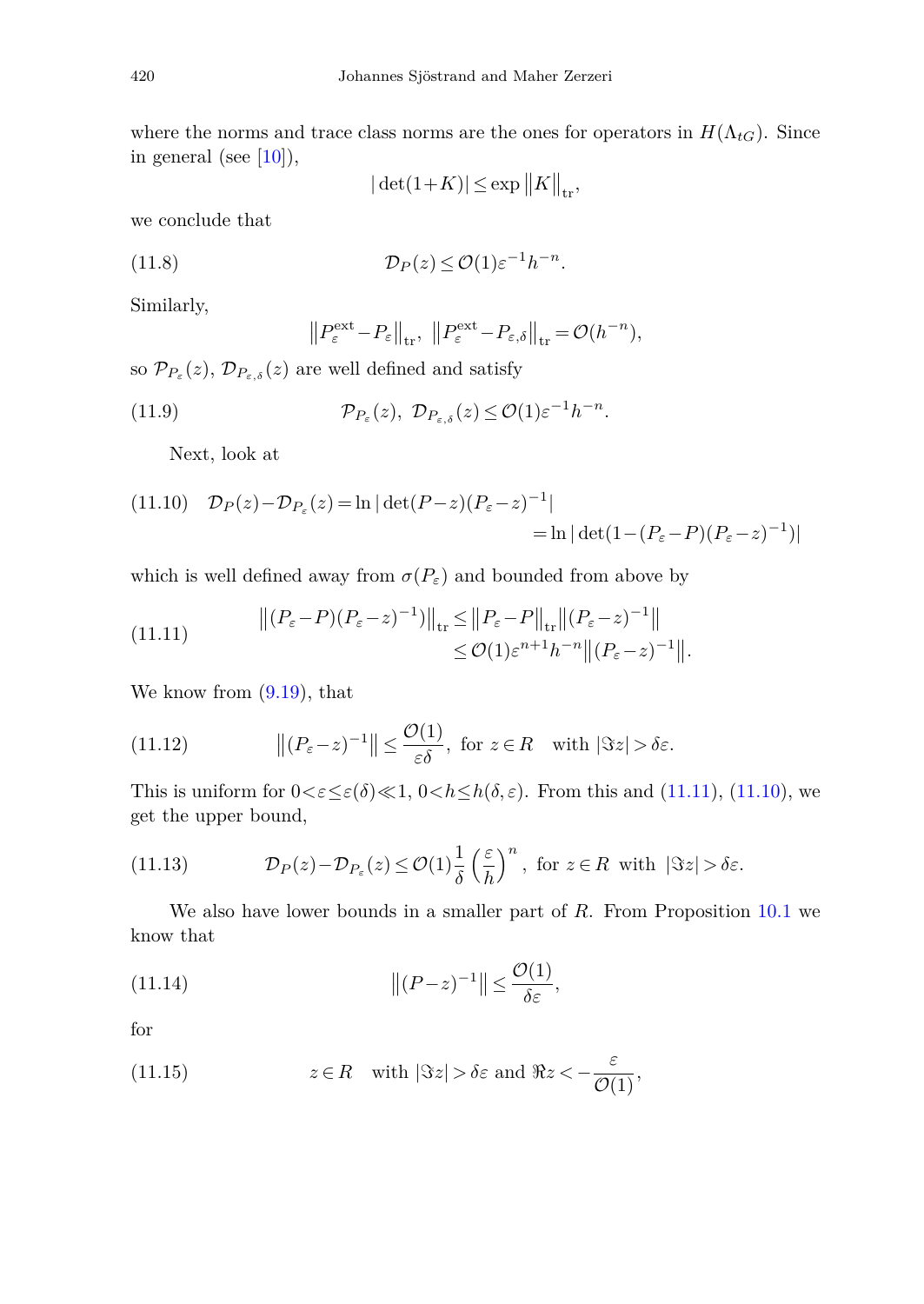where the norms and trace class norms are the ones for operators in $H(\Lambda_{tG})$. Since in general (see [10]),

$$|\det(1+K)| \le \exp \|K\|_{\mathrm{tr}},$$

we conclude that

$$\mathcal{D}_P(z) \le \mathcal{O}(1)\varepsilon^{-1}h^{-n}. \tag{11.8}$$

Similarly,

$$\|P_\varepsilon^{\mathrm{ext}} - P_\varepsilon\|_{\mathrm{tr}},\ \|P_\varepsilon^{\mathrm{ext}} - P_{\varepsilon,\delta}\|_{\mathrm{tr}} = \mathcal{O}(h^{-n}),$$

so $\mathcal{P}_{P_\varepsilon}(z)$, $\mathcal{D}_{P_{\varepsilon,\delta}}(z)$ are well defined and satisfy

$$\mathcal{P}_{P_\varepsilon}(z),\ \mathcal{D}_{P_{\varepsilon,\delta}}(z) \le \mathcal{O}(1)\varepsilon^{-1}h^{-n}. \tag{11.9}$$

Next, look at

$$\begin{aligned}\mathcal{D}_P(z) - \mathcal{D}_{P_\varepsilon}(z) &= \ln|\det(P-z)(P_\varepsilon - z)^{-1}| \\ &= \ln|\det(1-(P_\varepsilon - P)(P_\varepsilon - z)^{-1})|\end{aligned} \tag{11.10}$$

which is well defined away from $\sigma(P_\varepsilon)$ and bounded from above by

$$\begin{aligned}\|(P_\varepsilon - P)(P_\varepsilon - z)^{-1})\|_{\mathrm{tr}} &\le \|P_\varepsilon - P\|_{\mathrm{tr}} \|(P_\varepsilon - z)^{-1}\| \\ &\le \mathcal{O}(1)\varepsilon^{n+1}h^{-n}\|(P_\varepsilon - z)^{-1}\|.\end{aligned} \tag{11.11}$$

We know from (9.19), that

$$\|(P_\varepsilon - z)^{-1}\| \le \frac{\mathcal{O}(1)}{\varepsilon\delta},\ \text{for } z \in R \quad \text{with } |\Im z| > \delta\varepsilon. \tag{11.12}$$

This is uniform for $0 < \varepsilon \le \varepsilon(\delta) \ll 1$, $0 < h \le h(\delta,\varepsilon)$. From this and (11.11), (11.10), we get the upper bound,

$$\mathcal{D}_P(z) - \mathcal{D}_{P_\varepsilon}(z) \le \mathcal{O}(1)\frac{1}{\delta}\left(\frac{\varepsilon}{h}\right)^n,\ \text{for } z \in R \ \text{ with } |\Im z| > \delta\varepsilon. \tag{11.13}$$

We also have lower bounds in a smaller part of $R$. From Proposition 10.1 we know that

$$\|(P-z)^{-1}\| \le \frac{\mathcal{O}(1)}{\delta\varepsilon}, \tag{11.14}$$

for

$$z \in R \quad \text{with } |\Im z| > \delta\varepsilon \text{ and } \Re z < -\frac{\varepsilon}{\mathcal{O}(1)}, \tag{11.15}$$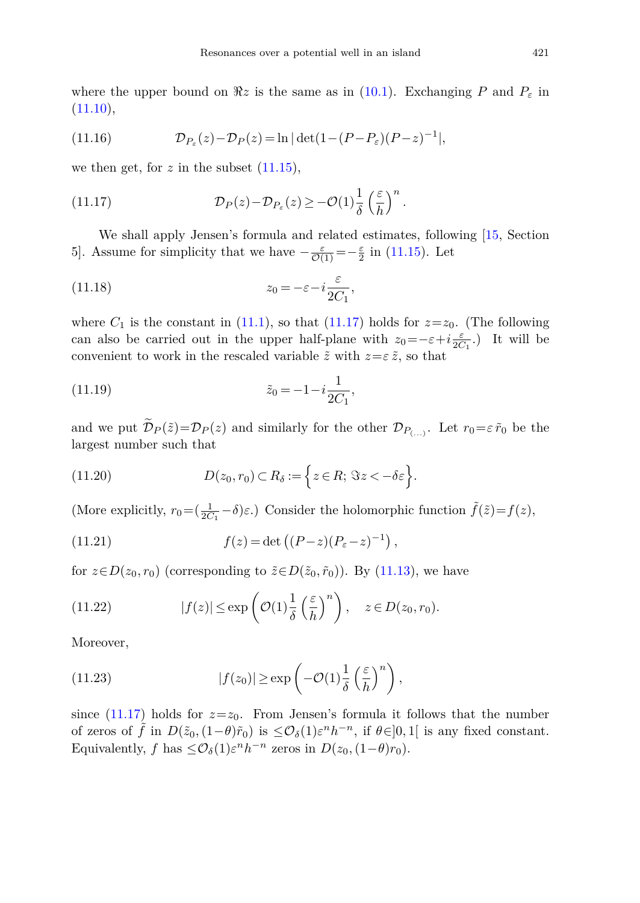where the upper bound on $\Re z$ is the same as in (10.1). Exchanging $P$ and $P_\varepsilon$ in (11.10),

$$\mathcal{D}_{P_\varepsilon}(z)-\mathcal{D}_P(z)=\ln|\det(1-(P-P_\varepsilon)(P-z)^{-1}|, \tag{11.16}$$

we then get, for $z$ in the subset (11.15),

$$\mathcal{D}_P(z)-\mathcal{D}_{P_\varepsilon}(z)\geq -\mathcal{O}(1)\frac{1}{\delta}\left(\frac{\varepsilon}{h}\right)^n. \tag{11.17}$$

We shall apply Jensen's formula and related estimates, following [15, Section 5]. Assume for simplicity that we have $-\frac{\varepsilon}{\mathcal{O}(1)}=-\frac{\varepsilon}{2}$ in (11.15). Let

$$z_0=-\varepsilon-i\frac{\varepsilon}{2C_1}, \tag{11.18}$$

where $C_1$ is the constant in (11.1), so that (11.17) holds for $z=z_0$. (The following can also be carried out in the upper half-plane with $z_0=-\varepsilon+i\frac{\varepsilon}{2C_1}$.) It will be convenient to work in the rescaled variable $\tilde z$ with $z=\varepsilon\,\tilde z$, so that

$$\tilde z_0=-1-i\frac{1}{2C_1}, \tag{11.19}$$

and we put $\widetilde{\mathcal{D}}_P(\tilde z)=\mathcal{D}_P(z)$ and similarly for the other $\mathcal{D}_{P_{(\dots)}}$. Let $r_0=\varepsilon\,\tilde r_0$ be the largest number such that

$$D(z_0,r_0)\subset R_\delta:=\Big\{z\in R;\ \Im z<-\delta\varepsilon\Big\}. \tag{11.20}$$

(More explicitly, $r_0=(\frac{1}{2C_1}-\delta)\varepsilon$.) Consider the holomorphic function $\tilde f(\tilde z)=f(z)$,

$$f(z)=\det\left((P-z)(P_\varepsilon-z)^{-1}\right), \tag{11.21}$$

for $z\in D(z_0,r_0)$ (corresponding to $\tilde z\in D(\tilde z_0,\tilde r_0)$). By (11.13), we have

$$|f(z)|\leq \exp\left(\mathcal{O}(1)\frac{1}{\delta}\left(\frac{\varepsilon}{h}\right)^n\right),\quad z\in D(z_0,r_0). \tag{11.22}$$

Moreover,

$$|f(z_0)|\geq \exp\left(-\mathcal{O}(1)\frac{1}{\delta}\left(\frac{\varepsilon}{h}\right)^n\right), \tag{11.23}$$

since (11.17) holds for $z=z_0$. From Jensen's formula it follows that the number of zeros of $\tilde f$ in $D(\tilde z_0,(1-\theta)\tilde r_0)$ is $\leq\mathcal{O}_\delta(1)\varepsilon^n h^{-n}$, if $\theta\in]0,1[$ is any fixed constant. Equivalently, $f$ has $\leq\mathcal{O}_\delta(1)\varepsilon^n h^{-n}$ zeros in $D(z_0,(1-\theta)r_0)$.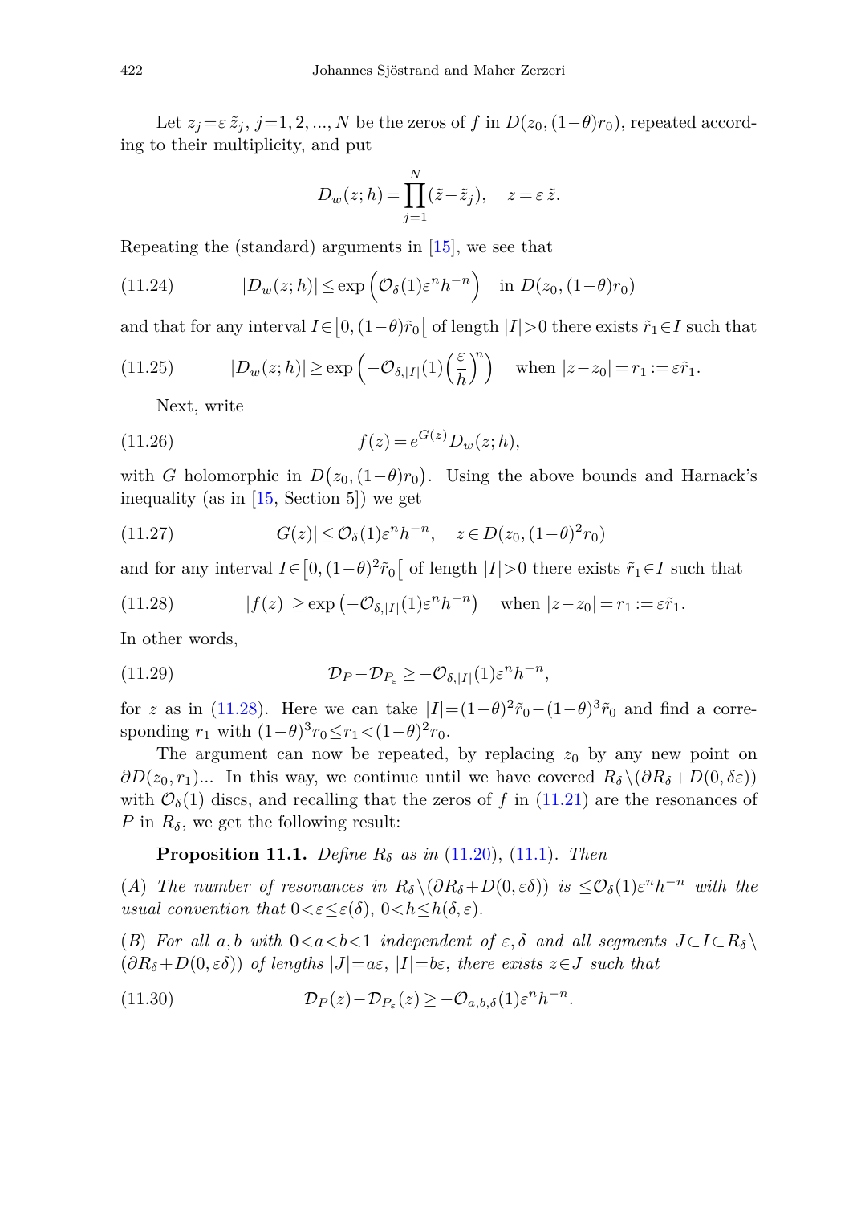Let $z_j = \varepsilon\,\tilde z_j$, $j=1,2,...,N$ be the zeros of $f$ in $D(z_0,(1-\theta)r_0)$, repeated according to their multiplicity, and put

$$D_w(z;h) = \prod_{j=1}^{N} (\tilde z - \tilde z_j), \quad z = \varepsilon\,\tilde z.$$

Repeating the (standard) arguments in [15], we see that

$$|D_w(z;h)| \le \exp\left(\mathcal{O}_\delta(1)\varepsilon^n h^{-n}\right) \quad \text{in } D(z_0,(1-\theta)r_0) \tag{11.24}$$

and that for any interval $I \in \left[0,(1-\theta)\tilde r_0\right[$ of length $|I|>0$ there exists $\tilde r_1 \in I$ such that

$$|D_w(z;h)| \ge \exp\left(-\mathcal{O}_{\delta,|I|}(1)\left(\frac{\varepsilon}{h}\right)^n\right) \quad \text{when } |z-z_0| = r_1 := \varepsilon\tilde r_1. \tag{11.25}$$

Next, write

$$f(z) = e^{G(z)} D_w(z;h), \tag{11.26}$$

with $G$ holomorphic in $D\big(z_0,(1-\theta)r_0\big)$. Using the above bounds and Harnack's inequality (as in [15, Section 5]) we get

$$|G(z)| \le \mathcal{O}_\delta(1)\varepsilon^n h^{-n}, \quad z \in D(z_0,(1-\theta)^2 r_0) \tag{11.27}$$

and for any interval $I \in \left[0,(1-\theta)^2\tilde r_0\right[$ of length $|I|>0$ there exists $\tilde r_1 \in I$ such that

$$|f(z)| \ge \exp\left(-\mathcal{O}_{\delta,|I|}(1)\varepsilon^n h^{-n}\right) \quad \text{when } |z-z_0| = r_1 := \varepsilon\tilde r_1. \tag{11.28}$$

In other words,

$$\mathcal{D}_P - \mathcal{D}_{P_\varepsilon} \ge -\mathcal{O}_{\delta,|I|}(1)\varepsilon^n h^{-n}, \tag{11.29}$$

for $z$ as in (11.28). Here we can take $|I| = (1-\theta)^2\tilde r_0 - (1-\theta)^3\tilde r_0$ and find a corresponding $r_1$ with $(1-\theta)^3 r_0 \le r_1 < (1-\theta)^2 r_0$.

The argument can now be repeated, by replacing $z_0$ by any new point on $\partial D(z_0,r_1)$... In this way, we continue until we have covered $R_\delta \setminus (\partial R_\delta + D(0,\delta\varepsilon))$ with $\mathcal{O}_\delta(1)$ discs, and recalling that the zeros of $f$ in (11.21) are the resonances of $P$ in $R_\delta$, we get the following result:

**Proposition 11.1.** *Define $R_\delta$ as in (11.20), (11.1). Then*

*(A) The number of resonances in $R_\delta \setminus (\partial R_\delta + D(0,\varepsilon\delta))$ is $\le \mathcal{O}_\delta(1)\varepsilon^n h^{-n}$ with the usual convention that $0<\varepsilon\le\varepsilon(\delta)$, $0<h\le h(\delta,\varepsilon)$.*

*(B) For all $a,b$ with $0<a<b<1$ independent of $\varepsilon,\delta$ and all segments $J \subset I \subset R_\delta \setminus (\partial R_\delta + D(0,\varepsilon\delta))$ of lengths $|J| = a\varepsilon$, $|I| = b\varepsilon$, there exists $z \in J$ such that*

$$\mathcal{D}_P(z) - \mathcal{D}_{P_\varepsilon}(z) \ge -\mathcal{O}_{a,b,\delta}(1)\varepsilon^n h^{-n}. \tag{11.30}$$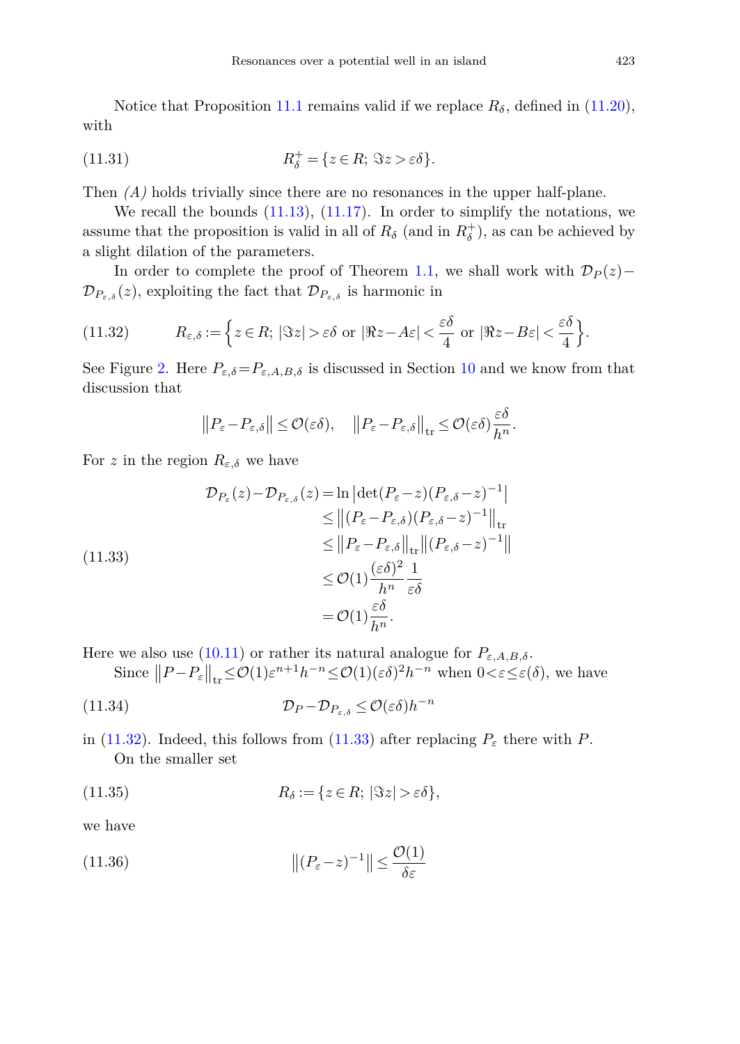Notice that Proposition 11.1 remains valid if we replace $R_\delta$, defined in (11.20), with

$$R_\delta^+ = \{z \in R;\ \Im z > \varepsilon\delta\}. \tag{11.31}$$

Then *(A)* holds trivially since there are no resonances in the upper half-plane.

We recall the bounds (11.13), (11.17). In order to simplify the notations, we assume that the proposition is valid in all of $R_\delta$ (and in $R_\delta^+$), as can be achieved by a slight dilation of the parameters.

In order to complete the proof of Theorem 1.1, we shall work with $\mathcal{D}_P(z) - \mathcal{D}_{P_{\varepsilon,\delta}}(z)$, exploiting the fact that $\mathcal{D}_{P_{\varepsilon,\delta}}$ is harmonic in

$$R_{\varepsilon,\delta} := \Big\{z \in R;\ |\Im z| > \varepsilon\delta \text{ or } |\Re z - A\varepsilon| < \frac{\varepsilon\delta}{4} \text{ or } |\Re z - B\varepsilon| < \frac{\varepsilon\delta}{4}\Big\}. \tag{11.32}$$

See Figure 2. Here $P_{\varepsilon,\delta} = P_{\varepsilon,A,B,\delta}$ is discussed in Section 10 and we know from that discussion that

$$\|P_\varepsilon - P_{\varepsilon,\delta}\| \le \mathcal{O}(\varepsilon\delta), \quad \|P_\varepsilon - P_{\varepsilon,\delta}\|_{\mathrm{tr}} \le \mathcal{O}(\varepsilon\delta)\frac{\varepsilon\delta}{h^n}.$$

For $z$ in the region $R_{\varepsilon,\delta}$ we have

$$\begin{aligned}
\mathcal{D}_{P_\varepsilon}(z) - \mathcal{D}_{P_{\varepsilon,\delta}}(z) &= \ln\left|\det(P_\varepsilon - z)(P_{\varepsilon,\delta} - z)^{-1}\right| \\
&\le \left\|(P_\varepsilon - P_{\varepsilon,\delta})(P_{\varepsilon,\delta} - z)^{-1}\right\|_{\mathrm{tr}} \\
&\le \left\|P_\varepsilon - P_{\varepsilon,\delta}\right\|_{\mathrm{tr}} \left\|(P_{\varepsilon,\delta} - z)^{-1}\right\| \\
&\le \mathcal{O}(1)\frac{(\varepsilon\delta)^2}{h^n}\frac{1}{\varepsilon\delta} \\
&= \mathcal{O}(1)\frac{\varepsilon\delta}{h^n}.
\end{aligned} \tag{11.33}$$

Here we also use (10.11) or rather its natural analogue for $P_{\varepsilon,A,B,\delta}$.

Since $\|P - P_\varepsilon\|_{\mathrm{tr}} \le \mathcal{O}(1)\varepsilon^{n+1}h^{-n} \le \mathcal{O}(1)(\varepsilon\delta)^2 h^{-n}$ when $0 < \varepsilon \le \varepsilon(\delta)$, we have

$$\mathcal{D}_P - \mathcal{D}_{P_{\varepsilon,\delta}} \le \mathcal{O}(\varepsilon\delta)h^{-n} \tag{11.34}$$

in (11.32). Indeed, this follows from (11.33) after replacing $P_\varepsilon$ there with $P$.

On the smaller set

$$R_\delta := \{z \in R;\ |\Im z| > \varepsilon\delta\}, \tag{11.35}$$

we have

$$\left\|(P_\varepsilon - z)^{-1}\right\| \le \frac{\mathcal{O}(1)}{\delta\varepsilon} \tag{11.36}$$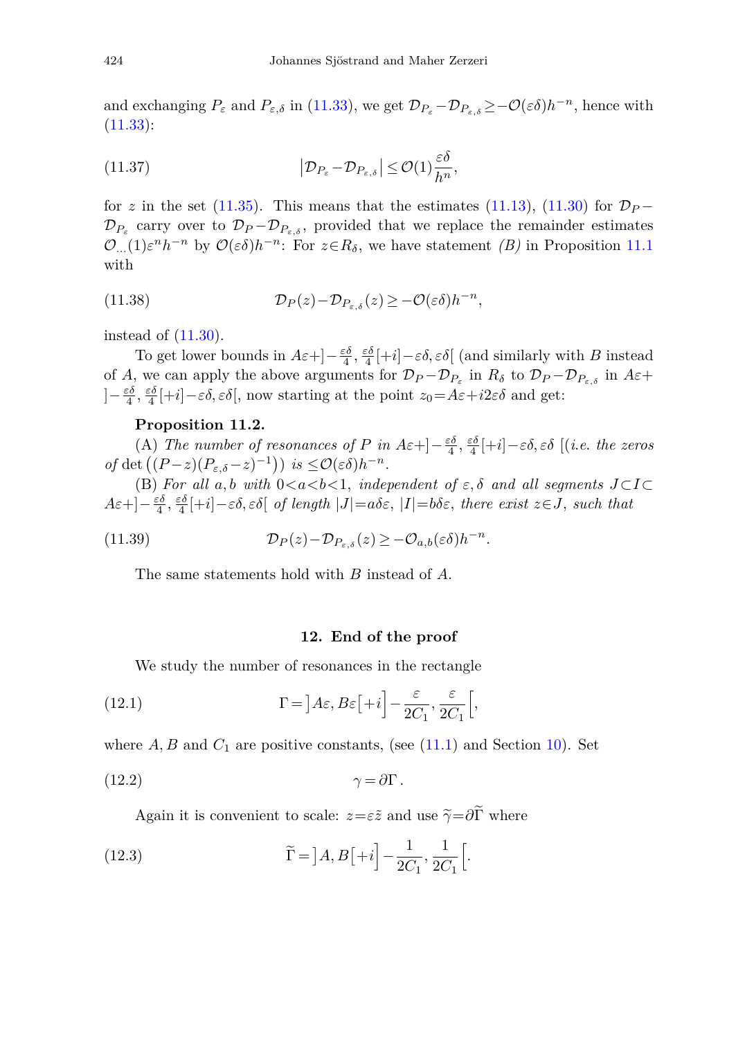and exchanging $P_\varepsilon$ and $P_{\varepsilon,\delta}$ in (11.33), we get $\mathcal{D}_{P_\varepsilon} - \mathcal{D}_{P_{\varepsilon,\delta}} \geq -\mathcal{O}(\varepsilon\delta)h^{-n}$, hence with (11.33):

$$\left|\mathcal{D}_{P_\varepsilon} - \mathcal{D}_{P_{\varepsilon,\delta}}\right| \leq \mathcal{O}(1)\frac{\varepsilon\delta}{h^n}, \tag{11.37}$$

for $z$ in the set (11.35). This means that the estimates (11.13), (11.30) for $\mathcal{D}_P - \mathcal{D}_{P_\varepsilon}$ carry over to $\mathcal{D}_P - \mathcal{D}_{P_{\varepsilon,\delta}}$, provided that we replace the remainder estimates $\mathcal{O}_{...}(1)\varepsilon^n h^{-n}$ by $\mathcal{O}(\varepsilon\delta)h^{-n}$: For $z \in R_\delta$, we have statement *(B)* in Proposition 11.1 with

$$\mathcal{D}_P(z) - \mathcal{D}_{P_{\varepsilon,\delta}}(z) \geq -\mathcal{O}(\varepsilon\delta)h^{-n}, \tag{11.38}$$

instead of (11.30).

To get lower bounds in $A\varepsilon + ]-\frac{\varepsilon\delta}{4}, \frac{\varepsilon\delta}{4}[ + i]-\varepsilon\delta, \varepsilon\delta[$ (and similarly with $B$ instead of $A$, we can apply the above arguments for $\mathcal{D}_P - \mathcal{D}_{P_\varepsilon}$ in $R_\delta$ to $\mathcal{D}_P - \mathcal{D}_{P_{\varepsilon,\delta}}$ in $A\varepsilon + ]-\frac{\varepsilon\delta}{4}, \frac{\varepsilon\delta}{4}[ + i]-\varepsilon\delta, \varepsilon\delta[$, now starting at the point $z_0 = A\varepsilon + i2\varepsilon\delta$ and get:

**Proposition 11.2.**

(A) *The number of resonances of $P$ in $A\varepsilon + ]-\frac{\varepsilon\delta}{4}, \frac{\varepsilon\delta}{4}[ + i]-\varepsilon\delta, \varepsilon\delta$ [(i.e. the zeros of* $\det\left((P-z)(P_{\varepsilon,\delta}-z)^{-1}\right)$ *) is* $\leq \mathcal{O}(\varepsilon\delta)h^{-n}$.

(B) *For all $a, b$ with $0 < a < b < 1$, independent of $\varepsilon, \delta$ and all segments $J \subset I \subset A\varepsilon + ]-\frac{\varepsilon\delta}{4}, \frac{\varepsilon\delta}{4}[ + i]-\varepsilon\delta, \varepsilon\delta[$ of length $|J| = a\delta\varepsilon$, $|I| = b\delta\varepsilon$, there exist $z \in J$, such that*

$$\mathcal{D}_P(z) - \mathcal{D}_{P_{\varepsilon,\delta}}(z) \geq -\mathcal{O}_{a,b}(\varepsilon\delta)h^{-n}. \tag{11.39}$$

The same statements hold with $B$ instead of $A$.

## 12. End of the proof

We study the number of resonances in the rectangle

$$\Gamma = \left]A\varepsilon, B\varepsilon\right[ + i\left] -\frac{\varepsilon}{2C_1}, \frac{\varepsilon}{2C_1}\right[, \tag{12.1}$$

where $A, B$ and $C_1$ are positive constants, (see (11.1) and Section 10). Set

$$\gamma = \partial\Gamma\,. \tag{12.2}$$

Again it is convenient to scale: $z = \varepsilon\tilde{z}$ and use $\widetilde{\gamma} = \partial\widetilde{\Gamma}$ where

$$\widetilde{\Gamma} = \left]A, B\right[ + i\left] -\frac{1}{2C_1}, \frac{1}{2C_1}\right[. \tag{12.3}$$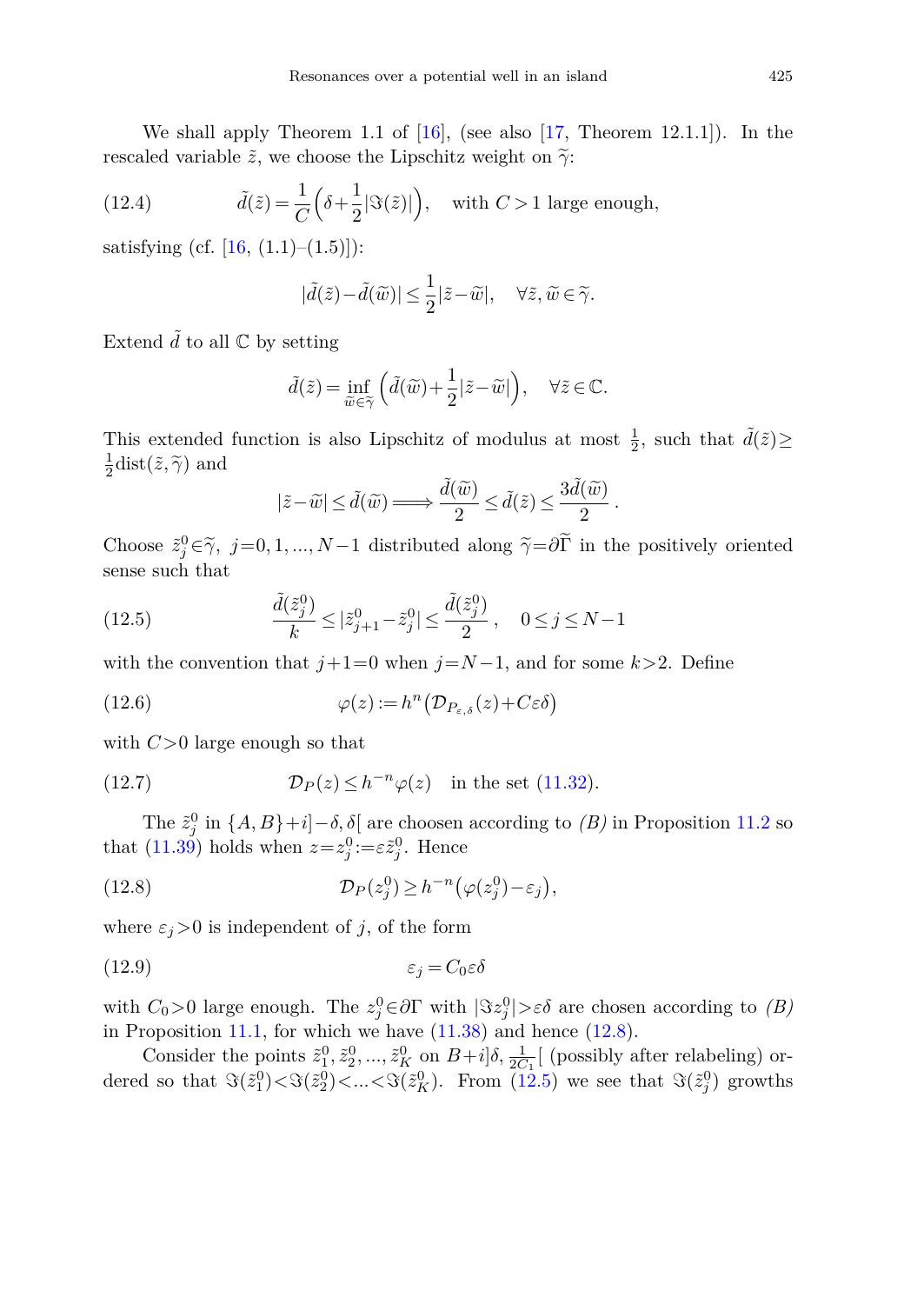We shall apply Theorem 1.1 of [16], (see also [17, Theorem 12.1.1]). In the rescaled variable $\tilde{z}$, we choose the Lipschitz weight on $\widetilde{\gamma}$:

$$
\tilde{d}(\tilde{z}) = \frac{1}{C}\Big(\delta + \frac{1}{2}|\Im(\tilde{z})|\Big), \quad \text{with } C>1 \text{ large enough,} \tag{12.4}
$$

satisfying (cf. [16, (1.1)–(1.5)]):

$$
|\tilde{d}(\tilde{z}) - \tilde{d}(\widetilde{w})| \le \frac{1}{2}|\tilde{z}-\widetilde{w}|, \quad \forall \tilde{z}, \widetilde{w} \in \widetilde{\gamma}.
$$

Extend $\tilde{d}$ to all $\mathbb{C}$ by setting

$$
\tilde{d}(\tilde{z}) = \inf_{\widetilde{w}\in\widetilde{\gamma}} \Big(\tilde{d}(\widetilde{w}) + \frac{1}{2}|\tilde{z}-\widetilde{w}|\Big), \quad \forall \tilde{z} \in \mathbb{C}.
$$

This extended function is also Lipschitz of modulus at most $\frac{1}{2}$, such that $\tilde{d}(\tilde{z}) \ge \frac{1}{2}\mathrm{dist}(\tilde{z}, \widetilde{\gamma})$ and

$$
|\tilde{z}-\widetilde{w}| \le \tilde{d}(\widetilde{w}) \Longrightarrow \frac{\tilde{d}(\widetilde{w})}{2} \le \tilde{d}(\tilde{z}) \le \frac{3\tilde{d}(\widetilde{w})}{2}\,.
$$

Choose $\tilde{z}_j^0 \in \widetilde{\gamma}$, $j=0,1,...,N-1$ distributed along $\widetilde{\gamma} = \partial\widetilde{\Gamma}$ in the positively oriented sense such that

$$
\frac{\tilde{d}(\tilde{z}_j^0)}{k} \le |\tilde{z}_{j+1}^0 - \tilde{z}_j^0| \le \frac{\tilde{d}(\tilde{z}_j^0)}{2}\,, \quad 0 \le j \le N-1 \tag{12.5}
$$

with the convention that $j+1=0$ when $j=N-1$, and for some $k>2$. Define

$$
\varphi(z) := h^n \big(\mathcal{D}_{P_{\varepsilon,\delta}}(z) + C\varepsilon\delta\big) \tag{12.6}
$$

with $C>0$ large enough so that

$$
\mathcal{D}_P(z) \le h^{-n}\varphi(z) \quad \text{in the set (11.32).} \tag{12.7}
$$

The $\tilde{z}_j^0$ in $\{A,B\}+i]-\delta,\delta[$ are choosen according to *(B)* in Proposition 11.2 so that (11.39) holds when $z = z_j^0 := \varepsilon\tilde{z}_j^0$. Hence

$$
\mathcal{D}_P(z_j^0) \ge h^{-n}\big(\varphi(z_j^0) - \varepsilon_j\big), \tag{12.8}
$$

where $\varepsilon_j > 0$ is independent of $j$, of the form

$$
\varepsilon_j = C_0 \varepsilon\delta \tag{12.9}
$$

with $C_0>0$ large enough. The $z_j^0 \in \partial\Gamma$ with $|\Im z_j^0| > \varepsilon\delta$ are chosen according to *(B)* in Proposition 11.1, for which we have (11.38) and hence (12.8).

Consider the points $\tilde{z}_1^0, \tilde{z}_2^0, ..., \tilde{z}_K^0$ on $B+i]\delta, \frac{1}{2C_1}[$ (possibly after relabeling) ordered so that $\Im(\tilde{z}_1^0) < \Im(\tilde{z}_2^0) < ... < \Im(\tilde{z}_K^0)$. From (12.5) we see that $\Im(\tilde{z}_j^0)$ growths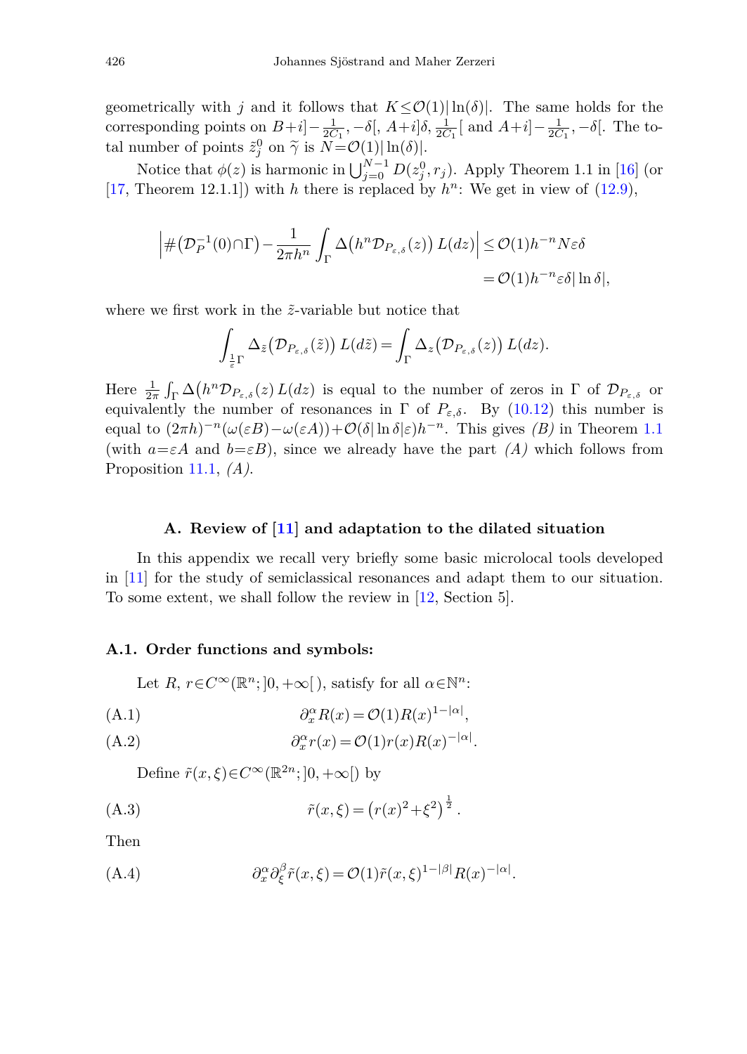geometrically with $j$ and it follows that $K \le \mathcal{O}(1)|\ln(\delta)|$. The same holds for the corresponding points on $B+i]-\frac{1}{2C_1},-\delta[$, $A+i]\delta,\frac{1}{2C_1}[$ and $A+i]-\frac{1}{2C_1},-\delta[$. The total number of points $\tilde{z}_j^0$ on $\widetilde{\gamma}$ is $N=\mathcal{O}(1)|\ln(\delta)|$.

Notice that $\phi(z)$ is harmonic in $\bigcup_{j=0}^{N-1} D(z_j^0, r_j)$. Apply Theorem 1.1 in [16] (or [17, Theorem 12.1.1]) with $h$ there is replaced by $h^n$: We get in view of (12.9),

$$\Big|\#\big(\mathcal{D}_P^{-1}(0)\cap\Gamma\big)-\frac{1}{2\pi h^n}\int_\Gamma \Delta\big(h^n\mathcal{D}_{P_{\varepsilon,\delta}}(z)\big)\,L(dz)\Big| \le \mathcal{O}(1)h^{-n}N\varepsilon\delta$$
$$=\mathcal{O}(1)h^{-n}\varepsilon\delta|\ln\delta|,$$

where we first work in the $\tilde{z}$-variable but notice that

$$\int_{\frac{1}{\varepsilon}\Gamma}\Delta_{\tilde{z}}\big(\mathcal{D}_{P_{\varepsilon,\delta}}(\tilde{z})\big)\,L(d\tilde{z})=\int_\Gamma \Delta_z\big(\mathcal{D}_{P_{\varepsilon,\delta}}(z)\big)\,L(dz).$$

Here $\frac{1}{2\pi}\int_\Gamma \Delta\big(h^n\mathcal{D}_{P_{\varepsilon,\delta}}(z)\,L(dz)$ is equal to the number of zeros in $\Gamma$ of $\mathcal{D}_{P_{\varepsilon,\delta}}$ or equivalently the number of resonances in $\Gamma$ of $P_{\varepsilon,\delta}$. By (10.12) this number is equal to $(2\pi h)^{-n}(\omega(\varepsilon B)-\omega(\varepsilon A))+\mathcal{O}(\delta|\ln\delta|\varepsilon)h^{-n}$. This gives *(B)* in Theorem 1.1 (with $a=\varepsilon A$ and $b=\varepsilon B$), since we already have the part *(A)* which follows from Proposition 11.1, *(A)*.

## A. Review of [11] and adaptation to the dilated situation

In this appendix we recall very briefly some basic microlocal tools developed in [11] for the study of semiclassical resonances and adapt them to our situation. To some extent, we shall follow the review in [12, Section 5].

### A.1. Order functions and symbols:

Let $R$, $r\in C^\infty(\mathbb{R}^n;]0,+\infty[\,)$, satisfy for all $\alpha\in\mathbb{N}^n$:

$$\partial_x^\alpha R(x)=\mathcal{O}(1)R(x)^{1-|\alpha|}, \tag{A.1}$$

$$\partial_x^\alpha r(x)=\mathcal{O}(1)r(x)R(x)^{-|\alpha|}. \tag{A.2}$$

Define $\tilde{r}(x,\xi)\in C^\infty(\mathbb{R}^{2n};]0,+\infty[)$ by

$$\tilde{r}(x,\xi)=\big(r(x)^2+\xi^2\big)^{\frac{1}{2}}. \tag{A.3}$$

Then

$$\partial_x^\alpha\partial_\xi^\beta\tilde{r}(x,\xi)=\mathcal{O}(1)\tilde{r}(x,\xi)^{1-|\beta|}R(x)^{-|\alpha|}. \tag{A.4}$$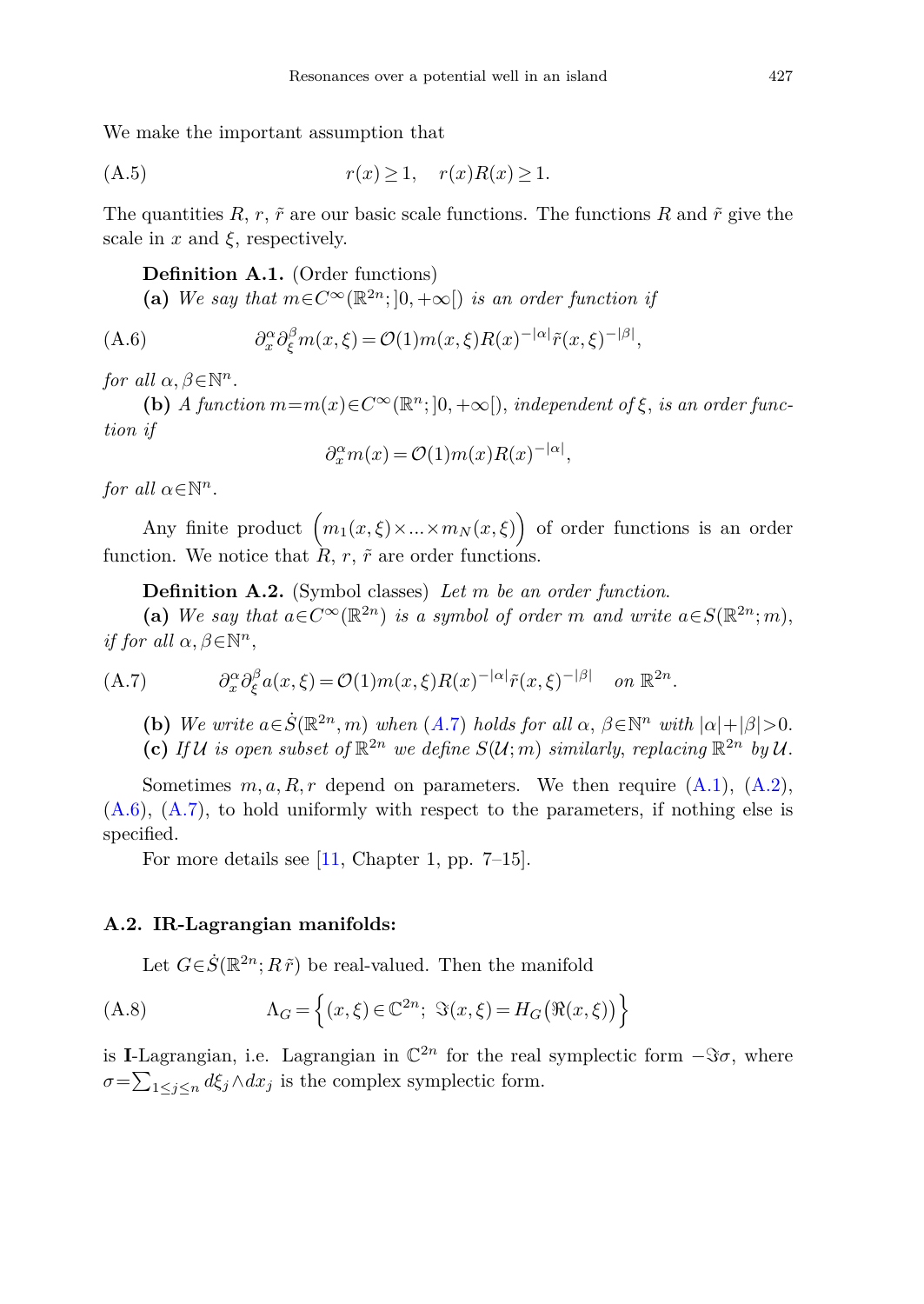We make the important assumption that

$$r(x) \geq 1, \quad r(x)R(x) \geq 1. \tag{A.5}$$

The quantities $R$, $r$, $\tilde{r}$ are our basic scale functions. The functions $R$ and $\tilde{r}$ give the scale in $x$ and $\xi$, respectively.

**Definition A.1.** (Order functions)

**(a)** *We say that $m \in C^\infty(\mathbb{R}^{2n}; ]0, +\infty[)$ is an order function if*

$$\partial_x^\alpha \partial_\xi^\beta m(x,\xi) = \mathcal{O}(1) m(x,\xi) R(x)^{-|\alpha|} \tilde{r}(x,\xi)^{-|\beta|}, \tag{A.6}$$

*for all $\alpha, \beta \in \mathbb{N}^n$.*

**(b)** *A function $m = m(x) \in C^\infty(\mathbb{R}^n; ]0, +\infty[)$, independent of $\xi$, is an order function if*

$$\partial_x^\alpha m(x) = \mathcal{O}(1) m(x) R(x)^{-|\alpha|},$$

*for all $\alpha \in \mathbb{N}^n$.*

Any finite product $\Big(m_1(x,\xi) \times \ldots \times m_N(x,\xi)\Big)$ of order functions is an order function. We notice that $R$, $r$, $\tilde{r}$ are order functions.

**Definition A.2.** (Symbol classes) *Let $m$ be an order function.*

**(a)** *We say that $a \in C^\infty(\mathbb{R}^{2n})$ is a symbol of order $m$ and write $a \in S(\mathbb{R}^{2n}; m)$, if for all $\alpha, \beta \in \mathbb{N}^n$,*

$$\partial_x^\alpha \partial_\xi^\beta a(x,\xi) = \mathcal{O}(1) m(x,\xi) R(x)^{-|\alpha|} \tilde{r}(x,\xi)^{-|\beta|} \quad \text{on } \mathbb{R}^{2n}. \tag{A.7}$$

**(b)** *We write $a \in \dot{S}(\mathbb{R}^{2n}, m)$ when (A.7) holds for all $\alpha$, $\beta \in \mathbb{N}^n$ with $|\alpha| + |\beta| > 0$.*

**(c)** *If $\mathcal{U}$ is open subset of $\mathbb{R}^{2n}$ we define $S(\mathcal{U}; m)$ similarly, replacing $\mathbb{R}^{2n}$ by $\mathcal{U}$.*

Sometimes $m, a, R, r$ depend on parameters. We then require (A.1), (A.2), (A.6), (A.7), to hold uniformly with respect to the parameters, if nothing else is specified.

For more details see [11, Chapter 1, pp. 7–15].

### A.2. IR-Lagrangian manifolds:

Let $G \in \dot{S}(\mathbb{R}^{2n}; R\tilde{r})$ be real-valued. Then the manifold

$$\Lambda_G = \Big\{ (x,\xi) \in \mathbb{C}^{2n};\ \Im(x,\xi) = H_G\big(\Re(x,\xi)\big) \Big\} \tag{A.8}$$

is **I**-Lagrangian, i.e. Lagrangian in $\mathbb{C}^{2n}$ for the real symplectic form $-\Im\sigma$, where $\sigma = \sum_{1 \leq j \leq n} d\xi_j \wedge dx_j$ is the complex symplectic form.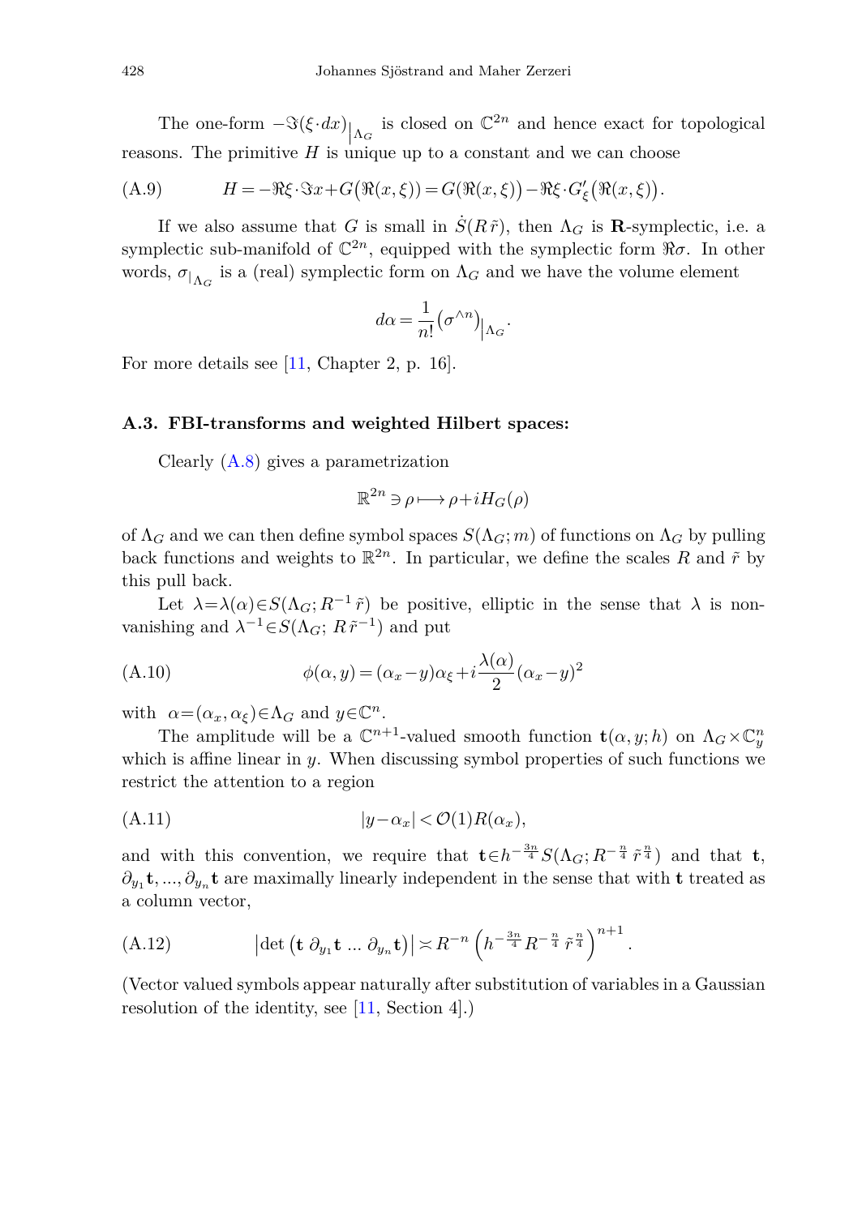The one-form $-\Im(\xi\cdot dx)\big|_{\Lambda_G}$ is closed on $\mathbb{C}^{2n}$ and hence exact for topological reasons. The primitive $H$ is unique up to a constant and we can choose

$$H = -\Re\xi\cdot\Im x + G\big(\Re(x,\xi)\big) = G\big(\Re(x,\xi)\big) - \Re\xi\cdot G'_\xi\big(\Re(x,\xi)\big). \tag{A.9}$$

If we also assume that $G$ is small in $\dot{S}(R\,\tilde{r})$, then $\Lambda_G$ is $\mathbf{R}$-symplectic, i.e. a symplectic sub-manifold of $\mathbb{C}^{2n}$, equipped with the symplectic form $\Re\sigma$. In other words, $\sigma_{|_{\Lambda_G}}$ is a (real) symplectic form on $\Lambda_G$ and we have the volume element

$$d\alpha = \frac{1}{n!}\big(\sigma^{\wedge n}\big)\big|_{\Lambda_G}.$$

For more details see [11, Chapter 2, p. 16].

### A.3. FBI-transforms and weighted Hilbert spaces:

Clearly (A.8) gives a parametrization

$$\mathbb{R}^{2n} \ni \rho \longmapsto \rho + iH_G(\rho)$$

of $\Lambda_G$ and we can then define symbol spaces $S(\Lambda_G; m)$ of functions on $\Lambda_G$ by pulling back functions and weights to $\mathbb{R}^{2n}$. In particular, we define the scales $R$ and $\tilde{r}$ by this pull back.

Let $\lambda = \lambda(\alpha) \in S(\Lambda_G; R^{-1}\,\tilde{r})$ be positive, elliptic in the sense that $\lambda$ is non-vanishing and $\lambda^{-1} \in S(\Lambda_G;\, R\,\tilde{r}^{-1})$ and put

$$\phi(\alpha, y) = (\alpha_x - y)\alpha_\xi + i\frac{\lambda(\alpha)}{2}(\alpha_x - y)^2 \tag{A.10}$$

with $\alpha = (\alpha_x, \alpha_\xi) \in \Lambda_G$ and $y \in \mathbb{C}^n$.

The amplitude will be a $\mathbb{C}^{n+1}$-valued smooth function $\mathbf{t}(\alpha, y; h)$ on $\Lambda_G \times \mathbb{C}^n_y$ which is affine linear in $y$. When discussing symbol properties of such functions we restrict the attention to a region

$$|y - \alpha_x| < \mathcal{O}(1) R(\alpha_x), \tag{A.11}$$

and with this convention, we require that $\mathbf{t} \in h^{-\frac{3n}{4}} S(\Lambda_G; R^{-\frac{n}{4}}\,\tilde{r}^{\frac{n}{4}})$ and that $\mathbf{t}$, $\partial_{y_1}\mathbf{t}, \ldots, \partial_{y_n}\mathbf{t}$ are maximally linearly independent in the sense that with $\mathbf{t}$ treated as a column vector,

$$\left|\det\left(\mathbf{t}\ \partial_{y_1}\mathbf{t}\ \ldots\ \partial_{y_n}\mathbf{t}\right)\right| \asymp R^{-n}\left(h^{-\frac{3n}{4}} R^{-\frac{n}{4}}\,\tilde{r}^{\frac{n}{4}}\right)^{n+1}. \tag{A.12}$$

(Vector valued symbols appear naturally after substitution of variables in a Gaussian resolution of the identity, see [11, Section 4].)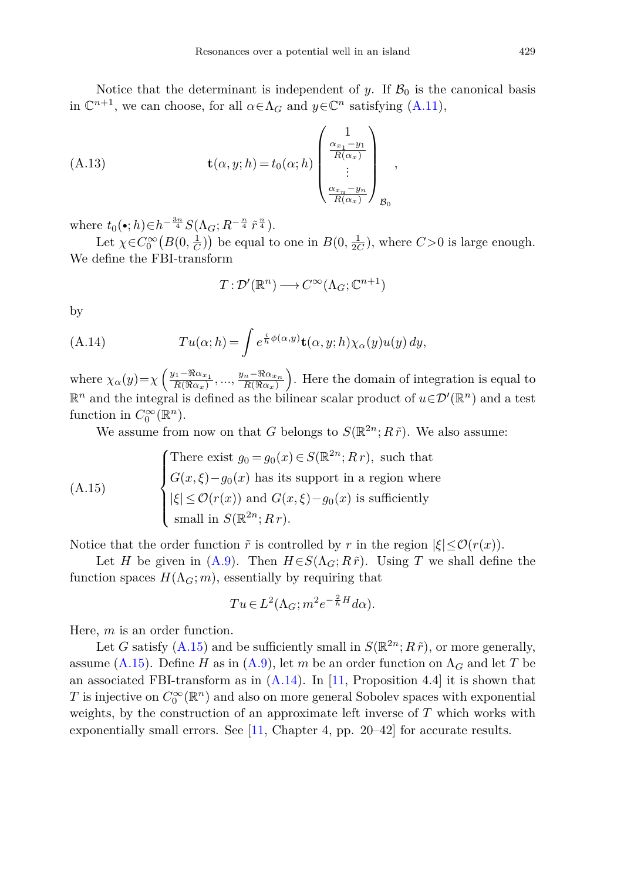Notice that the determinant is independent of $y$. If $\mathcal{B}_0$ is the canonical basis in $\mathbb{C}^{n+1}$, we can choose, for all $\alpha\in\Lambda_G$ and $y\in\mathbb{C}^n$ satisfying (A.11),

$$\mathbf{t}(\alpha,y;h)=t_0(\alpha;h)\begin{pmatrix}1\\ \frac{\alpha_{x_1}-y_1}{R(\alpha_x)}\\ \vdots\\ \frac{\alpha_{x_n}-y_n}{R(\alpha_x)}\end{pmatrix}_{\mathcal{B}_0}, \tag{A.13}$$

where $t_0(\bullet;h)\in h^{-\frac{3n}{4}}S(\Lambda_G;R^{-\frac{n}{4}}\,\tilde r^{\frac{n}{4}})$.

Let $\chi\in C_0^\infty\big(B(0,\frac{1}{C})\big)$ be equal to one in $B(0,\frac{1}{2C})$, where $C>0$ is large enough. We define the FBI-transform

$$T:\mathcal{D}'(\mathbb{R}^n)\longrightarrow C^\infty(\Lambda_G;\mathbb{C}^{n+1})$$

by

$$Tu(\alpha;h)=\int e^{\frac{i}{h}\phi(\alpha,y)}\mathbf{t}(\alpha,y;h)\chi_\alpha(y)u(y)\,dy, \tag{A.14}$$

where $\chi_\alpha(y)=\chi\left(\frac{y_1-\Re\alpha_{x_1}}{R(\Re\alpha_x)},...,\frac{y_n-\Re\alpha_{x_n}}{R(\Re\alpha_x)}\right)$. Here the domain of integration is equal to $\mathbb{R}^n$ and the integral is defined as the bilinear scalar product of $u\in\mathcal{D}'(\mathbb{R}^n)$ and a test function in $C_0^\infty(\mathbb{R}^n)$.

We assume from now on that $G$ belongs to $S(\mathbb{R}^{2n};R\,\tilde r)$. We also assume:

$$\begin{cases}\text{There exist } g_0=g_0(x)\in S(\mathbb{R}^{2n};R\,r), \text{ such that}\\ G(x,\xi)-g_0(x) \text{ has its support in a region where}\\ |\xi|\le\mathcal{O}(r(x)) \text{ and } G(x,\xi)-g_0(x) \text{ is sufficiently}\\ \text{small in } S(\mathbb{R}^{2n};R\,r).\end{cases} \tag{A.15}$$

Notice that the order function $\tilde r$ is controlled by $r$ in the region $|\xi|\le\mathcal{O}(r(x))$.

Let $H$ be given in (A.9). Then $H\in S(\Lambda_G;R\,\tilde r)$. Using $T$ we shall define the function spaces $H(\Lambda_G;m)$, essentially by requiring that

$$Tu\in L^2(\Lambda_G;m^2e^{-\frac{2}{h}H}d\alpha).$$

Here, $m$ is an order function.

Let $G$ satisfy (A.15) and be sufficiently small in $S(\mathbb{R}^{2n};R\,\tilde r)$, or more generally, assume (A.15). Define $H$ as in (A.9), let $m$ be an order function on $\Lambda_G$ and let $T$ be an associated FBI-transform as in (A.14). In [11, Proposition 4.4] it is shown that $T$ is injective on $C_0^\infty(\mathbb{R}^n)$ and also on more general Sobolev spaces with exponential weights, by the construction of an approximate left inverse of $T$ which works with exponentially small errors. See [11, Chapter 4, pp. 20–42] for accurate results.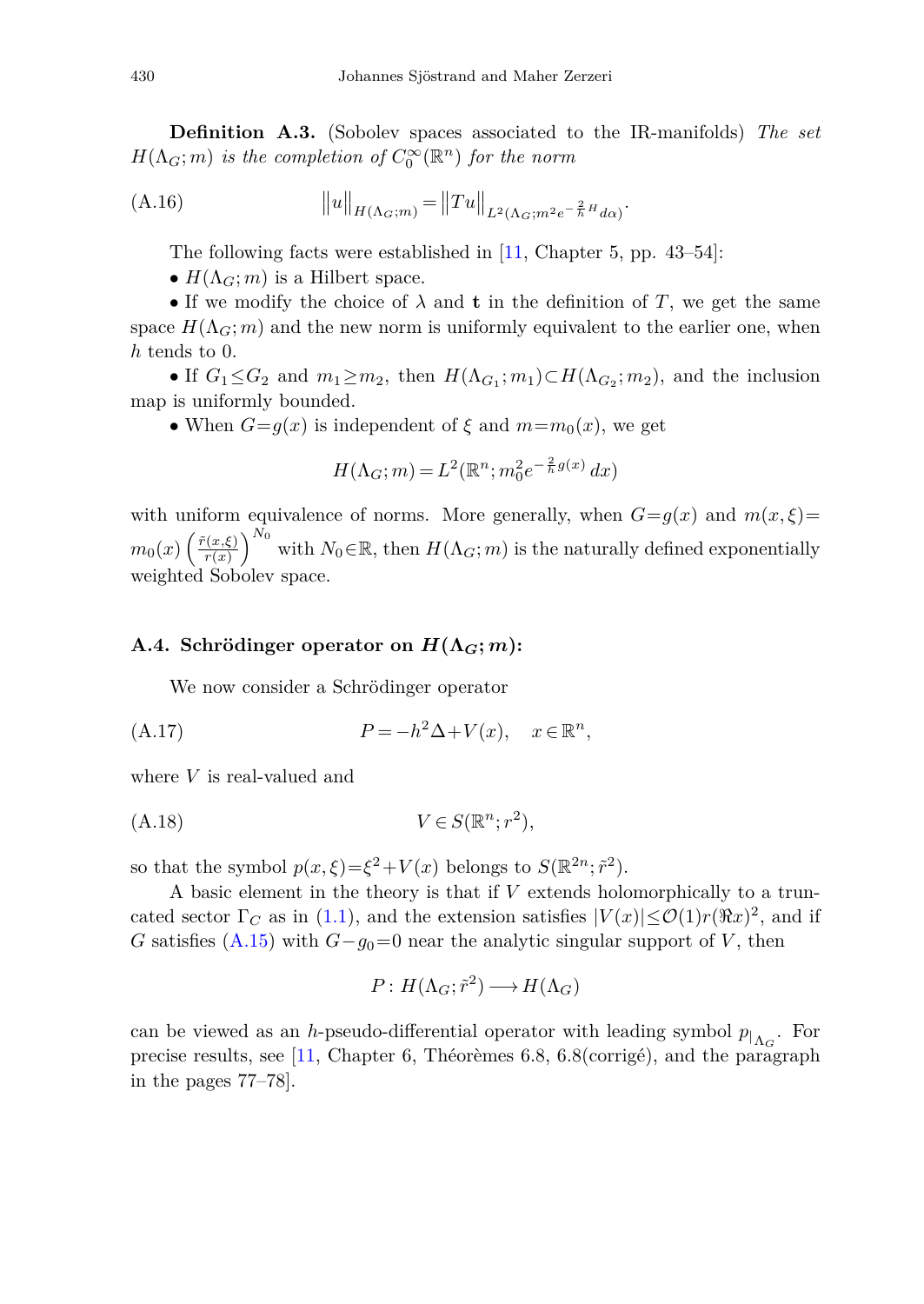**Definition A.3.** (Sobolev spaces associated to the IR-manifolds) *The set $H(\Lambda_G;m)$ is the completion of $C_0^\infty(\mathbb{R}^n)$ for the norm*

$$\|u\|_{H(\Lambda_G;m)} = \|Tu\|_{L^2(\Lambda_G;m^2e^{-\frac{2}{h}H}d\alpha)}. \tag{A.16}$$

The following facts were established in [11, Chapter 5, pp. 43–54]:

• $H(\Lambda_G;m)$ is a Hilbert space.

• If we modify the choice of $\lambda$ and $\mathbf{t}$ in the definition of $T$, we get the same space $H(\Lambda_G;m)$ and the new norm is uniformly equivalent to the earlier one, when $h$ tends to 0.

• If $G_1 \le G_2$ and $m_1 \ge m_2$, then $H(\Lambda_{G_1};m_1) \subset H(\Lambda_{G_2};m_2)$, and the inclusion map is uniformly bounded.

• When $G = g(x)$ is independent of $\xi$ and $m = m_0(x)$, we get

$$H(\Lambda_G;m) = L^2(\mathbb{R}^n; m_0^2 e^{-\frac{2}{h}g(x)}\,dx)$$

with uniform equivalence of norms. More generally, when $G = g(x)$ and $m(x,\xi) = m_0(x)\left(\frac{\tilde{r}(x,\xi)}{r(x)}\right)^{N_0}$ with $N_0 \in \mathbb{R}$, then $H(\Lambda_G;m)$ is the naturally defined exponentially weighted Sobolev space.

## A.4. Schrödinger operator on $H(\Lambda_G;m)$:

We now consider a Schrödinger operator

$$P = -h^2\Delta + V(x), \quad x \in \mathbb{R}^n, \tag{A.17}$$

where $V$ is real-valued and

$$V \in S(\mathbb{R}^n; r^2), \tag{A.18}$$

so that the symbol $p(x,\xi) = \xi^2 + V(x)$ belongs to $S(\mathbb{R}^{2n};\tilde{r}^2)$.

A basic element in the theory is that if $V$ extends holomorphically to a truncated sector $\Gamma_C$ as in (1.1), and the extension satisfies $|V(x)| \le \mathcal{O}(1)r(\Re x)^2$, and if $G$ satisfies (A.15) with $G - g_0 = 0$ near the analytic singular support of $V$, then

$$P\colon H(\Lambda_G;\tilde{r}^2) \longrightarrow H(\Lambda_G)$$

can be viewed as an $h$-pseudo-differential operator with leading symbol $p_{|_{\Lambda_G}}$. For precise results, see [11, Chapter 6, Théorèmes 6.8, 6.8(corrigé), and the paragraph in the pages 77–78].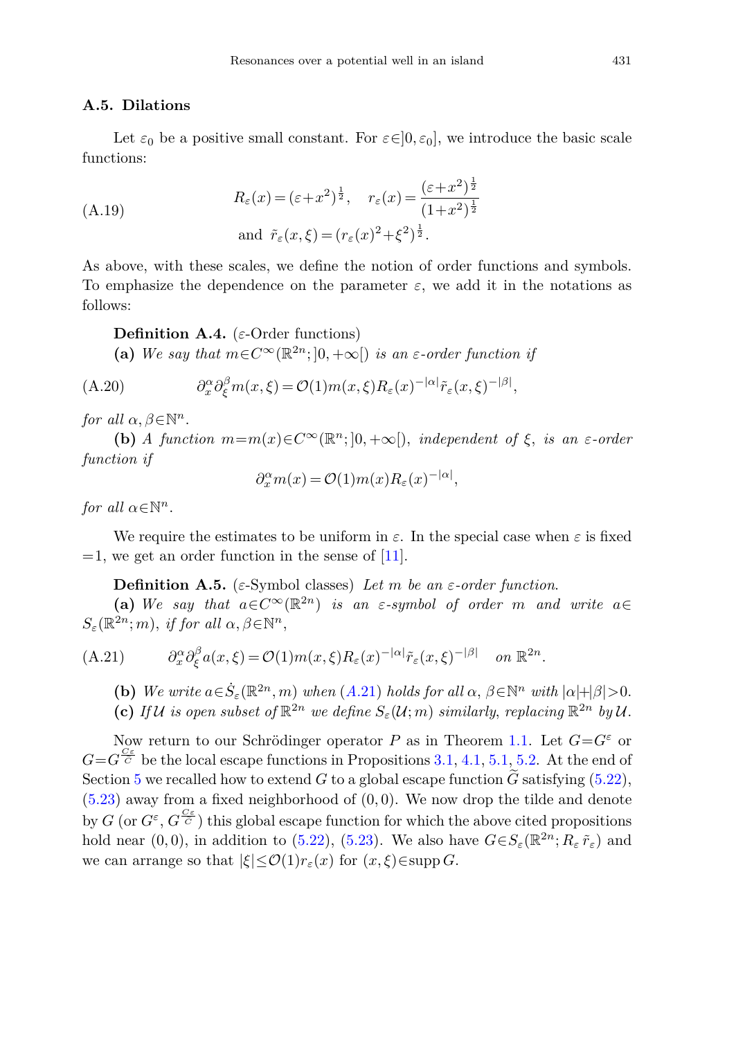### A.5. Dilations

Let $\varepsilon_0$ be a positive small constant. For $\varepsilon\in]0,\varepsilon_0]$, we introduce the basic scale functions:

$$
R_\varepsilon(x)=(\varepsilon+x^2)^{\frac{1}{2}}, \quad r_\varepsilon(x)=\frac{(\varepsilon+x^2)^{\frac{1}{2}}}{(1+x^2)^{\frac{1}{2}}}
\quad \text{and} \quad \tilde{r}_\varepsilon(x,\xi)=(r_\varepsilon(x)^2+\xi^2)^{\frac{1}{2}}. \tag{A.19}
$$

As above, with these scales, we define the notion of order functions and symbols. To emphasize the dependence on the parameter $\varepsilon$, we add it in the notations as follows:

**Definition A.4.** ($\varepsilon$-Order functions)

**(a)** *We say that $m\in C^\infty(\mathbb{R}^{2n};]0,+\infty[)$ is an $\varepsilon$-order function if*

$$
\partial_x^\alpha\partial_\xi^\beta m(x,\xi)=\mathcal{O}(1)m(x,\xi)R_\varepsilon(x)^{-|\alpha|}\tilde{r}_\varepsilon(x,\xi)^{-|\beta|}, \tag{A.20}
$$

*for all $\alpha,\beta\in\mathbb{N}^n$.*

**(b)** *A function $m=m(x)\in C^\infty(\mathbb{R}^n;]0,+\infty[)$, independent of $\xi$, is an $\varepsilon$-order function if*

$$
\partial_x^\alpha m(x)=\mathcal{O}(1)m(x)R_\varepsilon(x)^{-|\alpha|},
$$

*for all $\alpha\in\mathbb{N}^n$.*

We require the estimates to be uniform in $\varepsilon$. In the special case when $\varepsilon$ is fixed $=1$, we get an order function in the sense of [11].

**Definition A.5.** ($\varepsilon$-Symbol classes) *Let $m$ be an $\varepsilon$-order function.*

**(a)** *We say that $a\in C^\infty(\mathbb{R}^{2n})$ is an $\varepsilon$-symbol of order $m$ and write $a\in S_\varepsilon(\mathbb{R}^{2n};m)$, if for all $\alpha,\beta\in\mathbb{N}^n$,*

$$
\partial_x^\alpha\partial_\xi^\beta a(x,\xi)=\mathcal{O}(1)m(x,\xi)R_\varepsilon(x)^{-|\alpha|}\tilde{r}_\varepsilon(x,\xi)^{-|\beta|} \quad \text{on } \mathbb{R}^{2n}. \tag{A.21}
$$

**(b)** *We write $a\in\dot{S}_\varepsilon(\mathbb{R}^{2n},m)$ when (A.21) holds for all $\alpha$, $\beta\in\mathbb{N}^n$ with $|\alpha|+|\beta|>0$.*

**(c)** *If $\mathcal{U}$ is open subset of $\mathbb{R}^{2n}$ we define $S_\varepsilon(\mathcal{U};m)$ similarly, replacing $\mathbb{R}^{2n}$ by $\mathcal{U}$.*

Now return to our Schrödinger operator $P$ as in Theorem 1.1. Let $G=G^\varepsilon$ or $G=G^{\frac{C\varepsilon}{C}}$ be the local escape functions in Propositions 3.1, 4.1, 5.1, 5.2. At the end of Section 5 we recalled how to extend $G$ to a global escape function $\widetilde{G}$ satisfying (5.22), (5.23) away from a fixed neighborhood of $(0,0)$. We now drop the tilde and denote by $G$ (or $G^\varepsilon$, $G^{\frac{C\varepsilon}{C}}$) this global escape function for which the above cited propositions hold near $(0,0)$, in addition to (5.22), (5.23). We also have $G\in S_\varepsilon(\mathbb{R}^{2n};R_\varepsilon\,\tilde{r}_\varepsilon)$ and we can arrange so that $|\xi|\le\mathcal{O}(1)r_\varepsilon(x)$ for $(x,\xi)\in\operatorname{supp}G$.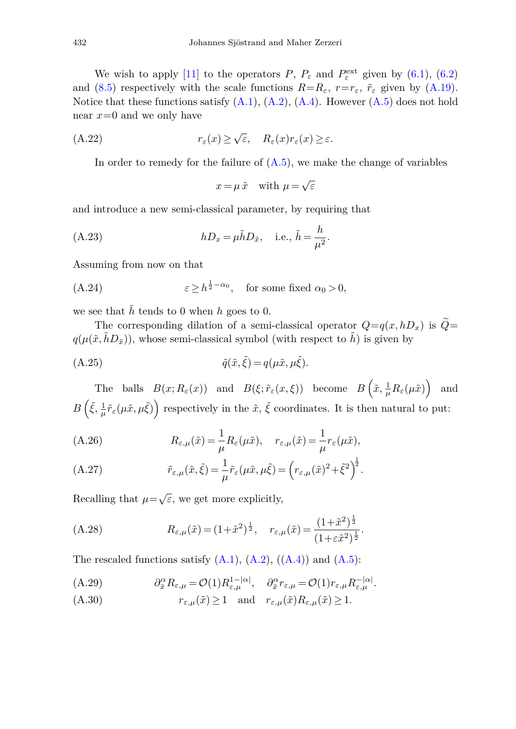We wish to apply [11] to the operators $P$, $P_\varepsilon$ and $P_\varepsilon^{\mathrm{ext}}$ given by (6.1), (6.2) and (8.5) respectively with the scale functions $R=R_\varepsilon$, $r=r_\varepsilon$, $\tilde r_\varepsilon$ given by (A.19). Notice that these functions satisfy (A.1), (A.2), (A.4). However (A.5) does not hold near $x=0$ and we only have

$$r_\varepsilon(x) \ge \sqrt{\varepsilon}, \quad R_\varepsilon(x) r_\varepsilon(x) \ge \varepsilon. \tag{A.22}$$

In order to remedy for the failure of (A.5), we make the change of variables

$$x=\mu\,\tilde x \quad \text{with } \mu=\sqrt{\varepsilon}$$

and introduce a new semi-classical parameter, by requiring that

$$hD_x = \mu \tilde h D_{\tilde x}, \quad \text{i.e., } \tilde h = \frac{h}{\mu^2}. \tag{A.23}$$

Assuming from now on that

$$\varepsilon \ge h^{\frac{1}{2}-\alpha_0}, \quad \text{for some fixed } \alpha_0>0, \tag{A.24}$$

we see that $\tilde h$ tends to 0 when $h$ goes to 0.

The corresponding dilation of a semi-classical operator $Q=q(x,hD_x)$ is $\widetilde Q = q(\mu(\tilde x, \tilde h D_{\tilde x}))$, whose semi-classical symbol (with respect to $\tilde h$) is given by

$$\tilde q(\tilde x, \tilde \xi) = q(\mu\tilde x, \mu\tilde \xi). \tag{A.25}$$

The balls $B(x;R_\varepsilon(x))$ and $B(\xi;\tilde r_\varepsilon(x,\xi))$ become $B\left(\tilde x, \frac{1}{\mu}R_\varepsilon(\mu\tilde x)\right)$ and $B\left(\tilde \xi, \frac{1}{\mu}\tilde r_\varepsilon(\mu\tilde x, \mu\tilde\xi)\right)$ respectively in the $\tilde x$, $\tilde \xi$ coordinates. It is then natural to put:

$$R_{\varepsilon,\mu}(\tilde x) = \frac{1}{\mu}R_\varepsilon(\mu\tilde x), \quad r_{\varepsilon,\mu}(\tilde x) = \frac{1}{\mu} r_\varepsilon(\mu \tilde x), \tag{A.26}$$

$$\tilde r_{\varepsilon,\mu}(\tilde x, \tilde \xi) = \frac{1}{\mu}\tilde r_\varepsilon(\mu\tilde x, \mu\tilde\xi) = \left(r_{\varepsilon,\mu}(\tilde x)^2 + \tilde\xi^2\right)^{\frac{1}{2}}. \tag{A.27}$$

Recalling that $\mu=\sqrt{\varepsilon}$, we get more explicitly,

$$R_{\varepsilon,\mu}(\tilde x) = (1+\tilde x^2)^{\frac{1}{2}}, \quad r_{\varepsilon,\mu}(\tilde x) = \frac{(1+\tilde x^2)^{\frac{1}{2}}}{(1+\varepsilon\tilde x^2)^{\frac{1}{2}}}. \tag{A.28}$$

The rescaled functions satisfy (A.1), (A.2), ((A.4)) and (A.5):

$$\partial_{\tilde x}^\alpha R_{\varepsilon,\mu} = \mathcal{O}(1) R_{\varepsilon,\mu}^{1-|\alpha|}, \quad \partial_{\tilde x}^\alpha r_{\varepsilon,\mu} = \mathcal{O}(1) r_{\varepsilon,\mu} R_{\varepsilon,\mu}^{-|\alpha|}. \tag{A.29}$$

$$r_{\varepsilon,\mu}(\tilde x) \ge 1 \quad \text{and} \quad r_{\varepsilon,\mu}(\tilde x) R_{\varepsilon,\mu}(\tilde x) \ge 1. \tag{A.30}$$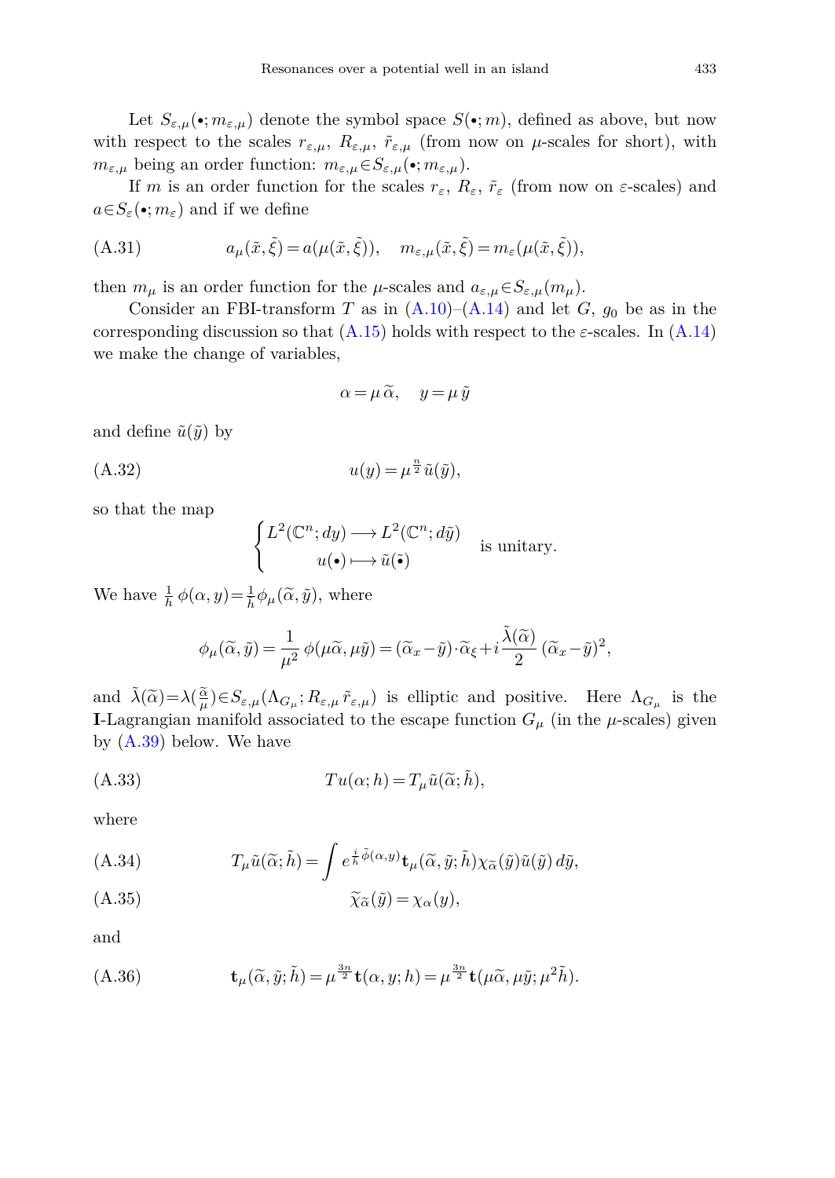Let $S_{\varepsilon,\mu}(\bullet; m_{\varepsilon,\mu})$ denote the symbol space $S(\bullet; m)$, defined as above, but now with respect to the scales $r_{\varepsilon,\mu}$, $R_{\varepsilon,\mu}$, $\tilde r_{\varepsilon,\mu}$ (from now on $\mu$-scales for short), with $m_{\varepsilon,\mu}$ being an order function: $m_{\varepsilon,\mu} \in S_{\varepsilon,\mu}(\bullet; m_{\varepsilon,\mu})$.

If $m$ is an order function for the scales $r_\varepsilon$, $R_\varepsilon$, $\tilde r_\varepsilon$ (from now on $\varepsilon$-scales) and $a \in S_\varepsilon(\bullet; m_\varepsilon)$ and if we define

$$a_\mu(\tilde x, \tilde \xi) = a(\mu(\tilde x, \tilde \xi)), \quad m_{\varepsilon,\mu}(\tilde x, \tilde \xi) = m_\varepsilon(\mu(\tilde x, \tilde \xi)), \tag{A.31}$$

then $m_\mu$ is an order function for the $\mu$-scales and $a_{\varepsilon,\mu} \in S_{\varepsilon,\mu}(m_\mu)$.

Consider an FBI-transform $T$ as in (A.10)–(A.14) and let $G$, $g_0$ be as in the corresponding discussion so that (A.15) holds with respect to the $\varepsilon$-scales. In (A.14) we make the change of variables,

$$\alpha = \mu\,\widetilde\alpha, \quad y = \mu\,\tilde y$$

and define $\tilde u(\tilde y)$ by

$$u(y) = \mu^{\frac{n}{2}} \tilde u(\tilde y), \tag{A.32}$$

so that the map

$$\begin{cases} L^2(\mathbf{C}^n; dy) \longrightarrow L^2(\mathbf{C}^n; d\tilde y) \\ \qquad u(\bullet) \longmapsto \tilde u(\tilde\bullet) \end{cases} \quad \text{is unitary.}$$

We have $\frac{1}{h}\,\phi(\alpha, y) = \frac{1}{\tilde h}\phi_\mu(\widetilde\alpha, \tilde y)$, where

$$\phi_\mu(\widetilde\alpha, \tilde y) = \frac{1}{\mu^2}\,\phi(\mu\widetilde\alpha, \mu\tilde y) = (\widetilde\alpha_x - \tilde y)\cdot\widetilde\alpha_\xi + i\,\frac{\tilde\lambda(\widetilde\alpha)}{2}\,(\widetilde\alpha_x - \tilde y)^2,$$

and $\tilde\lambda(\widetilde\alpha) = \lambda(\frac{\widetilde\alpha}{\mu}) \in S_{\varepsilon,\mu}(\Lambda_{G_\mu}; R_{\varepsilon,\mu}\,\tilde r_{\varepsilon,\mu})$ is elliptic and positive. Here $\Lambda_{G_\mu}$ is the **I**-Lagrangian manifold associated to the escape function $G_\mu$ (in the $\mu$-scales) given by (A.39) below. We have

$$Tu(\alpha; h) = T_\mu \tilde u(\widetilde\alpha; \tilde h), \tag{A.33}$$

where

$$T_\mu \tilde u(\widetilde\alpha; \tilde h) = \int e^{\frac{i}{\tilde h}\tilde\phi(\alpha, y)} \mathbf{t}_\mu(\widetilde\alpha, \tilde y; \tilde h)\chi_{\widetilde\alpha}(\tilde y)\tilde u(\tilde y)\,d\tilde y, \tag{A.34}$$

$$\widetilde\chi_{\widetilde\alpha}(\tilde y) = \chi_\alpha(y), \tag{A.35}$$

and

$$\mathbf{t}_\mu(\widetilde\alpha, \tilde y; \tilde h) = \mu^{\frac{3n}{2}}\mathbf{t}(\alpha, y; h) = \mu^{\frac{3n}{2}}\mathbf{t}(\mu\widetilde\alpha, \mu\tilde y; \mu^2\tilde h). \tag{A.36}$$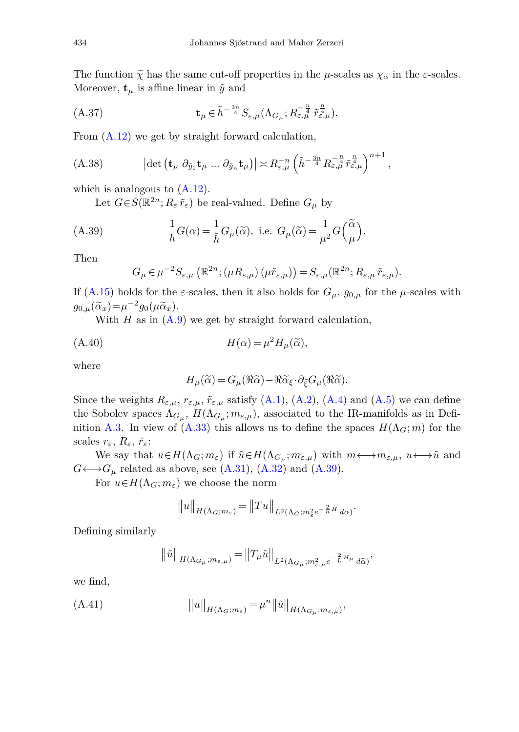The function $\widetilde{\chi}$ has the same cut-off properties in the $\mu$-scales as $\chi_\alpha$ in the $\varepsilon$-scales. Moreover, $\mathbf{t}_\mu$ is affine linear in $\tilde{y}$ and

$$\mathbf{t}_\mu \in \tilde{h}^{-\frac{3n}{4}} S_{\varepsilon,\mu}(\Lambda_{G_\mu}; R_{\varepsilon,\mu}^{-\frac{n}{4}} \tilde{r}_{\varepsilon,\mu}^{\frac{n}{4}}). \tag{A.37}$$

From (A.12) we get by straight forward calculation,

$$\left|\det\left(\mathbf{t}_\mu \ \partial_{\tilde{y}_1} \mathbf{t}_\mu \ \ldots \ \partial_{\tilde{y}_n} \mathbf{t}_\mu\right)\right| \asymp R_{\varepsilon,\mu}^{-n} \left(\tilde{h}^{-\frac{3n}{4}} R_{\varepsilon,\mu}^{-\frac{n}{4}} \tilde{r}_{\varepsilon,\mu}^{\frac{n}{4}}\right)^{n+1}, \tag{A.38}$$

which is analogous to (A.12).

Let $G \in S(\mathbb{R}^{2n}; R_\varepsilon \tilde{r}_\varepsilon)$ be real-valued. Define $G_\mu$ by

$$\frac{1}{h} G(\alpha) = \frac{1}{\tilde{h}} G_\mu(\widetilde{\alpha}), \text{ i.e. } G_\mu(\widetilde{\alpha}) = \frac{1}{\mu^2} G\Big(\frac{\widetilde{\alpha}}{\mu}\Big). \tag{A.39}$$

Then

$$G_\mu \in \mu^{-2} S_{\varepsilon,\mu}\left(\mathbb{R}^{2n}; (\mu R_{\varepsilon,\mu})\,(\mu \tilde{r}_{\varepsilon,\mu})\right) = S_{\varepsilon,\mu}(\mathbb{R}^{2n}; R_{\varepsilon,\mu}\, \tilde{r}_{\varepsilon,\mu}).$$

If (A.15) holds for the $\varepsilon$-scales, then it also holds for $G_\mu$, $g_{0,\mu}$ for the $\mu$-scales with $g_{0,\mu}(\widetilde{\alpha}_x) = \mu^{-2} g_0(\mu \widetilde{\alpha}_x)$.

With $H$ as in (A.9) we get by straight forward calculation,

$$H(\alpha) = \mu^2 H_\mu(\widetilde{\alpha}), \tag{A.40}$$

where

$$H_\mu(\widetilde{\alpha}) = G_\mu(\Re\widetilde{\alpha}) - \Re\widetilde{\alpha}_\xi \cdot \partial_{\tilde{\xi}} G_\mu(\Re\widetilde{\alpha}).$$

Since the weights $R_{\varepsilon,\mu}$, $r_{\varepsilon,\mu}$, $\tilde{r}_{\varepsilon,\mu}$ satisfy (A.1), (A.2), (A.4) and (A.5) we can define the Sobolev spaces $\Lambda_{G_\mu}$, $H(\Lambda_{G_\mu}; m_{\varepsilon,\mu})$, associated to the IR-manifolds as in Definition A.3. In view of (A.33) this allows us to define the spaces $H(\Lambda_G; m)$ for the scales $r_\varepsilon$, $R_\varepsilon$, $\tilde{r}_\varepsilon$:

We say that $u \in H(\Lambda_G; m_\varepsilon)$ if $\tilde{u} \in H(\Lambda_{G_\mu}; m_{\varepsilon,\mu})$ with $m \longleftrightarrow m_{\varepsilon,\mu}$, $u \longleftrightarrow \tilde{u}$ and $G \longleftrightarrow G_\mu$ related as above, see (A.31), (A.32) and (A.39).

For $u \in H(\Lambda_G; m_\varepsilon)$ we choose the norm

$$\|u\|_{H(\Lambda_G; m_\varepsilon)} = \|Tu\|_{L^2(\Lambda_G; m_\varepsilon^2 e^{-\frac{2}{h} H}\, d\alpha)}.$$

Defining similarly

$$\|\tilde{u}\|_{H(\Lambda_{G_\mu}; m_{\varepsilon,\mu})} = \|T_\mu \tilde{u}\|_{L^2(\Lambda_{G_\mu}; m_{\varepsilon,\mu}^2 e^{-\frac{2}{\tilde{h}} H_\mu}\, d\widetilde{\alpha})},$$

we find,

$$\|u\|_{H(\Lambda_G; m_\varepsilon)} = \mu^n \|\tilde{u}\|_{H(\Lambda_{G_\mu}; m_{\varepsilon,\mu})}, \tag{A.41}$$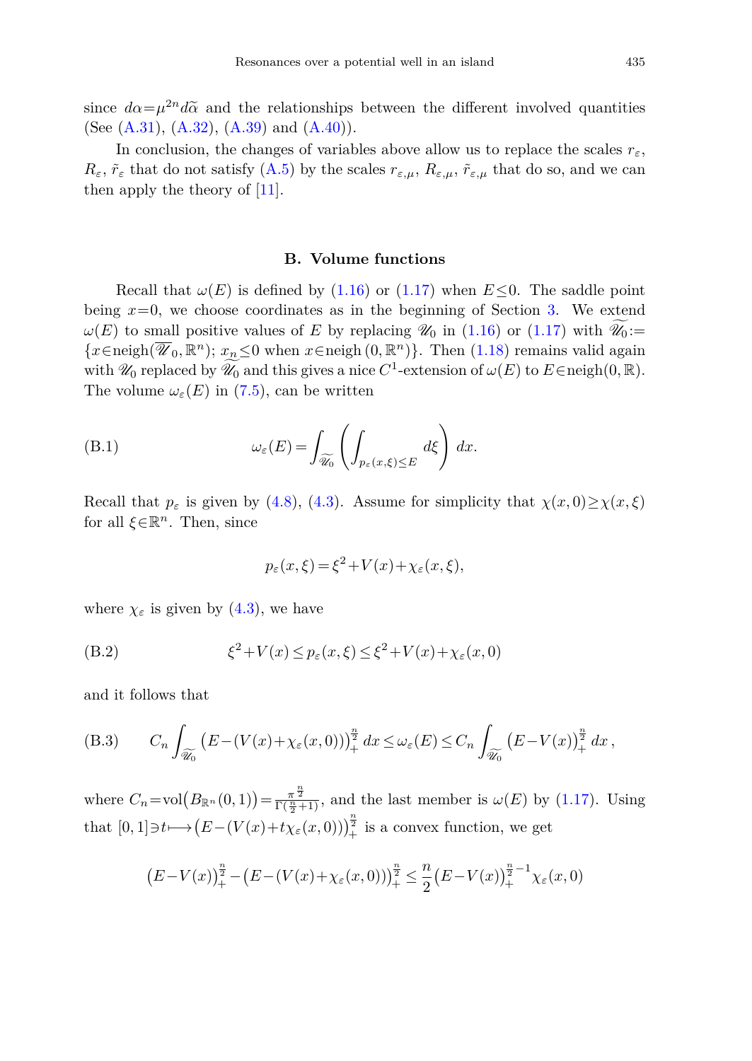since $d\alpha = \mu^{2n} d\widetilde{\alpha}$ and the relationships between the different involved quantities (See (A.31), (A.32), (A.39) and (A.40)).

In conclusion, the changes of variables above allow us to replace the scales $r_\varepsilon$, $R_\varepsilon$, $\tilde{r}_\varepsilon$ that do not satisfy (A.5) by the scales $r_{\varepsilon,\mu}$, $R_{\varepsilon,\mu}$, $\tilde{r}_{\varepsilon,\mu}$ that do so, and we can then apply the theory of [11].

## B. Volume functions

Recall that $\omega(E)$ is defined by (1.16) or (1.17) when $E \le 0$. The saddle point being $x=0$, we choose coordinates as in the beginning of Section 3. We extend $\omega(E)$ to small positive values of $E$ by replacing $\mathscr{U}_0$ in (1.16) or (1.17) with $\widetilde{\mathscr{U}_0} := \{x \in \mathrm{neigh}(\overline{\mathscr{U}}_0, \mathbb{R}^n);\ x_n \le 0 \text{ when } x \in \mathrm{neigh}\,(0, \mathbb{R}^n)\}$. Then (1.18) remains valid again with $\mathscr{U}_0$ replaced by $\widetilde{\mathscr{U}_0}$ and this gives a nice $C^1$-extension of $\omega(E)$ to $E \in \mathrm{neigh}(0, \mathbb{R})$. The volume $\omega_\varepsilon(E)$ in (7.5), can be written

$$
\omega_\varepsilon(E) = \int_{\widetilde{\mathscr{U}_0}} \left( \int_{p_\varepsilon(x,\xi) \le E} d\xi \right) dx. \tag{B.1}
$$

Recall that $p_\varepsilon$ is given by (4.8), (4.3). Assume for simplicity that $\chi(x,0) \ge \chi(x,\xi)$ for all $\xi \in \mathbb{R}^n$. Then, since

$$
p_\varepsilon(x,\xi) = \xi^2 + V(x) + \chi_\varepsilon(x,\xi),
$$

where $\chi_\varepsilon$ is given by (4.3), we have

$$
\xi^2 + V(x) \le p_\varepsilon(x,\xi) \le \xi^2 + V(x) + \chi_\varepsilon(x,0) \tag{B.2}
$$

and it follows that

$$
C_n \int_{\widetilde{\mathscr{U}_0}} \big(E - (V(x) + \chi_\varepsilon(x,0))\big)_+^{\frac{n}{2}} \, dx \le \omega_\varepsilon(E) \le C_n \int_{\widetilde{\mathscr{U}_0}} \big(E - V(x)\big)_+^{\frac{n}{2}} \, dx\,, \tag{B.3}
$$

where $C_n = \mathrm{vol}\big(B_{\mathbb{R}^n}(0,1)\big) = \frac{\pi^{\frac{n}{2}}}{\Gamma(\frac{n}{2}+1)}$, and the last member is $\omega(E)$ by (1.17). Using that $[0,1] \ni t \longmapsto \big(E - (V(x) + t\chi_\varepsilon(x,0))\big)_+^{\frac{n}{2}}$ is a convex function, we get

$$
\big(E - V(x)\big)_+^{\frac{n}{2}} - \big(E - (V(x) + \chi_\varepsilon(x,0))\big)_+^{\frac{n}{2}} \le \frac{n}{2} \big(E - V(x)\big)_+^{\frac{n}{2}-1} \chi_\varepsilon(x,0)
$$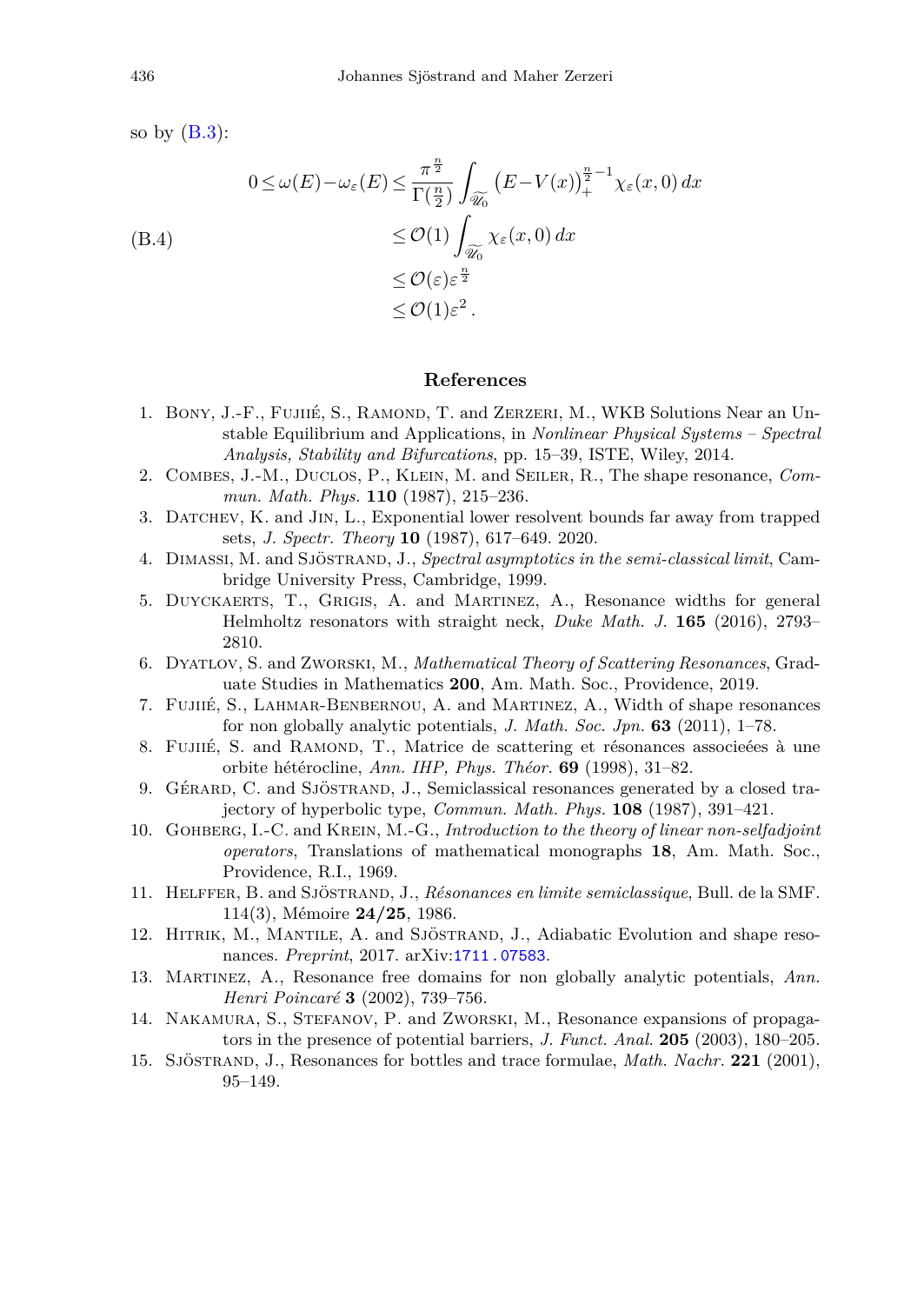so by (B.3):

$$
\begin{aligned}
0 \le \omega(E) - \omega_\varepsilon(E) &\le \frac{\pi^{\frac{n}{2}}}{\Gamma(\frac{n}{2})} \int_{\widetilde{\mathscr{U}_0}} \left(E - V(x)\right)_+^{\frac{n}{2}-1} \chi_\varepsilon(x,0)\, dx \\
&\le \mathcal{O}(1) \int_{\widetilde{\mathscr{U}_0}} \chi_\varepsilon(x,0)\, dx \\
&\le \mathcal{O}(\varepsilon)\varepsilon^{\frac{n}{2}} \\
&\le \mathcal{O}(1)\varepsilon^2 .
\end{aligned}
\tag{B.4}
$$

## References

1. Bony, J.-F., Fujiié, S., Ramond, T. and Zerzeri, M., WKB Solutions Near an Unstable Equilibrium and Applications, in *Nonlinear Physical Systems – Spectral Analysis, Stability and Bifurcations*, pp. 15–39, ISTE, Wiley, 2014.
2. Combes, J.-M., Duclos, P., Klein, M. and Seiler, R., The shape resonance, *Commun. Math. Phys.* **110** (1987), 215–236.
3. Datchev, K. and Jin, L., Exponential lower resolvent bounds far away from trapped sets, *J. Spectr. Theory* **10** (1987), 617–649. 2020.
4. Dimassi, M. and Sjöstrand, J., *Spectral asymptotics in the semi-classical limit*, Cambridge University Press, Cambridge, 1999.
5. Duyckaerts, T., Grigis, A. and Martinez, A., Resonance widths for general Helmholtz resonators with straight neck, *Duke Math. J.* **165** (2016), 2793–2810.
6. Dyatlov, S. and Zworski, M., *Mathematical Theory of Scattering Resonances*, Graduate Studies in Mathematics **200**, Am. Math. Soc., Providence, 2019.
7. Fujiié, S., Lahmar-Benbernou, A. and Martinez, A., Width of shape resonances for non globally analytic potentials, *J. Math. Soc. Jpn.* **63** (2011), 1–78.
8. Fujiié, S. and Ramond, T., Matrice de scattering et résonances associeées à une orbite hétérocline, *Ann. IHP, Phys. Théor.* **69** (1998), 31–82.
9. Gérard, C. and Sjöstrand, J., Semiclassical resonances generated by a closed trajectory of hyperbolic type, *Commun. Math. Phys.* **108** (1987), 391–421.
10. Gohberg, I.-C. and Krein, M.-G., *Introduction to the theory of linear non-selfadjoint operators*, Translations of mathematical monographs **18**, Am. Math. Soc., Providence, R.I., 1969.
11. Helffer, B. and Sjöstrand, J., *Résonances en limite semiclassique*, Bull. de la SMF. 114(3), Mémoire **24/25**, 1986.
12. Hitrik, M., Mantile, A. and Sjöstrand, J., Adiabatic Evolution and shape resonances. *Preprint*, 2017. arXiv:1711.07583.
13. Martinez, A., Resonance free domains for non globally analytic potentials, *Ann. Henri Poincaré* **3** (2002), 739–756.
14. Nakamura, S., Stefanov, P. and Zworski, M., Resonance expansions of propagators in the presence of potential barriers, *J. Funct. Anal.* **205** (2003), 180–205.
15. Sjöstrand, J., Resonances for bottles and trace formulae, *Math. Nachr.* **221** (2001), 95–149.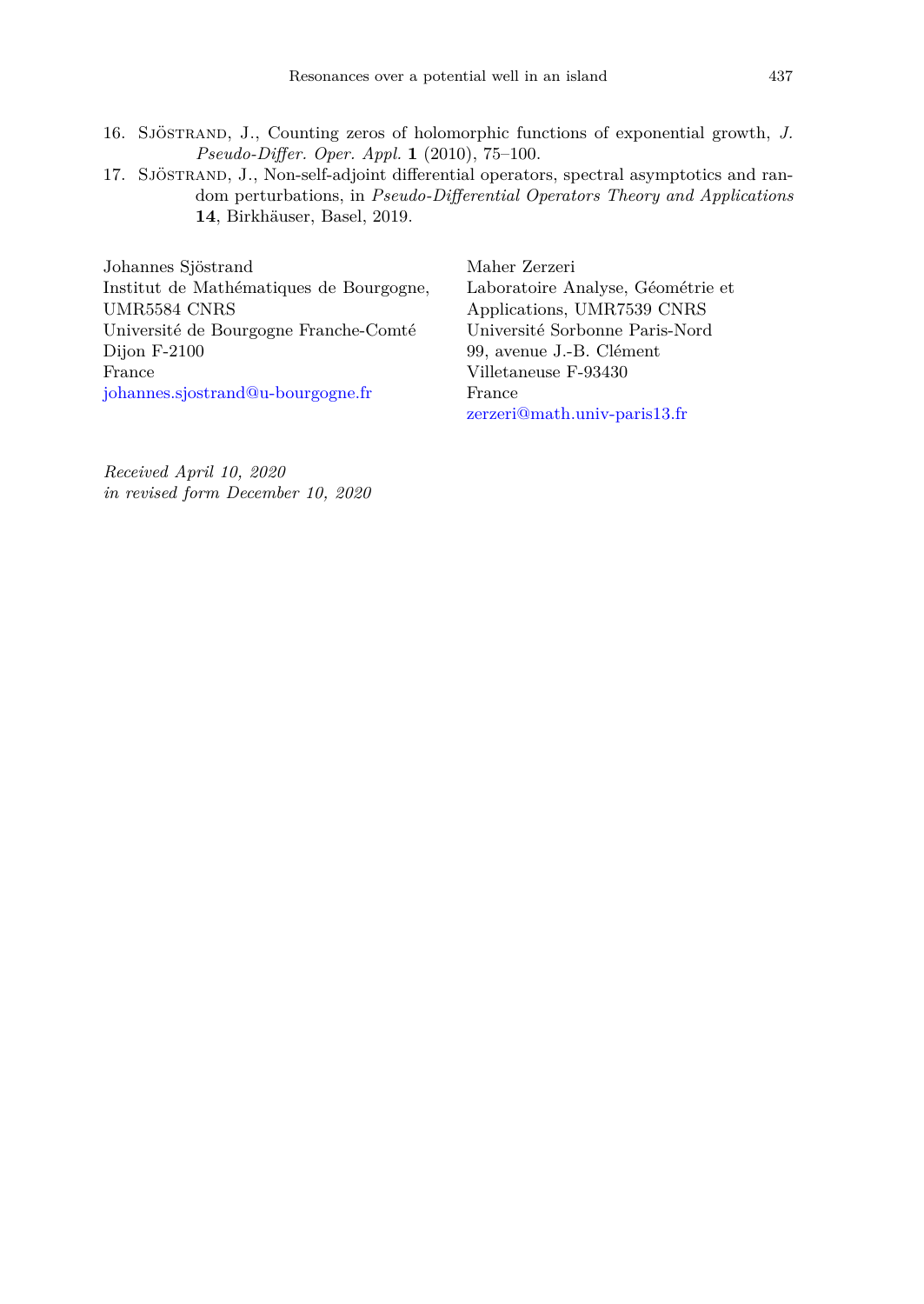16. Sjöstrand, J., Counting zeros of holomorphic functions of exponential growth, *J. Pseudo-Differ. Oper. Appl.* **1** (2010), 75–100.
17. Sjöstrand, J., Non-self-adjoint differential operators, spectral asymptotics and random perturbations, in *Pseudo-Differential Operators Theory and Applications* **14**, Birkhäuser, Basel, 2019.

Johannes Sjöstrand
Institut de Mathématiques de Bourgogne,
UMR5584 CNRS
Université de Bourgogne Franche-Comté
Dijon F-2100
France
johannes.sjostrand@u-bourgogne.fr

Maher Zerzeri
Laboratoire Analyse, Géométrie et Applications, UMR7539 CNRS
Université Sorbonne Paris-Nord
99, avenue J.-B. Clément
Villetaneuse F-93430
France
zerzeri@math.univ-paris13.fr

*Received April 10, 2020*
*in revised form December 10, 2020*